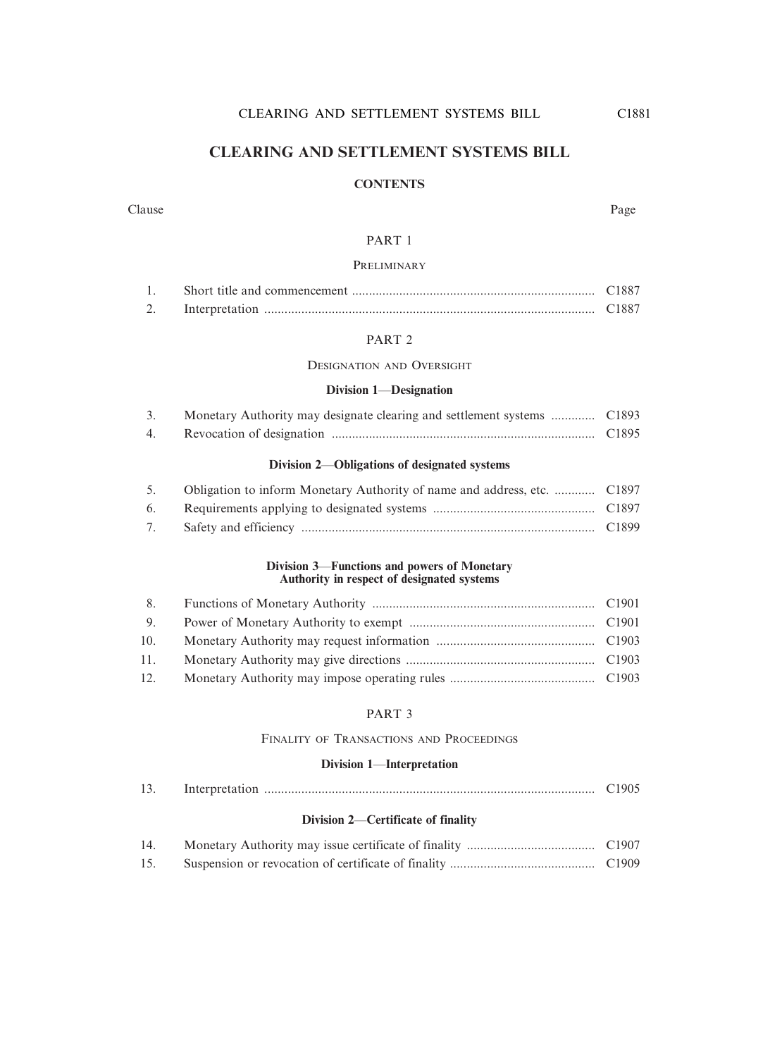# CLEARING AND SETTLEMENT SYSTEMS BILL

## CONTENTS

| Clause | | Page |
|---|---|---|
| | **PART 1** | |
| | PRELIMINARY | |
| 1. | Short title and commencement | C1887 |
| 2. | Interpretation | C1887 |
| | **PART 2** | |
| | DESIGNATION AND OVERSIGHT | |
| | **Division 1—Designation** | |
| 3. | Monetary Authority may designate clearing and settlement systems | C1893 |
| 4. | Revocation of designation | C1895 |
| | **Division 2—Obligations of designated systems** | |
| 5. | Obligation to inform Monetary Authority of name and address, etc. | C1897 |
| 6. | Requirements applying to designated systems | C1897 |
| 7. | Safety and efficiency | C1899 |
| | **Division 3—Functions and powers of Monetary Authority in respect of designated systems** | |
| 8. | Functions of Monetary Authority | C1901 |
| 9. | Power of Monetary Authority to exempt | C1901 |
| 10. | Monetary Authority may request information | C1903 |
| 11. | Monetary Authority may give directions | C1903 |
| 12. | Monetary Authority may impose operating rules | C1903 |
| | **PART 3** | |
| | FINALITY OF TRANSACTIONS AND PROCEEDINGS | |
| | **Division 1—Interpretation** | |
| 13. | Interpretation | C1905 |
| | **Division 2—Certificate of finality** | |
| 14. | Monetary Authority may issue certificate of finality | C1907 |
| 15. | Suspension or revocation of certificate of finality | C1909 |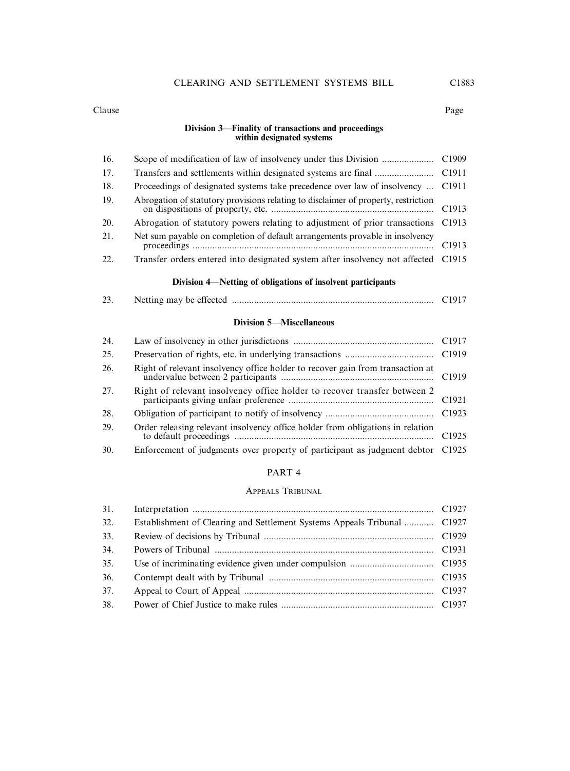| Clause | | Page |
|---|---|---|

**Division 3—Finality of transactions and proceedings within designated systems**

| | | |
|---|---|---|
| 16. | Scope of modification of law of insolvency under this Division | C1909 |
| 17. | Transfers and settlements within designated systems are final | C1911 |
| 18. | Proceedings of designated systems take precedence over law of insolvency | C1911 |
| 19. | Abrogation of statutory provisions relating to disclaimer of property, restriction on dispositions of property, etc. | C1913 |
| 20. | Abrogation of statutory powers relating to adjustment of prior transactions | C1913 |
| 21. | Net sum payable on completion of default arrangements provable in insolvency proceedings | C1913 |
| 22. | Transfer orders entered into designated system after insolvency not affected | C1915 |

**Division 4—Netting of obligations of insolvent participants**

| | | |
|---|---|---|
| 23. | Netting may be effected | C1917 |

**Division 5—Miscellaneous**

| | | |
|---|---|---|
| 24. | Law of insolvency in other jurisdictions | C1917 |
| 25. | Preservation of rights, etc. in underlying transactions | C1919 |
| 26. | Right of relevant insolvency office holder to recover gain from transaction at undervalue between 2 participants | C1919 |
| 27. | Right of relevant insolvency office holder to recover transfer between 2 participants giving unfair preference | C1921 |
| 28. | Obligation of participant to notify of insolvency | C1923 |
| 29. | Order releasing relevant insolvency office holder from obligations in relation to default proceedings | C1925 |
| 30. | Enforcement of judgments over property of participant as judgment debtor | C1925 |

## PART 4

### APPEALS TRIBUNAL

| | | |
|---|---|---|
| 31. | Interpretation | C1927 |
| 32. | Establishment of Clearing and Settlement Systems Appeals Tribunal | C1927 |
| 33. | Review of decisions by Tribunal | C1929 |
| 34. | Powers of Tribunal | C1931 |
| 35. | Use of incriminating evidence given under compulsion | C1935 |
| 36. | Contempt dealt with by Tribunal | C1935 |
| 37. | Appeal to Court of Appeal | C1937 |
| 38. | Power of Chief Justice to make rules | C1937 |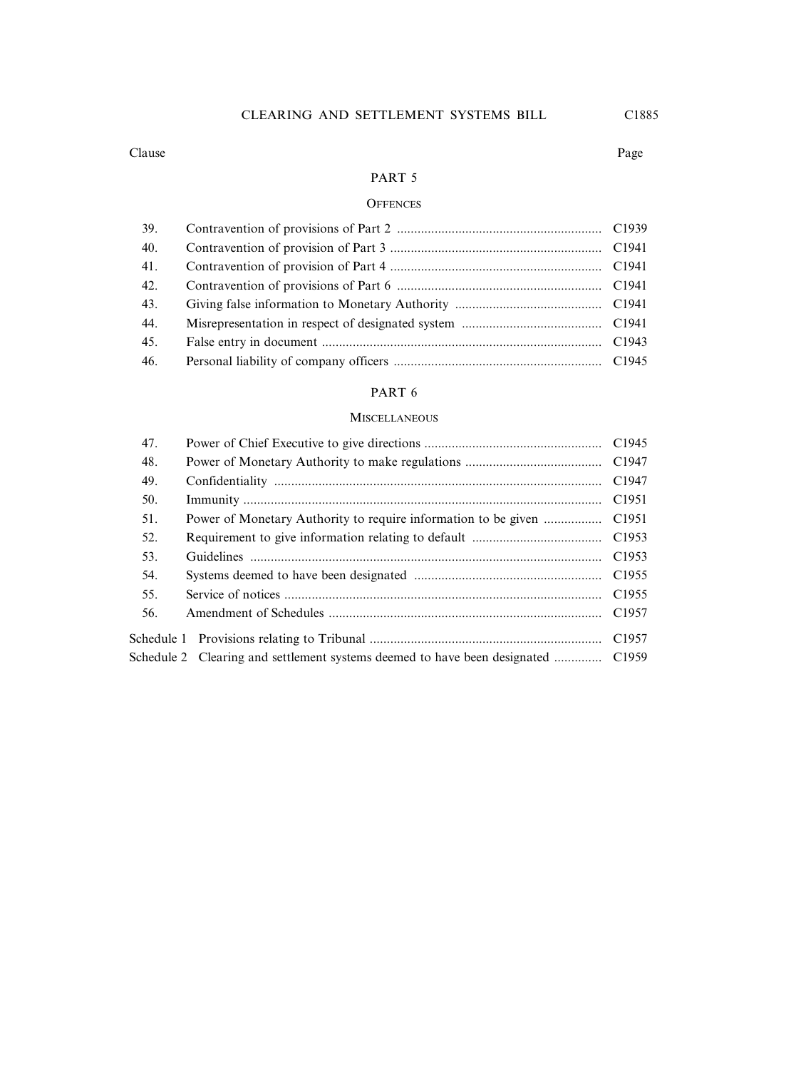| Clause | | Page |
|---|---|---|

## PART 5

### OFFENCES

| Clause | | Page |
|---|---|---|
| 39. | Contravention of provisions of Part 2 | C1939 |
| 40. | Contravention of provision of Part 3 | C1941 |
| 41. | Contravention of provision of Part 4 | C1941 |
| 42. | Contravention of provisions of Part 6 | C1941 |
| 43. | Giving false information to Monetary Authority | C1941 |
| 44. | Misrepresentation in respect of designated system | C1941 |
| 45. | False entry in document | C1943 |
| 46. | Personal liability of company officers | C1945 |

## PART 6

### MISCELLANEOUS

| Clause | | Page |
|---|---|---|
| 47. | Power of Chief Executive to give directions | C1945 |
| 48. | Power of Monetary Authority to make regulations | C1947 |
| 49. | Confidentiality | C1947 |
| 50. | Immunity | C1951 |
| 51. | Power of Monetary Authority to require information to be given | C1951 |
| 52. | Requirement to give information relating to default | C1953 |
| 53. | Guidelines | C1953 |
| 54. | Systems deemed to have been designated | C1955 |
| 55. | Service of notices | C1955 |
| 56. | Amendment of Schedules | C1957 |
| Schedule 1 | Provisions relating to Tribunal | C1957 |
| Schedule 2 | Clearing and settlement systems deemed to have been designated | C1959 |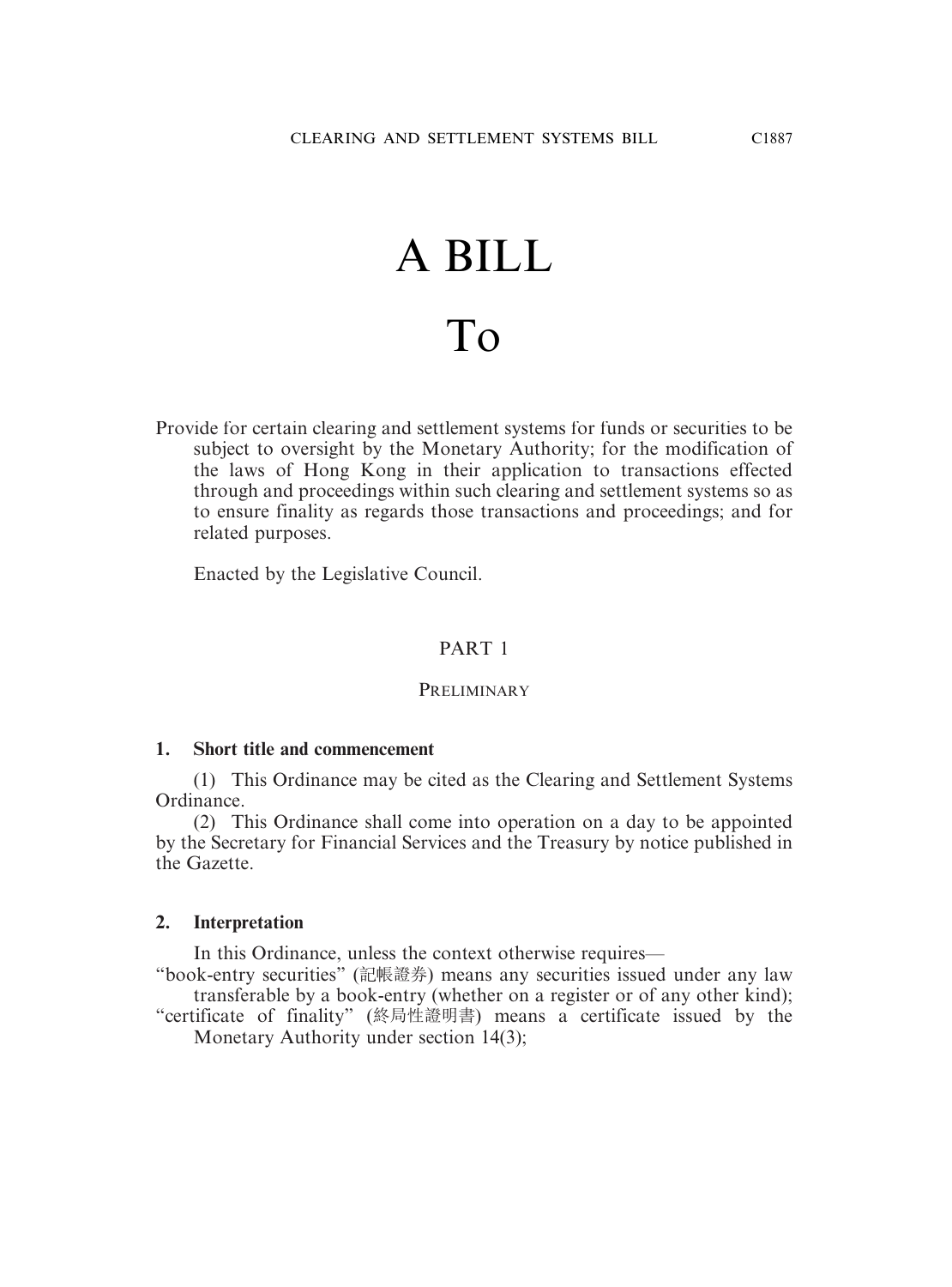# A BILL

# To

Provide for certain clearing and settlement systems for funds or securities to be subject to oversight by the Monetary Authority; for the modification of the laws of Hong Kong in their application to transactions effected through and proceedings within such clearing and settlement systems so as to ensure finality as regards those transactions and proceedings; and for related purposes.

Enacted by the Legislative Council.

## PART 1

## PRELIMINARY

### 1. Short title and commencement

(1) This Ordinance may be cited as the Clearing and Settlement Systems Ordinance.

(2) This Ordinance shall come into operation on a day to be appointed by the Secretary for Financial Services and the Treasury by notice published in the Gazette.

### 2. Interpretation

In this Ordinance, unless the context otherwise requires—

"book-entry securities" (記帳證券) means any securities issued under any law transferable by a book-entry (whether on a register or of any other kind);

"certificate of finality" (終局性證明書) means a certificate issued by the Monetary Authority under section 14(3);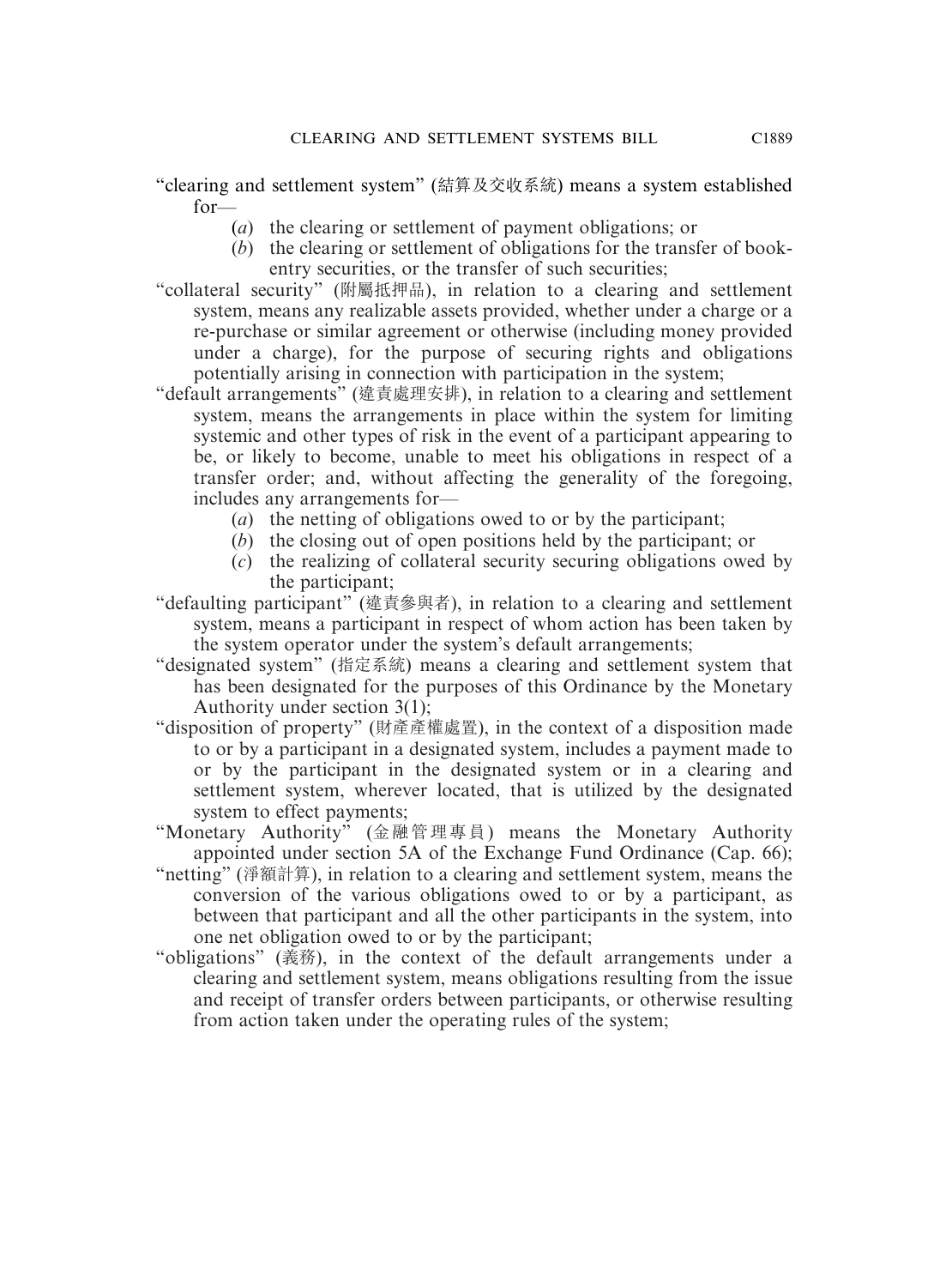"clearing and settlement system" (結算及交收系統) means a system established for—

(*a*) the clearing or settlement of payment obligations; or

(*b*) the clearing or settlement of obligations for the transfer of book-entry securities, or the transfer of such securities;

"collateral security" (附屬抵押品), in relation to a clearing and settlement system, means any realizable assets provided, whether under a charge or a re-purchase or similar agreement or otherwise (including money provided under a charge), for the purpose of securing rights and obligations potentially arising in connection with participation in the system;

"default arrangements" (違責處理安排), in relation to a clearing and settlement system, means the arrangements in place within the system for limiting systemic and other types of risk in the event of a participant appearing to be, or likely to become, unable to meet his obligations in respect of a transfer order; and, without affecting the generality of the foregoing, includes any arrangements for—

(*a*) the netting of obligations owed to or by the participant;

(*b*) the closing out of open positions held by the participant; or

(*c*) the realizing of collateral security securing obligations owed by the participant;

"defaulting participant" (違責參與者), in relation to a clearing and settlement system, means a participant in respect of whom action has been taken by the system operator under the system's default arrangements;

"designated system" (指定系統) means a clearing and settlement system that has been designated for the purposes of this Ordinance by the Monetary Authority under section 3(1);

"disposition of property" (財產產權處置), in the context of a disposition made to or by a participant in a designated system, includes a payment made to or by the participant in the designated system or in a clearing and settlement system, wherever located, that is utilized by the designated system to effect payments;

"Monetary Authority" (金融管理專員) means the Monetary Authority appointed under section 5A of the Exchange Fund Ordinance (Cap. 66);

"netting" (淨額計算), in relation to a clearing and settlement system, means the conversion of the various obligations owed to or by a participant, as between that participant and all the other participants in the system, into one net obligation owed to or by the participant;

"obligations" (義務), in the context of the default arrangements under a clearing and settlement system, means obligations resulting from the issue and receipt of transfer orders between participants, or otherwise resulting from action taken under the operating rules of the system;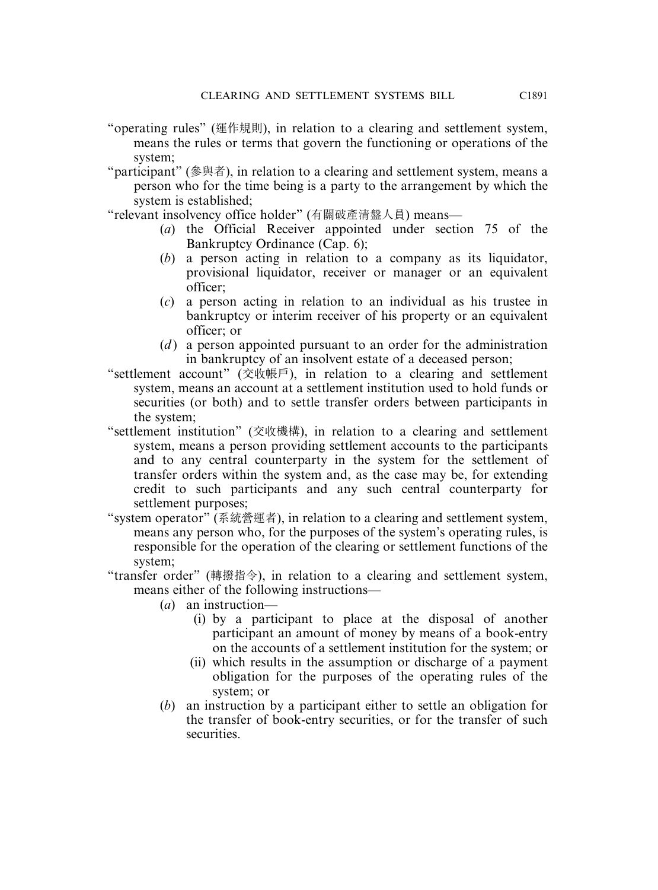"operating rules" (運作規則), in relation to a clearing and settlement system, means the rules or terms that govern the functioning or operations of the system;

"participant" (參與者), in relation to a clearing and settlement system, means a person who for the time being is a party to the arrangement by which the system is established;

"relevant insolvency office holder" (有關破產清盤人員) means—

(*a*) the Official Receiver appointed under section 75 of the Bankruptcy Ordinance (Cap. 6);

(*b*) a person acting in relation to a company as its liquidator, provisional liquidator, receiver or manager or an equivalent officer;

(*c*) a person acting in relation to an individual as his trustee in bankruptcy or interim receiver of his property or an equivalent officer; or

(*d*) a person appointed pursuant to an order for the administration in bankruptcy of an insolvent estate of a deceased person;

"settlement account" (交收帳戶), in relation to a clearing and settlement system, means an account at a settlement institution used to hold funds or securities (or both) and to settle transfer orders between participants in the system;

"settlement institution" (交收機構), in relation to a clearing and settlement system, means a person providing settlement accounts to the participants and to any central counterparty in the system for the settlement of transfer orders within the system and, as the case may be, for extending credit to such participants and any such central counterparty for settlement purposes;

"system operator" (系統營運者), in relation to a clearing and settlement system, means any person who, for the purposes of the system's operating rules, is responsible for the operation of the clearing or settlement functions of the system;

"transfer order" (轉撥指令), in relation to a clearing and settlement system, means either of the following instructions—

(*a*) an instruction—

(i) by a participant to place at the disposal of another participant an amount of money by means of a book-entry on the accounts of a settlement institution for the system; or

(ii) which results in the assumption or discharge of a payment obligation for the purposes of the operating rules of the system; or

(*b*) an instruction by a participant either to settle an obligation for the transfer of book-entry securities, or for the transfer of such securities.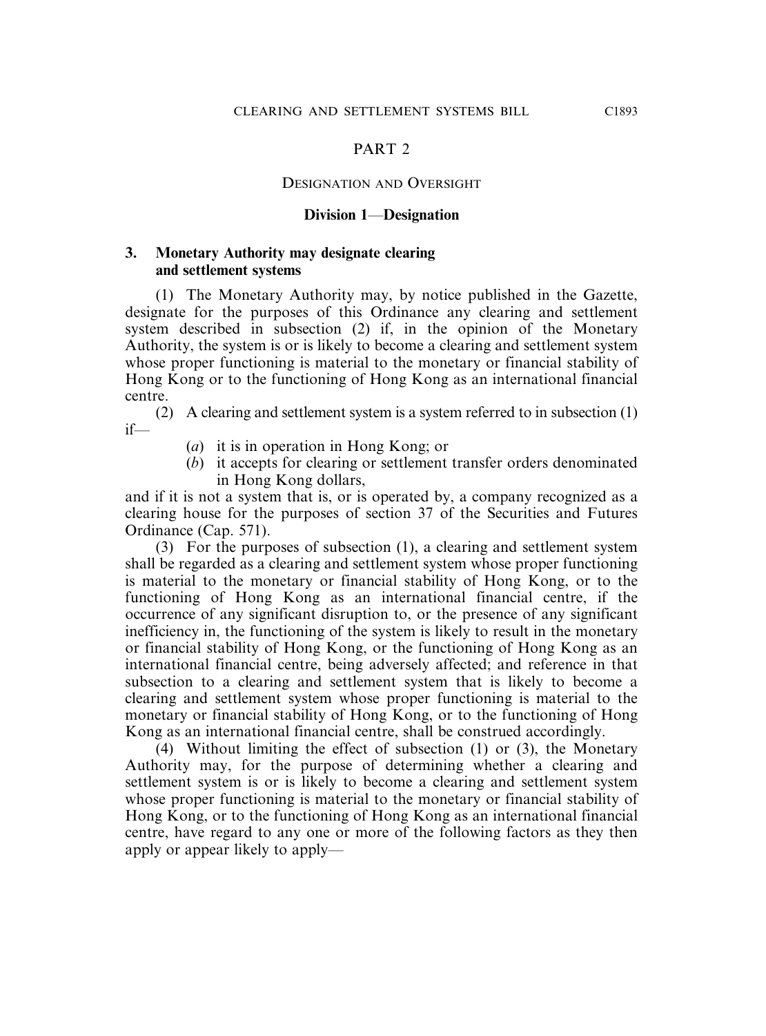## PART 2

### DESIGNATION AND OVERSIGHT

#### Division 1—Designation

**3. Monetary Authority may designate clearing and settlement systems**

(1) The Monetary Authority may, by notice published in the Gazette, designate for the purposes of this Ordinance any clearing and settlement system described in subsection (2) if, in the opinion of the Monetary Authority, the system is or is likely to become a clearing and settlement system whose proper functioning is material to the monetary or financial stability of Hong Kong or to the functioning of Hong Kong as an international financial centre.

(2) A clearing and settlement system is a system referred to in subsection (1) if—

(*a*) it is in operation in Hong Kong; or

(*b*) it accepts for clearing or settlement transfer orders denominated in Hong Kong dollars,

and if it is not a system that is, or is operated by, a company recognized as a clearing house for the purposes of section 37 of the Securities and Futures Ordinance (Cap. 571).

(3) For the purposes of subsection (1), a clearing and settlement system shall be regarded as a clearing and settlement system whose proper functioning is material to the monetary or financial stability of Hong Kong, or to the functioning of Hong Kong as an international financial centre, if the occurrence of any significant disruption to, or the presence of any significant inefficiency in, the functioning of the system is likely to result in the monetary or financial stability of Hong Kong, or the functioning of Hong Kong as an international financial centre, being adversely affected; and reference in that subsection to a clearing and settlement system that is likely to become a clearing and settlement system whose proper functioning is material to the monetary or financial stability of Hong Kong, or to the functioning of Hong Kong as an international financial centre, shall be construed accordingly.

(4) Without limiting the effect of subsection (1) or (3), the Monetary Authority may, for the purpose of determining whether a clearing and settlement system is or is likely to become a clearing and settlement system whose proper functioning is material to the monetary or financial stability of Hong Kong, or to the functioning of Hong Kong as an international financial centre, have regard to any one or more of the following factors as they then apply or appear likely to apply—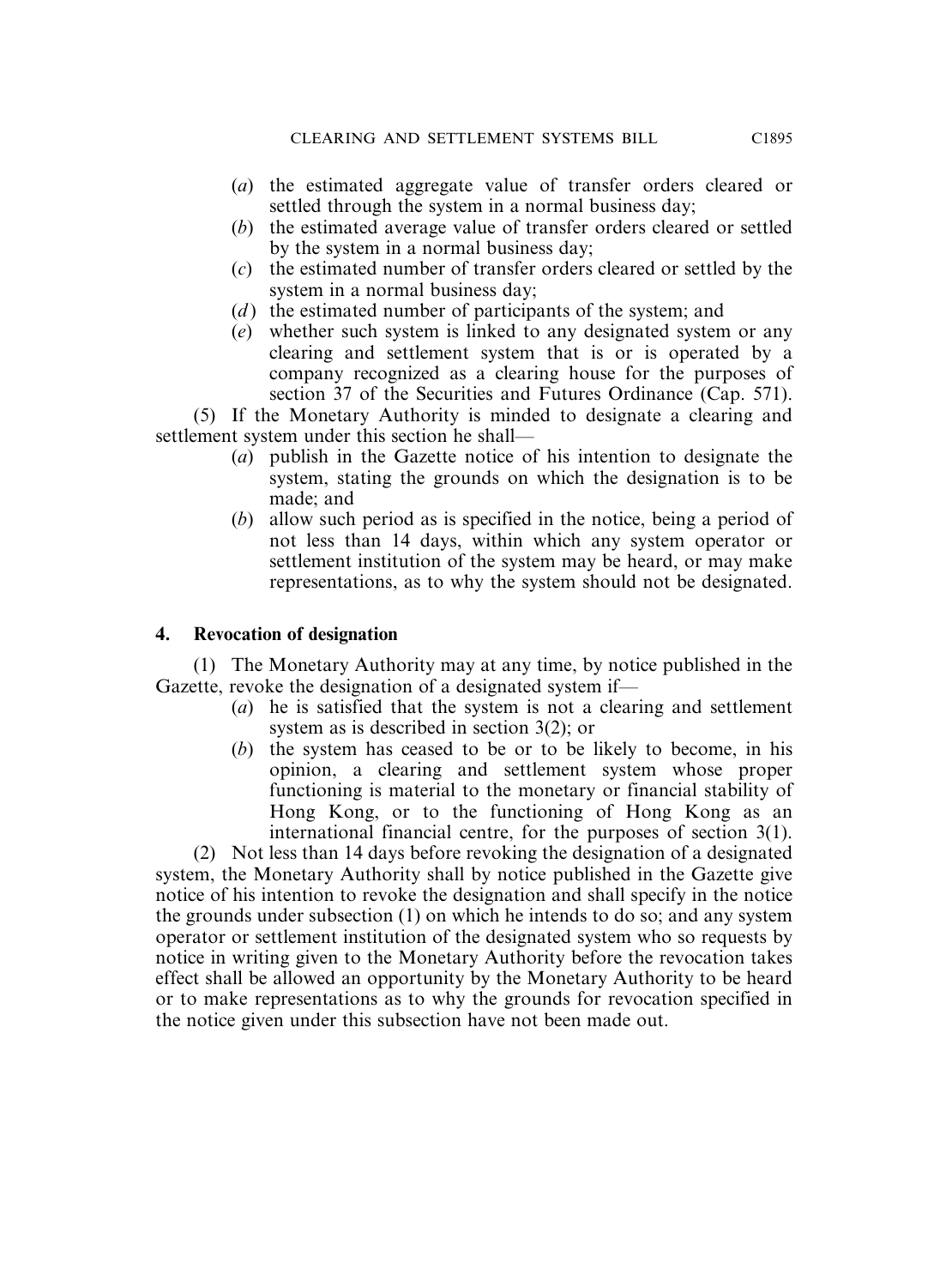(*a*) the estimated aggregate value of transfer orders cleared or settled through the system in a normal business day;

(*b*) the estimated average value of transfer orders cleared or settled by the system in a normal business day;

(*c*) the estimated number of transfer orders cleared or settled by the system in a normal business day;

(*d*) the estimated number of participants of the system; and

(*e*) whether such system is linked to any designated system or any clearing and settlement system that is or is operated by a company recognized as a clearing house for the purposes of section 37 of the Securities and Futures Ordinance (Cap. 571).

(5) If the Monetary Authority is minded to designate a clearing and settlement system under this section he shall—

(*a*) publish in the Gazette notice of his intention to designate the system, stating the grounds on which the designation is to be made; and

(*b*) allow such period as is specified in the notice, being a period of not less than 14 days, within which any system operator or settlement institution of the system may be heard, or may make representations, as to why the system should not be designated.

**4. Revocation of designation**

(1) The Monetary Authority may at any time, by notice published in the Gazette, revoke the designation of a designated system if—

(*a*) he is satisfied that the system is not a clearing and settlement system as is described in section 3(2); or

(*b*) the system has ceased to be or to be likely to become, in his opinion, a clearing and settlement system whose proper functioning is material to the monetary or financial stability of Hong Kong, or to the functioning of Hong Kong as an international financial centre, for the purposes of section 3(1).

(2) Not less than 14 days before revoking the designation of a designated system, the Monetary Authority shall by notice published in the Gazette give notice of his intention to revoke the designation and shall specify in the notice the grounds under subsection (1) on which he intends to do so; and any system operator or settlement institution of the designated system who so requests by notice in writing given to the Monetary Authority before the revocation takes effect shall be allowed an opportunity by the Monetary Authority to be heard or to make representations as to why the grounds for revocation specified in the notice given under this subsection have not been made out.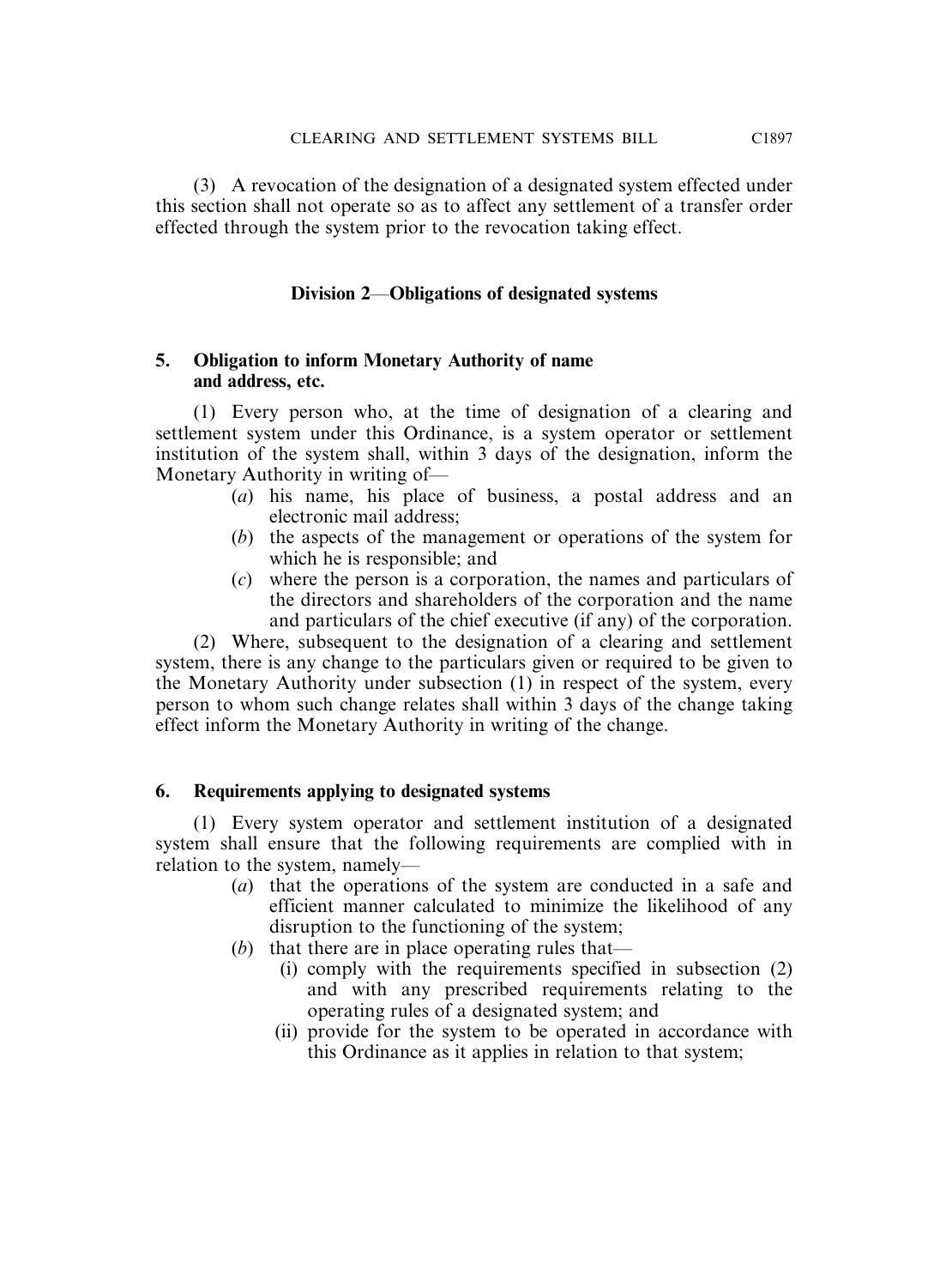(3) A revocation of the designation of a designated system effected under this section shall not operate so as to affect any settlement of a transfer order effected through the system prior to the revocation taking effect.

### Division 2—Obligations of designated systems

**5. Obligation to inform Monetary Authority of name and address, etc.**

(1) Every person who, at the time of designation of a clearing and settlement system under this Ordinance, is a system operator or settlement institution of the system shall, within 3 days of the designation, inform the Monetary Authority in writing of—

- (*a*) his name, his place of business, a postal address and an electronic mail address;
- (*b*) the aspects of the management or operations of the system for which he is responsible; and
- (*c*) where the person is a corporation, the names and particulars of the directors and shareholders of the corporation and the name and particulars of the chief executive (if any) of the corporation.

(2) Where, subsequent to the designation of a clearing and settlement system, there is any change to the particulars given or required to be given to the Monetary Authority under subsection (1) in respect of the system, every person to whom such change relates shall within 3 days of the change taking effect inform the Monetary Authority in writing of the change.

**6. Requirements applying to designated systems**

(1) Every system operator and settlement institution of a designated system shall ensure that the following requirements are complied with in relation to the system, namely—

- (*a*) that the operations of the system are conducted in a safe and efficient manner calculated to minimize the likelihood of any disruption to the functioning of the system;
- (*b*) that there are in place operating rules that—
  - (i) comply with the requirements specified in subsection (2) and with any prescribed requirements relating to the operating rules of a designated system; and
  - (ii) provide for the system to be operated in accordance with this Ordinance as it applies in relation to that system;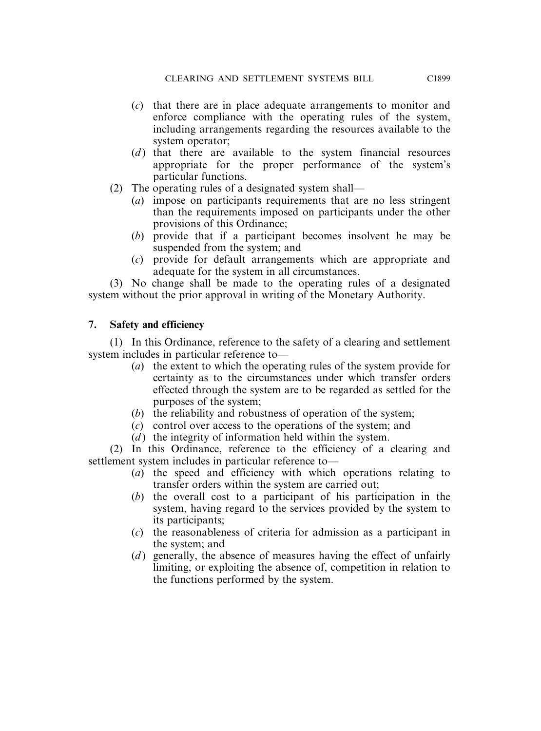(*c*) that there are in place adequate arrangements to monitor and enforce compliance with the operating rules of the system, including arrangements regarding the resources available to the system operator;

(*d*) that there are available to the system financial resources appropriate for the proper performance of the system's particular functions.

(2) The operating rules of a designated system shall—

(*a*) impose on participants requirements that are no less stringent than the requirements imposed on participants under the other provisions of this Ordinance;

(*b*) provide that if a participant becomes insolvent he may be suspended from the system; and

(*c*) provide for default arrangements which are appropriate and adequate for the system in all circumstances.

(3) No change shall be made to the operating rules of a designated system without the prior approval in writing of the Monetary Authority.

### 7. Safety and efficiency

(1) In this Ordinance, reference to the safety of a clearing and settlement system includes in particular reference to—

(*a*) the extent to which the operating rules of the system provide for certainty as to the circumstances under which transfer orders effected through the system are to be regarded as settled for the purposes of the system;

(*b*) the reliability and robustness of operation of the system;

(*c*) control over access to the operations of the system; and

(*d*) the integrity of information held within the system.

(2) In this Ordinance, reference to the efficiency of a clearing and settlement system includes in particular reference to—

(*a*) the speed and efficiency with which operations relating to transfer orders within the system are carried out;

(*b*) the overall cost to a participant of his participation in the system, having regard to the services provided by the system to its participants;

(*c*) the reasonableness of criteria for admission as a participant in the system; and

(*d*) generally, the absence of measures having the effect of unfairly limiting, or exploiting the absence of, competition in relation to the functions performed by the system.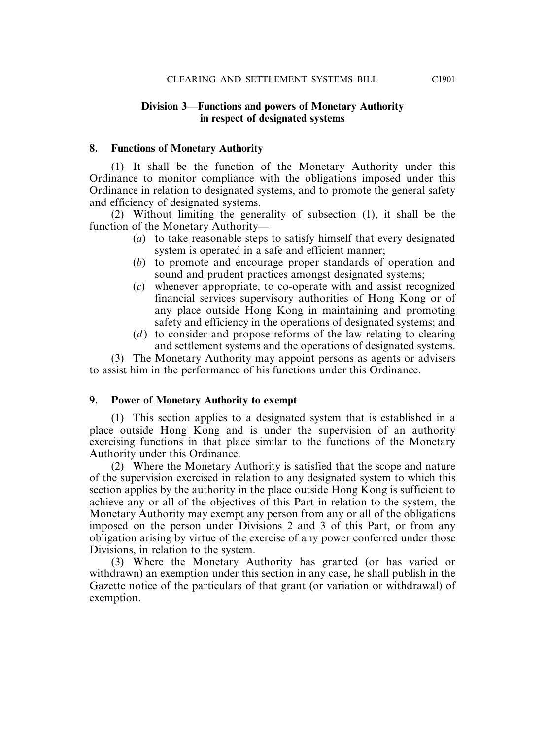## Division 3—Functions and powers of Monetary Authority in respect of designated systems

### 8. Functions of Monetary Authority

(1) It shall be the function of the Monetary Authority under this Ordinance to monitor compliance with the obligations imposed under this Ordinance in relation to designated systems, and to promote the general safety and efficiency of designated systems.

(2) Without limiting the generality of subsection (1), it shall be the function of the Monetary Authority—

- (*a*) to take reasonable steps to satisfy himself that every designated system is operated in a safe and efficient manner;
- (*b*) to promote and encourage proper standards of operation and sound and prudent practices amongst designated systems;
- (*c*) whenever appropriate, to co-operate with and assist recognized financial services supervisory authorities of Hong Kong or of any place outside Hong Kong in maintaining and promoting safety and efficiency in the operations of designated systems; and
- (*d*) to consider and propose reforms of the law relating to clearing and settlement systems and the operations of designated systems.

(3) The Monetary Authority may appoint persons as agents or advisers to assist him in the performance of his functions under this Ordinance.

### 9. Power of Monetary Authority to exempt

(1) This section applies to a designated system that is established in a place outside Hong Kong and is under the supervision of an authority exercising functions in that place similar to the functions of the Monetary Authority under this Ordinance.

(2) Where the Monetary Authority is satisfied that the scope and nature of the supervision exercised in relation to any designated system to which this section applies by the authority in the place outside Hong Kong is sufficient to achieve any or all of the objectives of this Part in relation to the system, the Monetary Authority may exempt any person from any or all of the obligations imposed on the person under Divisions 2 and 3 of this Part, or from any obligation arising by virtue of the exercise of any power conferred under those Divisions, in relation to the system.

(3) Where the Monetary Authority has granted (or has varied or withdrawn) an exemption under this section in any case, he shall publish in the Gazette notice of the particulars of that grant (or variation or withdrawal) of exemption.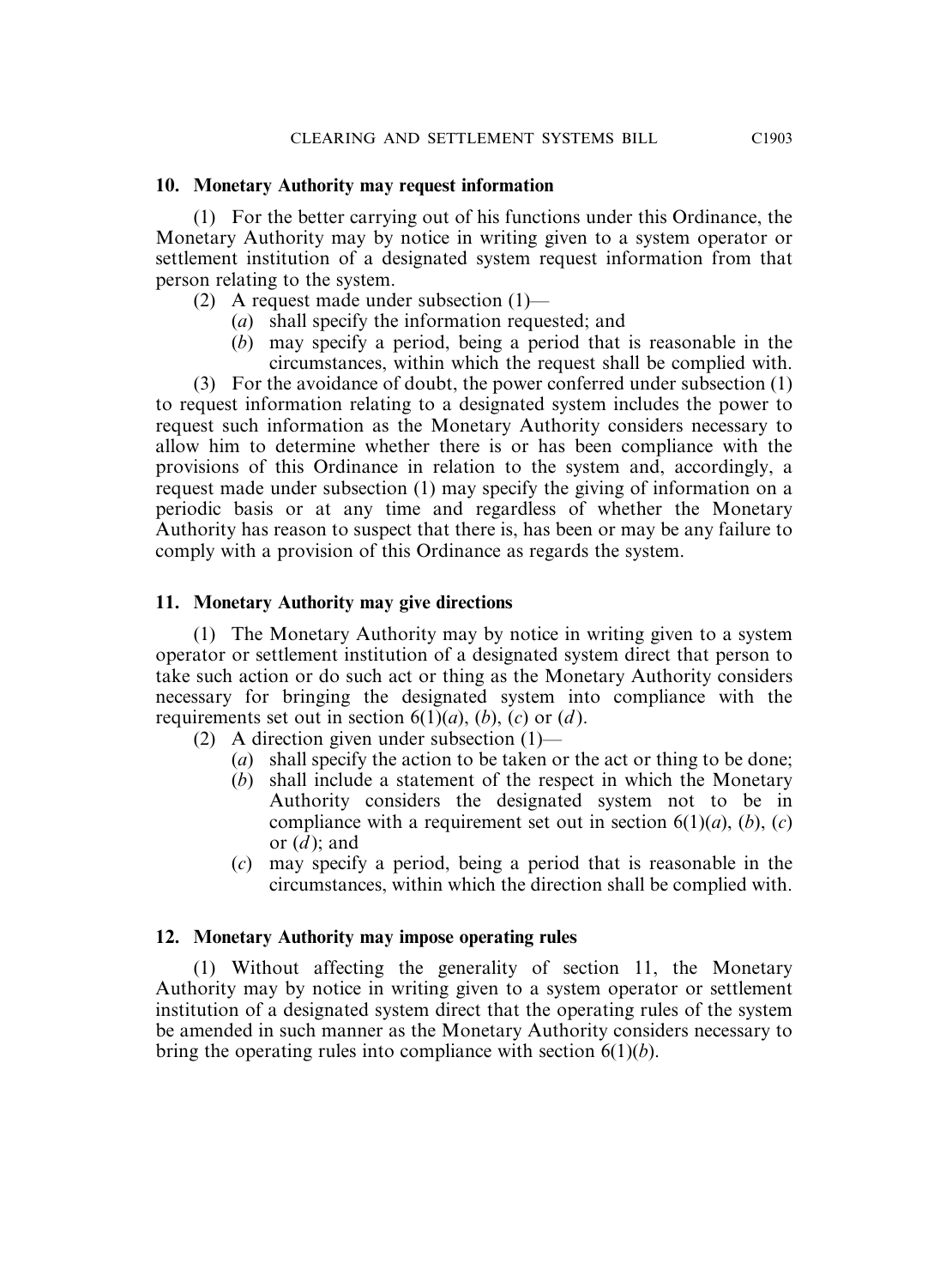### 10. Monetary Authority may request information

(1) For the better carrying out of his functions under this Ordinance, the Monetary Authority may by notice in writing given to a system operator or settlement institution of a designated system request information from that person relating to the system.

(2) A request made under subsection (1)—

(*a*) shall specify the information requested; and

(*b*) may specify a period, being a period that is reasonable in the circumstances, within which the request shall be complied with.

(3) For the avoidance of doubt, the power conferred under subsection (1) to request information relating to a designated system includes the power to request such information as the Monetary Authority considers necessary to allow him to determine whether there is or has been compliance with the provisions of this Ordinance in relation to the system and, accordingly, a request made under subsection (1) may specify the giving of information on a periodic basis or at any time and regardless of whether the Monetary Authority has reason to suspect that there is, has been or may be any failure to comply with a provision of this Ordinance as regards the system.

### 11. Monetary Authority may give directions

(1) The Monetary Authority may by notice in writing given to a system operator or settlement institution of a designated system direct that person to take such action or do such act or thing as the Monetary Authority considers necessary for bringing the designated system into compliance with the requirements set out in section 6(1)(*a*), (*b*), (*c*) or (*d*).

(2) A direction given under subsection (1)—

(*a*) shall specify the action to be taken or the act or thing to be done;

(*b*) shall include a statement of the respect in which the Monetary Authority considers the designated system not to be in compliance with a requirement set out in section 6(1)(*a*), (*b*), (*c*) or (*d*); and

(*c*) may specify a period, being a period that is reasonable in the circumstances, within which the direction shall be complied with.

### 12. Monetary Authority may impose operating rules

(1) Without affecting the generality of section 11, the Monetary Authority may by notice in writing given to a system operator or settlement institution of a designated system direct that the operating rules of the system be amended in such manner as the Monetary Authority considers necessary to bring the operating rules into compliance with section 6(1)(*b*).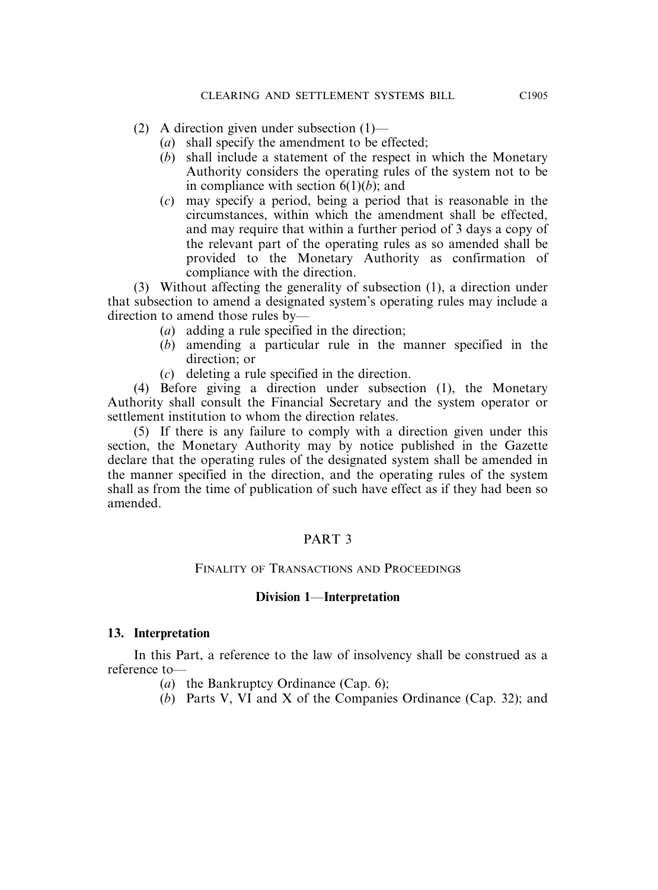(2) A direction given under subsection (1)—

- (*a*) shall specify the amendment to be effected;
- (*b*) shall include a statement of the respect in which the Monetary Authority considers the operating rules of the system not to be in compliance with section 6(1)(*b*); and
- (*c*) may specify a period, being a period that is reasonable in the circumstances, within which the amendment shall be effected, and may require that within a further period of 3 days a copy of the relevant part of the operating rules as so amended shall be provided to the Monetary Authority as confirmation of compliance with the direction.

(3) Without affecting the generality of subsection (1), a direction under that subsection to amend a designated system's operating rules may include a direction to amend those rules by—

- (*a*) adding a rule specified in the direction;
- (*b*) amending a particular rule in the manner specified in the direction; or
- (*c*) deleting a rule specified in the direction.

(4) Before giving a direction under subsection (1), the Monetary Authority shall consult the Financial Secretary and the system operator or settlement institution to whom the direction relates.

(5) If there is any failure to comply with a direction given under this section, the Monetary Authority may by notice published in the Gazette declare that the operating rules of the designated system shall be amended in the manner specified in the direction, and the operating rules of the system shall as from the time of publication of such have effect as if they had been so amended.

## PART 3

## FINALITY OF TRANSACTIONS AND PROCEEDINGS

### Division 1—Interpretation

**13. Interpretation**

In this Part, a reference to the law of insolvency shall be construed as a reference to—

- (*a*) the Bankruptcy Ordinance (Cap. 6);
- (*b*) Parts V, VI and X of the Companies Ordinance (Cap. 32); and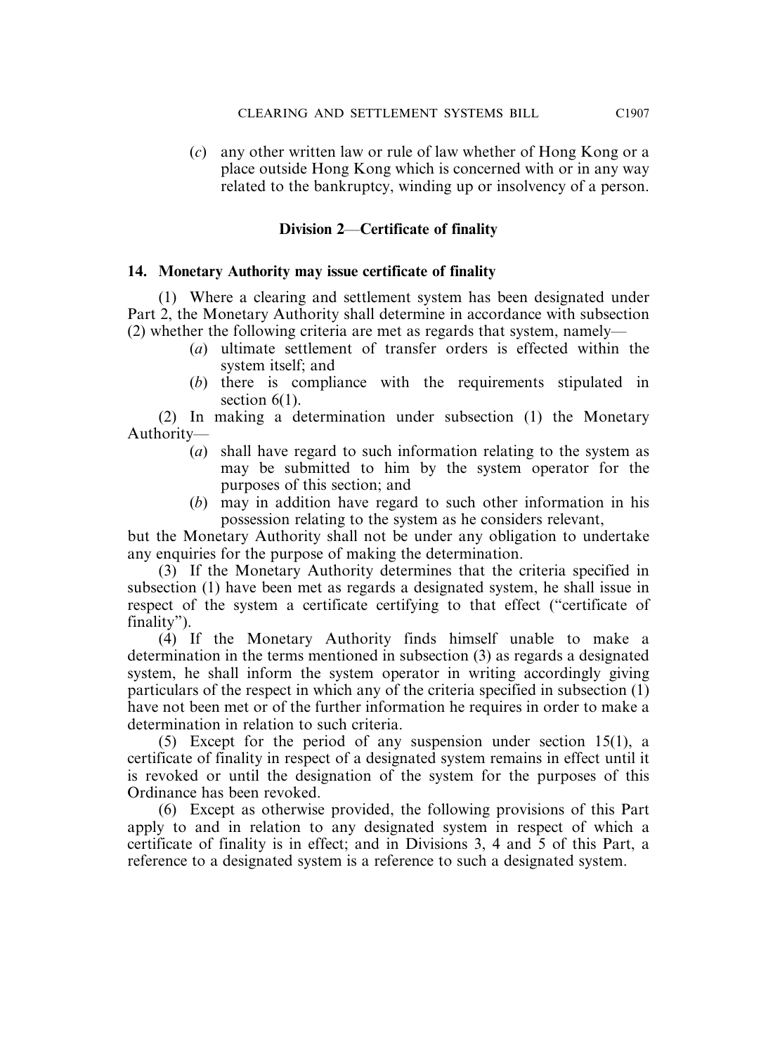(*c*) any other written law or rule of law whether of Hong Kong or a place outside Hong Kong which is concerned with or in any way related to the bankruptcy, winding up or insolvency of a person.

### Division 2—Certificate of finality

**14. Monetary Authority may issue certificate of finality**

(1) Where a clearing and settlement system has been designated under Part 2, the Monetary Authority shall determine in accordance with subsection (2) whether the following criteria are met as regards that system, namely—

(*a*) ultimate settlement of transfer orders is effected within the system itself; and

(*b*) there is compliance with the requirements stipulated in section 6(1).

(2) In making a determination under subsection (1) the Monetary Authority—

(*a*) shall have regard to such information relating to the system as may be submitted to him by the system operator for the purposes of this section; and

(*b*) may in addition have regard to such other information in his possession relating to the system as he considers relevant,

but the Monetary Authority shall not be under any obligation to undertake any enquiries for the purpose of making the determination.

(3) If the Monetary Authority determines that the criteria specified in subsection (1) have been met as regards a designated system, he shall issue in respect of the system a certificate certifying to that effect ("certificate of finality").

(4) If the Monetary Authority finds himself unable to make a determination in the terms mentioned in subsection (3) as regards a designated system, he shall inform the system operator in writing accordingly giving particulars of the respect in which any of the criteria specified in subsection (1) have not been met or of the further information he requires in order to make a determination in relation to such criteria.

(5) Except for the period of any suspension under section 15(1), a certificate of finality in respect of a designated system remains in effect until it is revoked or until the designation of the system for the purposes of this Ordinance has been revoked.

(6) Except as otherwise provided, the following provisions of this Part apply to and in relation to any designated system in respect of which a certificate of finality is in effect; and in Divisions 3, 4 and 5 of this Part, a reference to a designated system is a reference to such a designated system.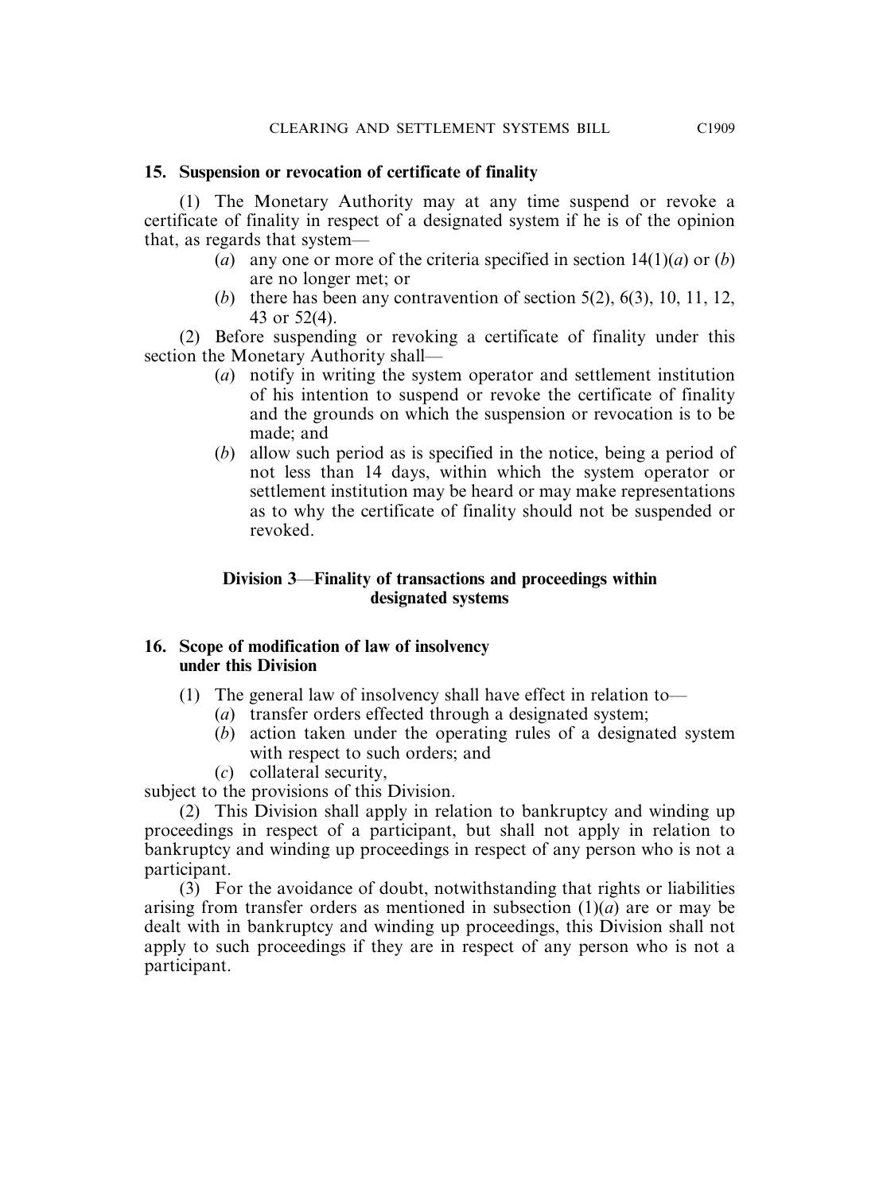### 15. Suspension or revocation of certificate of finality

(1) The Monetary Authority may at any time suspend or revoke a certificate of finality in respect of a designated system if he is of the opinion that, as regards that system—

- (*a*) any one or more of the criteria specified in section 14(1)(*a*) or (*b*) are no longer met; or
- (*b*) there has been any contravention of section 5(2), 6(3), 10, 11, 12, 43 or 52(4).

(2) Before suspending or revoking a certificate of finality under this section the Monetary Authority shall—

- (*a*) notify in writing the system operator and settlement institution of his intention to suspend or revoke the certificate of finality and the grounds on which the suspension or revocation is to be made; and
- (*b*) allow such period as is specified in the notice, being a period of not less than 14 days, within which the system operator or settlement institution may be heard or may make representations as to why the certificate of finality should not be suspended or revoked.

## Division 3—Finality of transactions and proceedings within designated systems

### 16. Scope of modification of law of insolvency under this Division

(1) The general law of insolvency shall have effect in relation to—

- (*a*) transfer orders effected through a designated system;
- (*b*) action taken under the operating rules of a designated system with respect to such orders; and
- (*c*) collateral security,

subject to the provisions of this Division.

(2) This Division shall apply in relation to bankruptcy and winding up proceedings in respect of a participant, but shall not apply in relation to bankruptcy and winding up proceedings in respect of any person who is not a participant.

(3) For the avoidance of doubt, notwithstanding that rights or liabilities arising from transfer orders as mentioned in subsection (1)(*a*) are or may be dealt with in bankruptcy and winding up proceedings, this Division shall not apply to such proceedings if they are in respect of any person who is not a participant.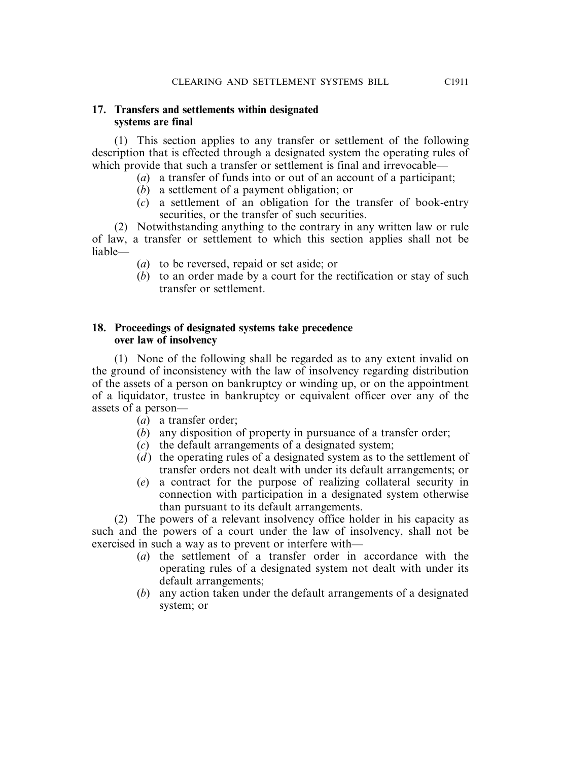**17. Transfers and settlements within designated systems are final**

(1) This section applies to any transfer or settlement of the following description that is effected through a designated system the operating rules of which provide that such a transfer or settlement is final and irrevocable—

(*a*) a transfer of funds into or out of an account of a participant;

(*b*) a settlement of a payment obligation; or

(*c*) a settlement of an obligation for the transfer of book-entry securities, or the transfer of such securities.

(2) Notwithstanding anything to the contrary in any written law or rule of law, a transfer or settlement to which this section applies shall not be liable—

(*a*) to be reversed, repaid or set aside; or

(*b*) to an order made by a court for the rectification or stay of such transfer or settlement.

**18. Proceedings of designated systems take precedence over law of insolvency**

(1) None of the following shall be regarded as to any extent invalid on the ground of inconsistency with the law of insolvency regarding distribution of the assets of a person on bankruptcy or winding up, or on the appointment of a liquidator, trustee in bankruptcy or equivalent officer over any of the assets of a person—

(*a*) a transfer order;

(*b*) any disposition of property in pursuance of a transfer order;

(*c*) the default arrangements of a designated system;

(*d*) the operating rules of a designated system as to the settlement of transfer orders not dealt with under its default arrangements; or

(*e*) a contract for the purpose of realizing collateral security in connection with participation in a designated system otherwise than pursuant to its default arrangements.

(2) The powers of a relevant insolvency office holder in his capacity as such and the powers of a court under the law of insolvency, shall not be exercised in such a way as to prevent or interfere with—

(*a*) the settlement of a transfer order in accordance with the operating rules of a designated system not dealt with under its default arrangements;

(*b*) any action taken under the default arrangements of a designated system; or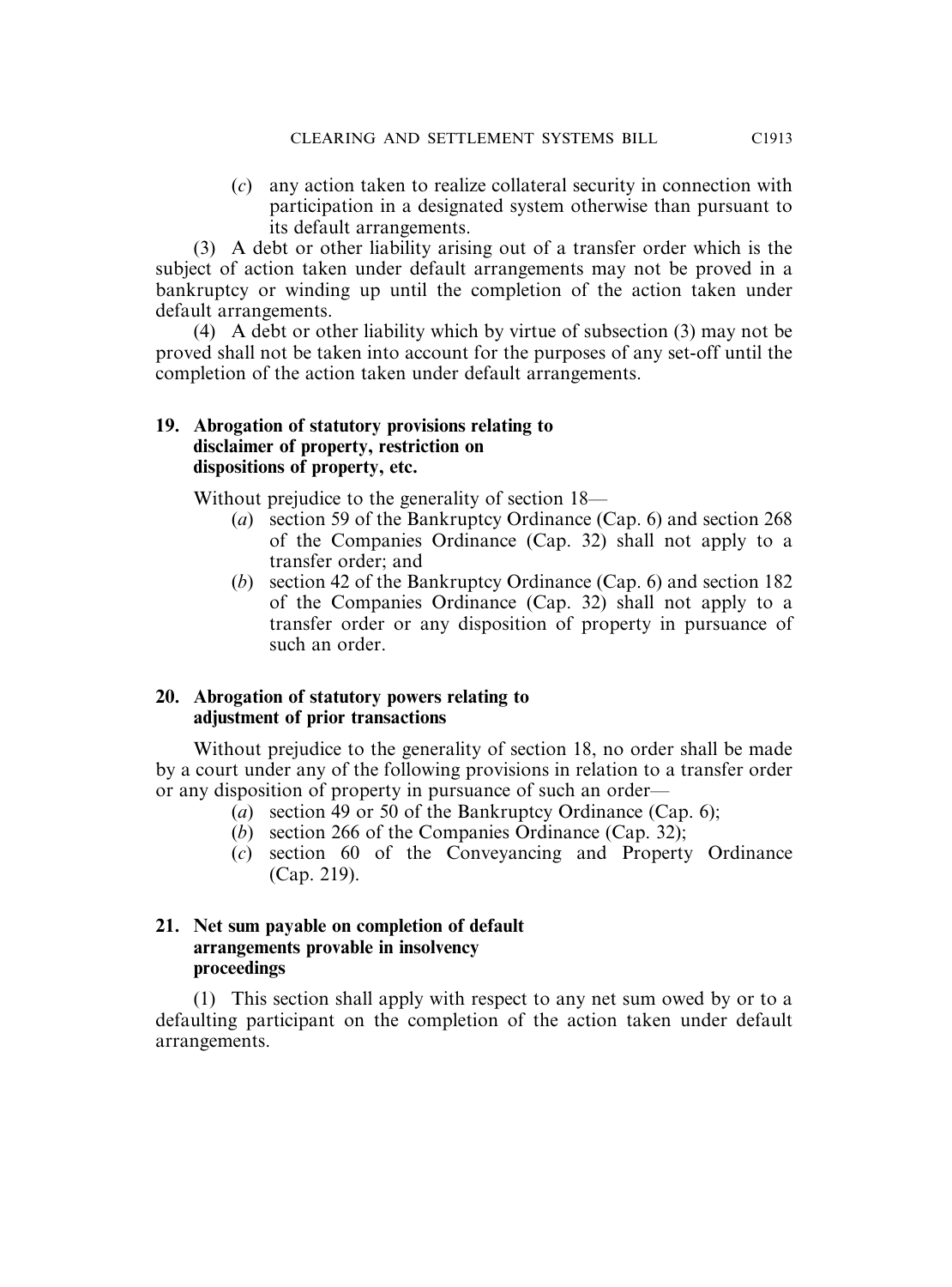(*c*) any action taken to realize collateral security in connection with participation in a designated system otherwise than pursuant to its default arrangements.

(3) A debt or other liability arising out of a transfer order which is the subject of action taken under default arrangements may not be proved in a bankruptcy or winding up until the completion of the action taken under default arrangements.

(4) A debt or other liability which by virtue of subsection (3) may not be proved shall not be taken into account for the purposes of any set-off until the completion of the action taken under default arrangements.

**19. Abrogation of statutory provisions relating to disclaimer of property, restriction on dispositions of property, etc.**

Without prejudice to the generality of section 18—

(*a*) section 59 of the Bankruptcy Ordinance (Cap. 6) and section 268 of the Companies Ordinance (Cap. 32) shall not apply to a transfer order; and

(*b*) section 42 of the Bankruptcy Ordinance (Cap. 6) and section 182 of the Companies Ordinance (Cap. 32) shall not apply to a transfer order or any disposition of property in pursuance of such an order.

**20. Abrogation of statutory powers relating to adjustment of prior transactions**

Without prejudice to the generality of section 18, no order shall be made by a court under any of the following provisions in relation to a transfer order or any disposition of property in pursuance of such an order—

(*a*) section 49 or 50 of the Bankruptcy Ordinance (Cap. 6);

(*b*) section 266 of the Companies Ordinance (Cap. 32);

(*c*) section 60 of the Conveyancing and Property Ordinance (Cap. 219).

**21. Net sum payable on completion of default arrangements provable in insolvency proceedings**

(1) This section shall apply with respect to any net sum owed by or to a defaulting participant on the completion of the action taken under default arrangements.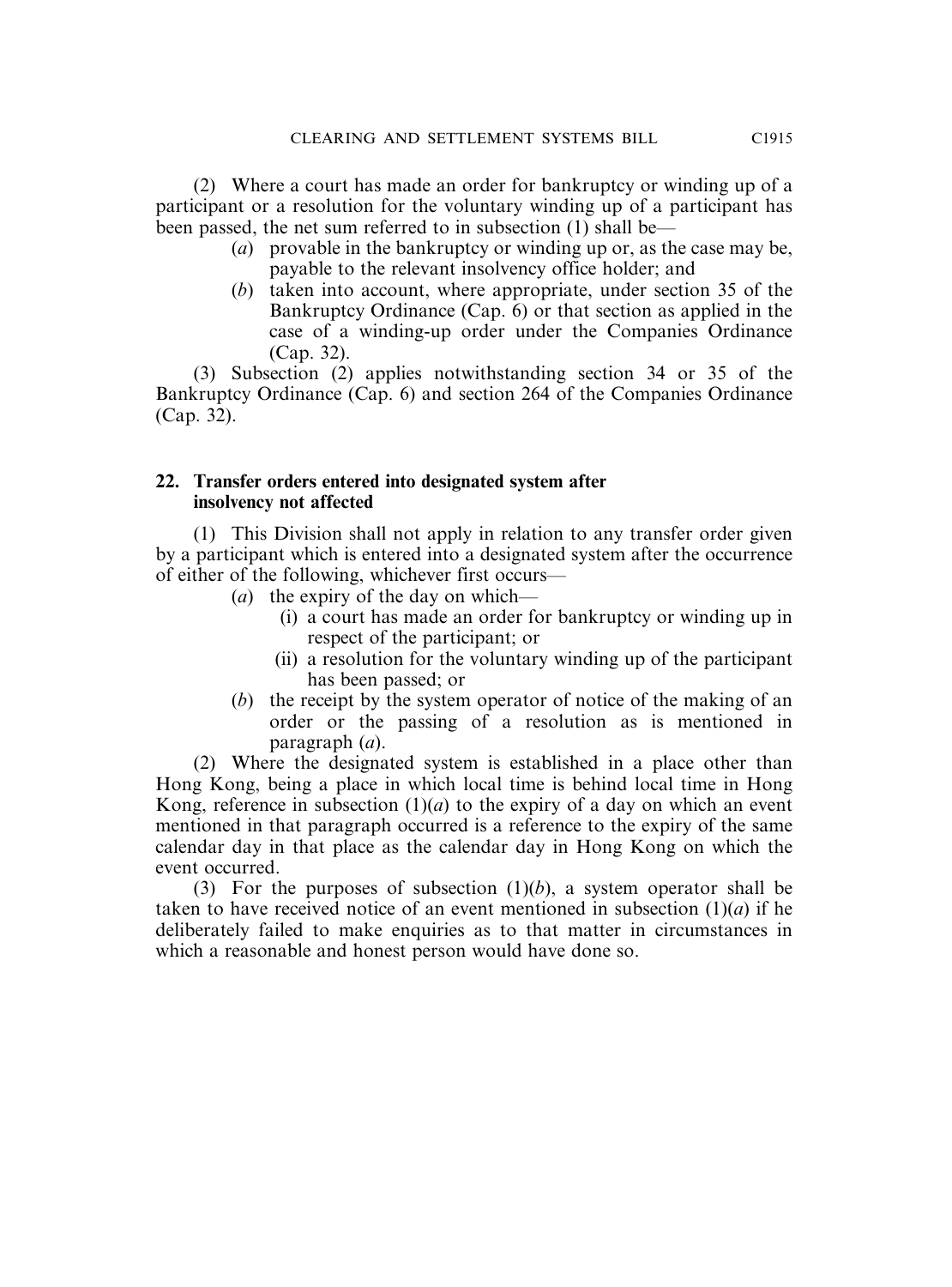(2) Where a court has made an order for bankruptcy or winding up of a participant or a resolution for the voluntary winding up of a participant has been passed, the net sum referred to in subsection (1) shall be—

- (*a*) provable in the bankruptcy or winding up or, as the case may be, payable to the relevant insolvency office holder; and
- (*b*) taken into account, where appropriate, under section 35 of the Bankruptcy Ordinance (Cap. 6) or that section as applied in the case of a winding-up order under the Companies Ordinance (Cap. 32).

(3) Subsection (2) applies notwithstanding section 34 or 35 of the Bankruptcy Ordinance (Cap. 6) and section 264 of the Companies Ordinance (Cap. 32).

**22. Transfer orders entered into designated system after insolvency not affected**

(1) This Division shall not apply in relation to any transfer order given by a participant which is entered into a designated system after the occurrence of either of the following, whichever first occurs—

- (*a*) the expiry of the day on which—
  - (i) a court has made an order for bankruptcy or winding up in respect of the participant; or
  - (ii) a resolution for the voluntary winding up of the participant has been passed; or
- (*b*) the receipt by the system operator of notice of the making of an order or the passing of a resolution as is mentioned in paragraph (*a*).

(2) Where the designated system is established in a place other than Hong Kong, being a place in which local time is behind local time in Hong Kong, reference in subsection (1)(*a*) to the expiry of a day on which an event mentioned in that paragraph occurred is a reference to the expiry of the same calendar day in that place as the calendar day in Hong Kong on which the event occurred.

(3) For the purposes of subsection (1)(*b*), a system operator shall be taken to have received notice of an event mentioned in subsection (1)(*a*) if he deliberately failed to make enquiries as to that matter in circumstances in which a reasonable and honest person would have done so.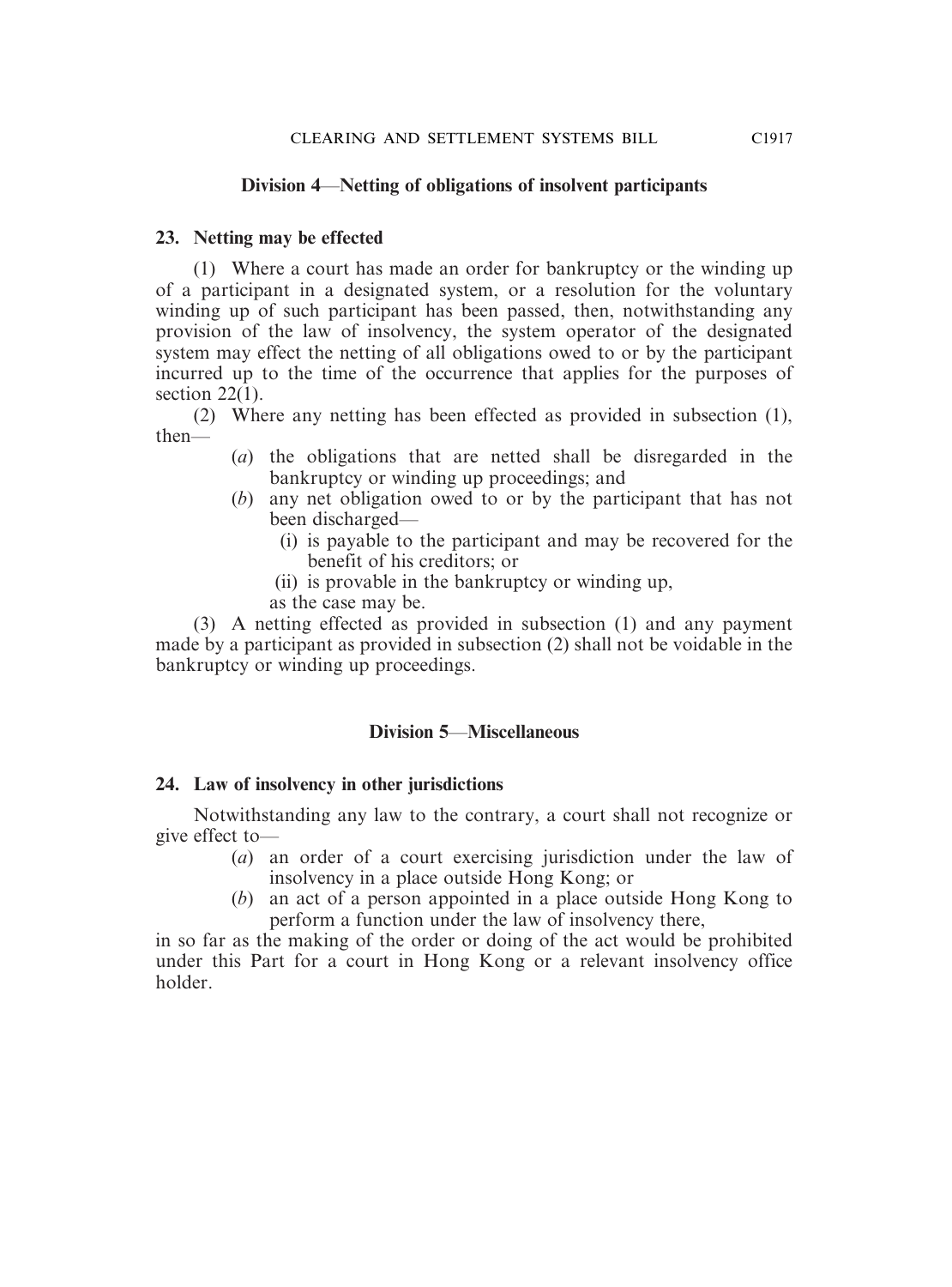### Division 4—Netting of obligations of insolvent participants

**23. Netting may be effected**

(1) Where a court has made an order for bankruptcy or the winding up of a participant in a designated system, or a resolution for the voluntary winding up of such participant has been passed, then, notwithstanding any provision of the law of insolvency, the system operator of the designated system may effect the netting of all obligations owed to or by the participant incurred up to the time of the occurrence that applies for the purposes of section 22(1).

(2) Where any netting has been effected as provided in subsection (1), then—

- (*a*) the obligations that are netted shall be disregarded in the bankruptcy or winding up proceedings; and
- (*b*) any net obligation owed to or by the participant that has not been discharged—
  - (i) is payable to the participant and may be recovered for the benefit of his creditors; or
  - (ii) is provable in the bankruptcy or winding up,

  as the case may be.

(3) A netting effected as provided in subsection (1) and any payment made by a participant as provided in subsection (2) shall not be voidable in the bankruptcy or winding up proceedings.

### Division 5—Miscellaneous

**24. Law of insolvency in other jurisdictions**

Notwithstanding any law to the contrary, a court shall not recognize or give effect to—

- (*a*) an order of a court exercising jurisdiction under the law of insolvency in a place outside Hong Kong; or
- (*b*) an act of a person appointed in a place outside Hong Kong to perform a function under the law of insolvency there,

in so far as the making of the order or doing of the act would be prohibited under this Part for a court in Hong Kong or a relevant insolvency office holder.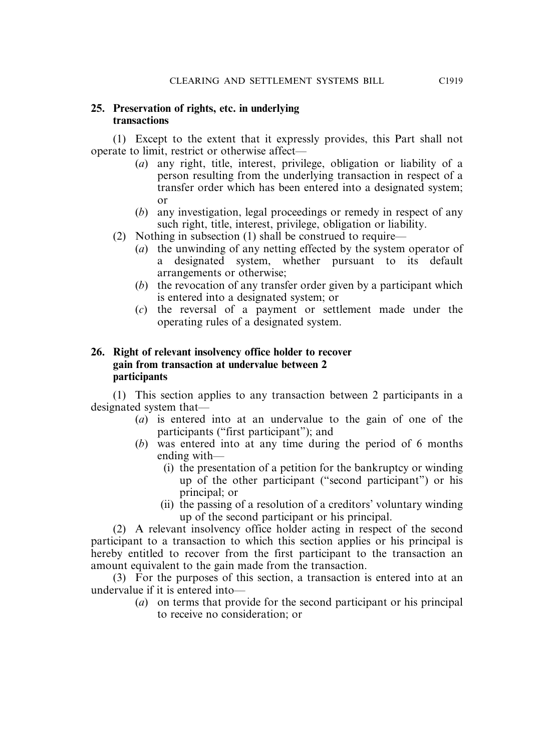**25. Preservation of rights, etc. in underlying transactions**

(1) Except to the extent that it expressly provides, this Part shall not operate to limit, restrict or otherwise affect—

- (*a*) any right, title, interest, privilege, obligation or liability of a person resulting from the underlying transaction in respect of a transfer order which has been entered into a designated system; or
- (*b*) any investigation, legal proceedings or remedy in respect of any such right, title, interest, privilege, obligation or liability.

(2) Nothing in subsection (1) shall be construed to require—

- (*a*) the unwinding of any netting effected by the system operator of a designated system, whether pursuant to its default arrangements or otherwise;
- (*b*) the revocation of any transfer order given by a participant which is entered into a designated system; or
- (*c*) the reversal of a payment or settlement made under the operating rules of a designated system.

**26. Right of relevant insolvency office holder to recover gain from transaction at undervalue between 2 participants**

(1) This section applies to any transaction between 2 participants in a designated system that—

- (*a*) is entered into at an undervalue to the gain of one of the participants ("first participant"); and
- (*b*) was entered into at any time during the period of 6 months ending with—
  - (i) the presentation of a petition for the bankruptcy or winding up of the other participant ("second participant") or his principal; or
  - (ii) the passing of a resolution of a creditors' voluntary winding up of the second participant or his principal.

(2) A relevant insolvency office holder acting in respect of the second participant to a transaction to which this section applies or his principal is hereby entitled to recover from the first participant to the transaction an amount equivalent to the gain made from the transaction.

(3) For the purposes of this section, a transaction is entered into at an undervalue if it is entered into—

- (*a*) on terms that provide for the second participant or his principal to receive no consideration; or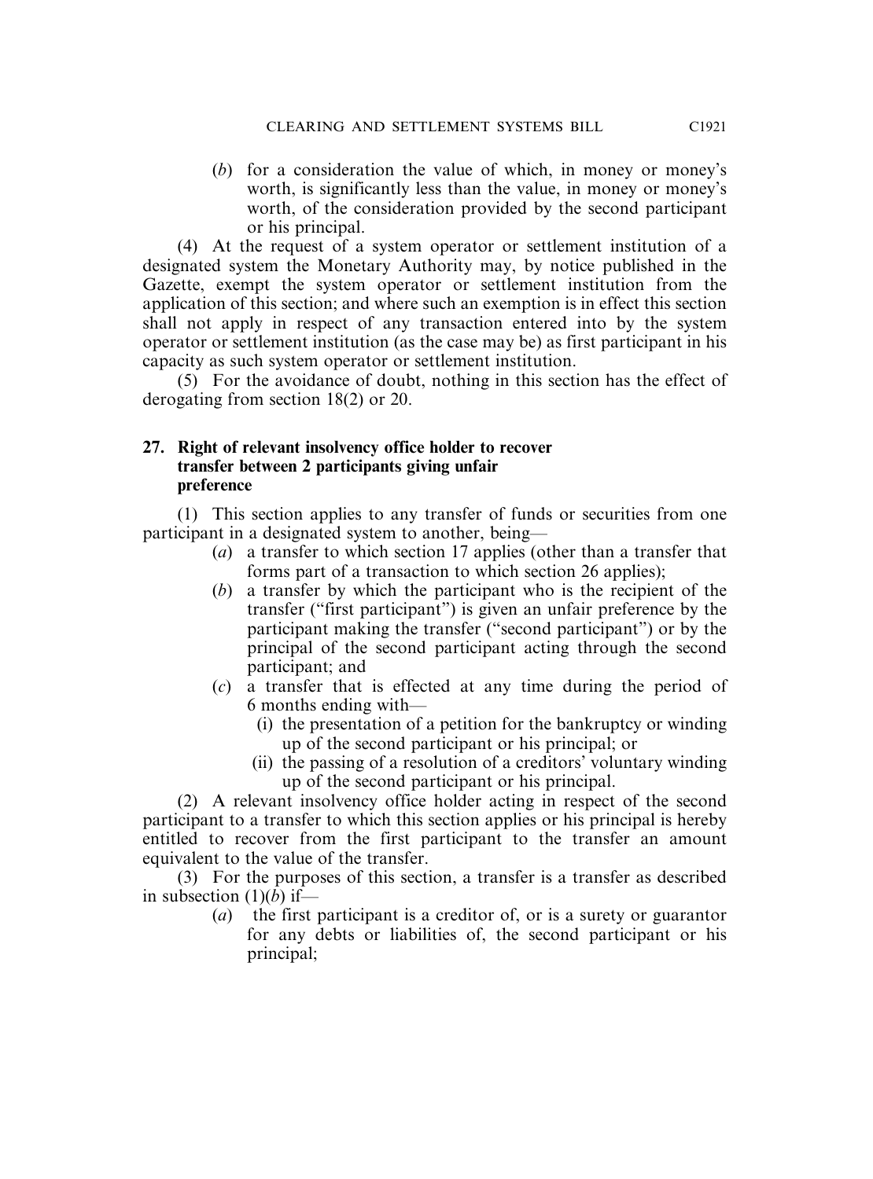(*b*) for a consideration the value of which, in money or money's worth, is significantly less than the value, in money or money's worth, of the consideration provided by the second participant or his principal.

(4) At the request of a system operator or settlement institution of a designated system the Monetary Authority may, by notice published in the Gazette, exempt the system operator or settlement institution from the application of this section; and where such an exemption is in effect this section shall not apply in respect of any transaction entered into by the system operator or settlement institution (as the case may be) as first participant in his capacity as such system operator or settlement institution.

(5) For the avoidance of doubt, nothing in this section has the effect of derogating from section 18(2) or 20.

**27. Right of relevant insolvency office holder to recover transfer between 2 participants giving unfair preference**

(1) This section applies to any transfer of funds or securities from one participant in a designated system to another, being—

(*a*) a transfer to which section 17 applies (other than a transfer that forms part of a transaction to which section 26 applies);

(*b*) a transfer by which the participant who is the recipient of the transfer ("first participant") is given an unfair preference by the participant making the transfer ("second participant") or by the principal of the second participant acting through the second participant; and

(*c*) a transfer that is effected at any time during the period of 6 months ending with—

(i) the presentation of a petition for the bankruptcy or winding up of the second participant or his principal; or

(ii) the passing of a resolution of a creditors' voluntary winding up of the second participant or his principal.

(2) A relevant insolvency office holder acting in respect of the second participant to a transfer to which this section applies or his principal is hereby entitled to recover from the first participant to the transfer an amount equivalent to the value of the transfer.

(3) For the purposes of this section, a transfer is a transfer as described in subsection (1)(*b*) if—

(*a*) the first participant is a creditor of, or is a surety or guarantor for any debts or liabilities of, the second participant or his principal;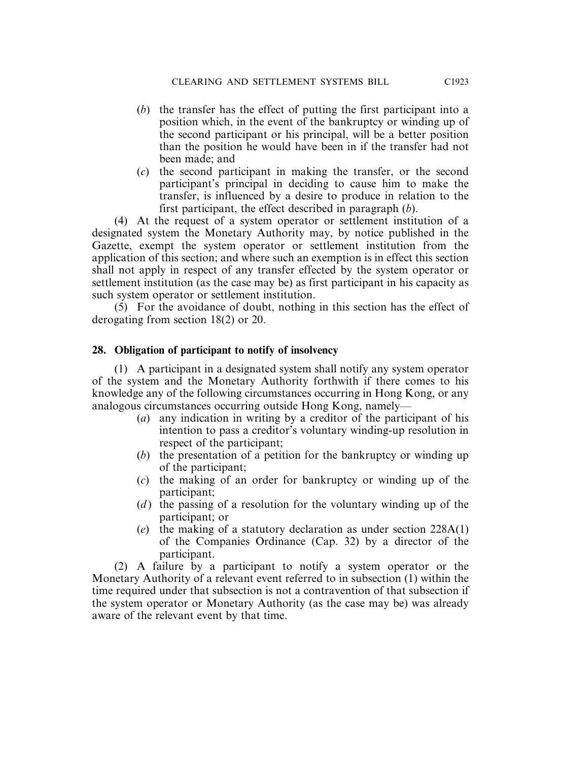(*b*) the transfer has the effect of putting the first participant into a position which, in the event of the bankruptcy or winding up of the second participant or his principal, will be a better position than the position he would have been in if the transfer had not been made; and

(*c*) the second participant in making the transfer, or the second participant's principal in deciding to cause him to make the transfer, is influenced by a desire to produce in relation to the first participant, the effect described in paragraph (*b*).

(4) At the request of a system operator or settlement institution of a designated system the Monetary Authority may, by notice published in the Gazette, exempt the system operator or settlement institution from the application of this section; and where such an exemption is in effect this section shall not apply in respect of any transfer effected by the system operator or settlement institution (as the case may be) as first participant in his capacity as such system operator or settlement institution.

(5) For the avoidance of doubt, nothing in this section has the effect of derogating from section 18(2) or 20.

**28. Obligation of participant to notify of insolvency**

(1) A participant in a designated system shall notify any system operator of the system and the Monetary Authority forthwith if there comes to his knowledge any of the following circumstances occurring in Hong Kong, or any analogous circumstances occurring outside Hong Kong, namely—

(*a*) any indication in writing by a creditor of the participant of his intention to pass a creditor's voluntary winding-up resolution in respect of the participant;

(*b*) the presentation of a petition for the bankruptcy or winding up of the participant;

(*c*) the making of an order for bankruptcy or winding up of the participant;

(*d*) the passing of a resolution for the voluntary winding up of the participant; or

(*e*) the making of a statutory declaration as under section 228A(1) of the Companies Ordinance (Cap. 32) by a director of the participant.

(2) A failure by a participant to notify a system operator or the Monetary Authority of a relevant event referred to in subsection (1) within the time required under that subsection is not a contravention of that subsection if the system operator or Monetary Authority (as the case may be) was already aware of the relevant event by that time.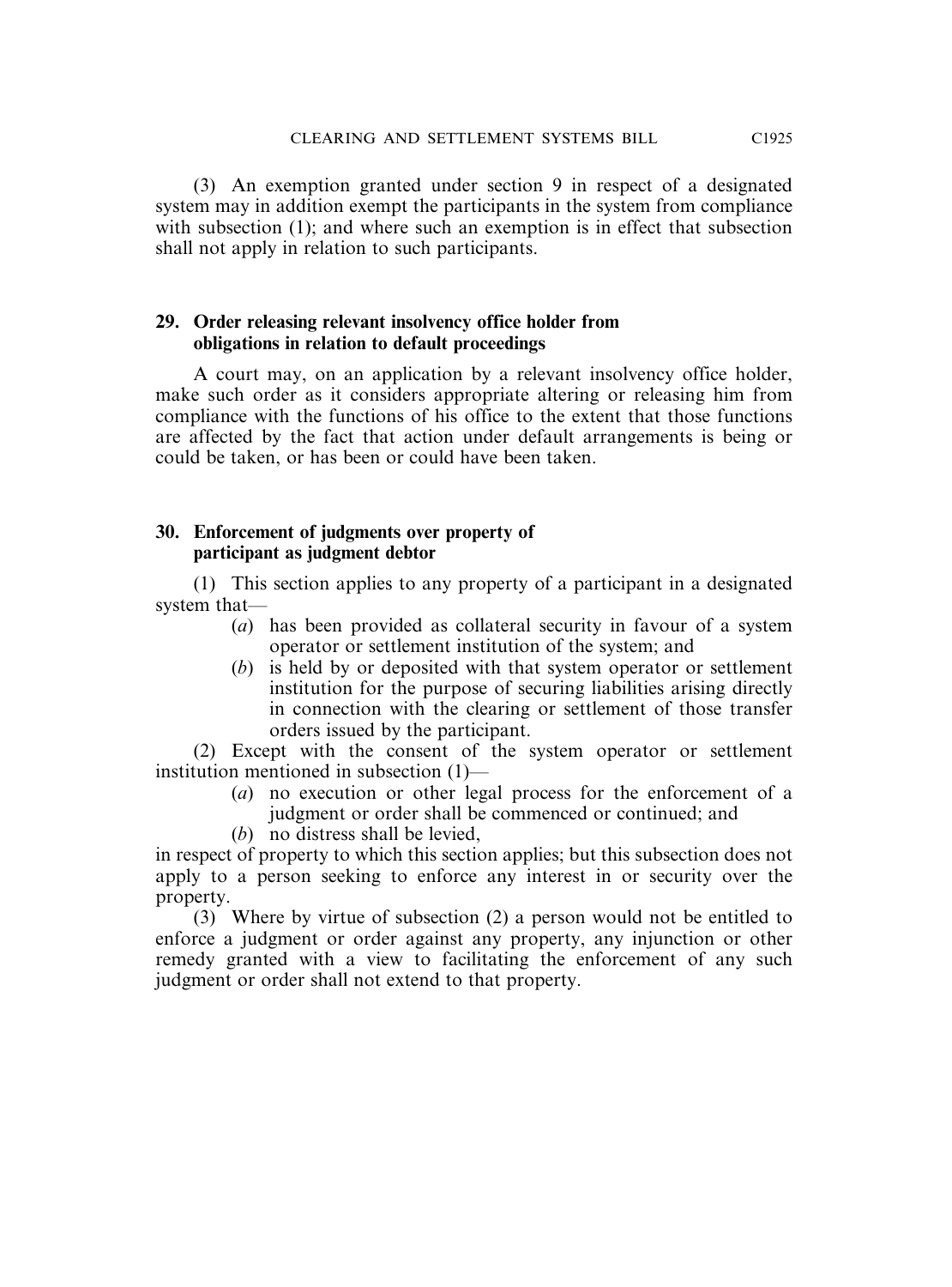(3) An exemption granted under section 9 in respect of a designated system may in addition exempt the participants in the system from compliance with subsection (1); and where such an exemption is in effect that subsection shall not apply in relation to such participants.

### 29. Order releasing relevant insolvency office holder from obligations in relation to default proceedings

A court may, on an application by a relevant insolvency office holder, make such order as it considers appropriate altering or releasing him from compliance with the functions of his office to the extent that those functions are affected by the fact that action under default arrangements is being or could be taken, or has been or could have been taken.

### 30. Enforcement of judgments over property of participant as judgment debtor

(1) This section applies to any property of a participant in a designated system that—

- (*a*) has been provided as collateral security in favour of a system operator or settlement institution of the system; and
- (*b*) is held by or deposited with that system operator or settlement institution for the purpose of securing liabilities arising directly in connection with the clearing or settlement of those transfer orders issued by the participant.

(2) Except with the consent of the system operator or settlement institution mentioned in subsection (1)—

- (*a*) no execution or other legal process for the enforcement of a judgment or order shall be commenced or continued; and
- (*b*) no distress shall be levied,

in respect of property to which this section applies; but this subsection does not apply to a person seeking to enforce any interest in or security over the property.

(3) Where by virtue of subsection (2) a person would not be entitled to enforce a judgment or order against any property, any injunction or other remedy granted with a view to facilitating the enforcement of any such judgment or order shall not extend to that property.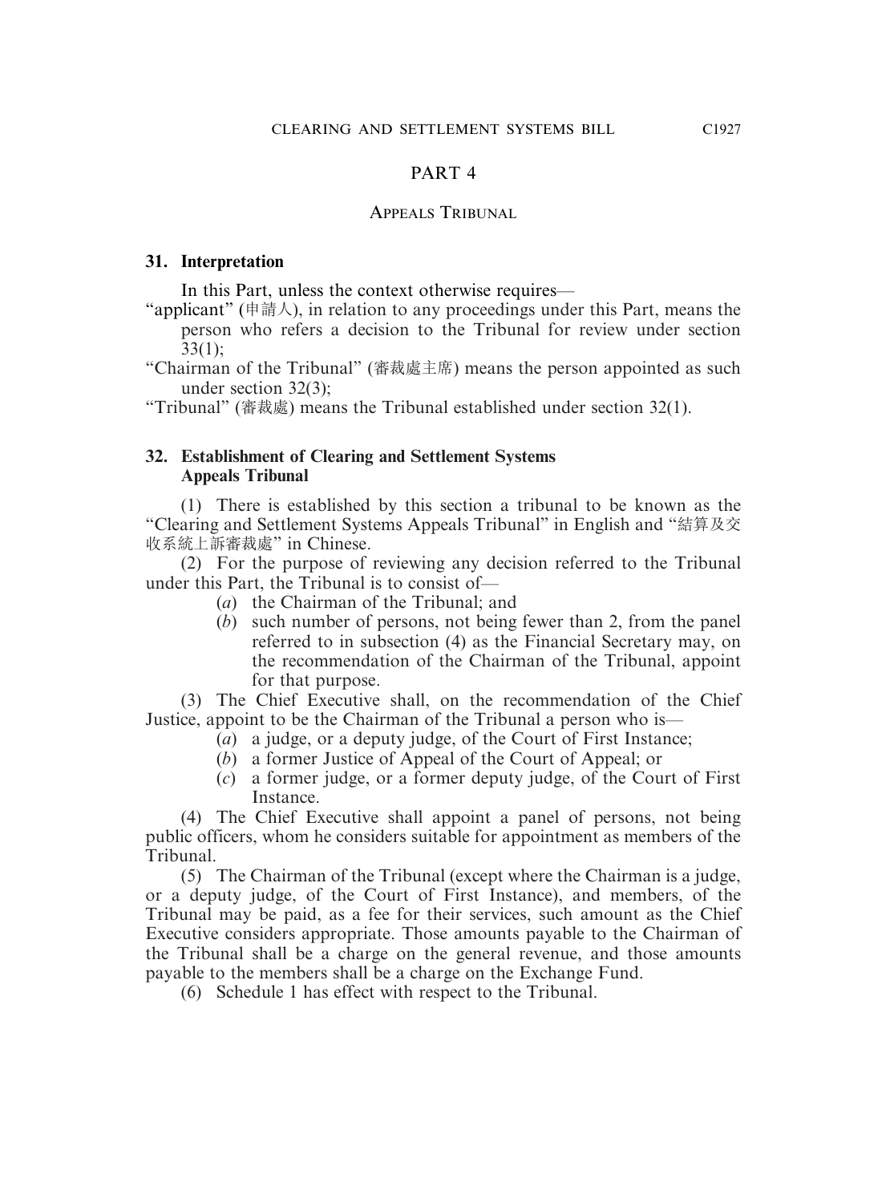## PART 4

### APPEALS TRIBUNAL

**31. Interpretation**

In this Part, unless the context otherwise requires—

"applicant" (申請人), in relation to any proceedings under this Part, means the person who refers a decision to the Tribunal for review under section 33(1);

"Chairman of the Tribunal" (審裁處主席) means the person appointed as such under section 32(3);

"Tribunal" (審裁處) means the Tribunal established under section 32(1).

**32. Establishment of Clearing and Settlement Systems Appeals Tribunal**

(1) There is established by this section a tribunal to be known as the "Clearing and Settlement Systems Appeals Tribunal" in English and "結算及交收系統上訴審裁處" in Chinese.

(2) For the purpose of reviewing any decision referred to the Tribunal under this Part, the Tribunal is to consist of—

(*a*) the Chairman of the Tribunal; and

(*b*) such number of persons, not being fewer than 2, from the panel referred to in subsection (4) as the Financial Secretary may, on the recommendation of the Chairman of the Tribunal, appoint for that purpose.

(3) The Chief Executive shall, on the recommendation of the Chief Justice, appoint to be the Chairman of the Tribunal a person who is—

(*a*) a judge, or a deputy judge, of the Court of First Instance;

(*b*) a former Justice of Appeal of the Court of Appeal; or

(*c*) a former judge, or a former deputy judge, of the Court of First Instance.

(4) The Chief Executive shall appoint a panel of persons, not being public officers, whom he considers suitable for appointment as members of the Tribunal.

(5) The Chairman of the Tribunal (except where the Chairman is a judge, or a deputy judge, of the Court of First Instance), and members, of the Tribunal may be paid, as a fee for their services, such amount as the Chief Executive considers appropriate. Those amounts payable to the Chairman of the Tribunal shall be a charge on the general revenue, and those amounts payable to the members shall be a charge on the Exchange Fund.

(6) Schedule 1 has effect with respect to the Tribunal.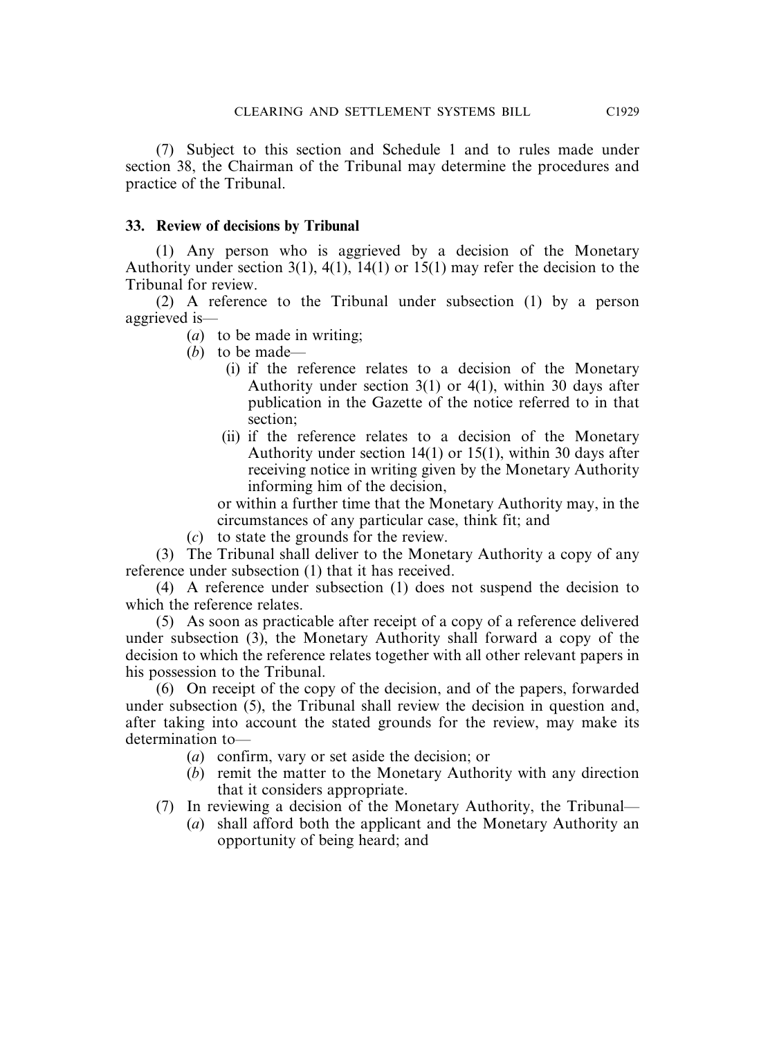(7) Subject to this section and Schedule 1 and to rules made under section 38, the Chairman of the Tribunal may determine the procedures and practice of the Tribunal.

**33. Review of decisions by Tribunal**

(1) Any person who is aggrieved by a decision of the Monetary Authority under section 3(1), 4(1), 14(1) or 15(1) may refer the decision to the Tribunal for review.

(2) A reference to the Tribunal under subsection (1) by a person aggrieved is—

- (*a*) to be made in writing;
- (*b*) to be made—
  - (i) if the reference relates to a decision of the Monetary Authority under section 3(1) or 4(1), within 30 days after publication in the Gazette of the notice referred to in that section;
  - (ii) if the reference relates to a decision of the Monetary Authority under section 14(1) or 15(1), within 30 days after receiving notice in writing given by the Monetary Authority informing him of the decision,

  or within a further time that the Monetary Authority may, in the circumstances of any particular case, think fit; and
- (*c*) to state the grounds for the review.

(3) The Tribunal shall deliver to the Monetary Authority a copy of any reference under subsection (1) that it has received.

(4) A reference under subsection (1) does not suspend the decision to which the reference relates.

(5) As soon as practicable after receipt of a copy of a reference delivered under subsection (3), the Monetary Authority shall forward a copy of the decision to which the reference relates together with all other relevant papers in his possession to the Tribunal.

(6) On receipt of the copy of the decision, and of the papers, forwarded under subsection (5), the Tribunal shall review the decision in question and, after taking into account the stated grounds for the review, may make its determination to—

- (*a*) confirm, vary or set aside the decision; or
- (*b*) remit the matter to the Monetary Authority with any direction that it considers appropriate.

(7) In reviewing a decision of the Monetary Authority, the Tribunal—

- (*a*) shall afford both the applicant and the Monetary Authority an opportunity of being heard; and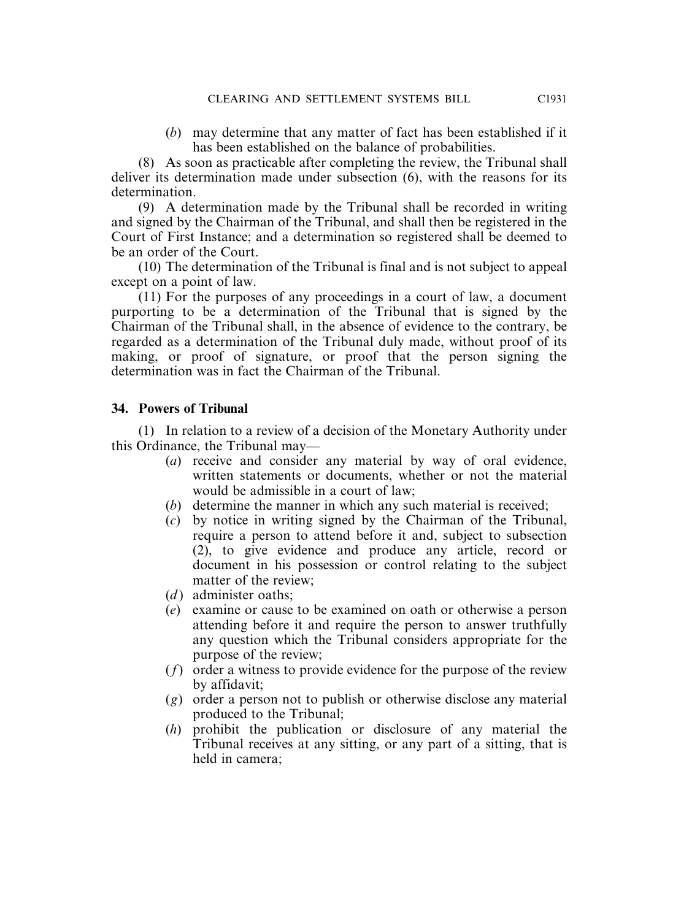(*b*) may determine that any matter of fact has been established if it has been established on the balance of probabilities.

(8) As soon as practicable after completing the review, the Tribunal shall deliver its determination made under subsection (6), with the reasons for its determination.

(9) A determination made by the Tribunal shall be recorded in writing and signed by the Chairman of the Tribunal, and shall then be registered in the Court of First Instance; and a determination so registered shall be deemed to be an order of the Court.

(10) The determination of the Tribunal is final and is not subject to appeal except on a point of law.

(11) For the purposes of any proceedings in a court of law, a document purporting to be a determination of the Tribunal that is signed by the Chairman of the Tribunal shall, in the absence of evidence to the contrary, be regarded as a determination of the Tribunal duly made, without proof of its making, or proof of signature, or proof that the person signing the determination was in fact the Chairman of the Tribunal.

**34. Powers of Tribunal**

(1) In relation to a review of a decision of the Monetary Authority under this Ordinance, the Tribunal may—

(*a*) receive and consider any material by way of oral evidence, written statements or documents, whether or not the material would be admissible in a court of law;

(*b*) determine the manner in which any such material is received;

(*c*) by notice in writing signed by the Chairman of the Tribunal, require a person to attend before it and, subject to subsection (2), to give evidence and produce any article, record or document in his possession or control relating to the subject matter of the review;

(*d*) administer oaths;

(*e*) examine or cause to be examined on oath or otherwise a person attending before it and require the person to answer truthfully any question which the Tribunal considers appropriate for the purpose of the review;

(*f*) order a witness to provide evidence for the purpose of the review by affidavit;

(*g*) order a person not to publish or otherwise disclose any material produced to the Tribunal;

(*h*) prohibit the publication or disclosure of any material the Tribunal receives at any sitting, or any part of a sitting, that is held in camera;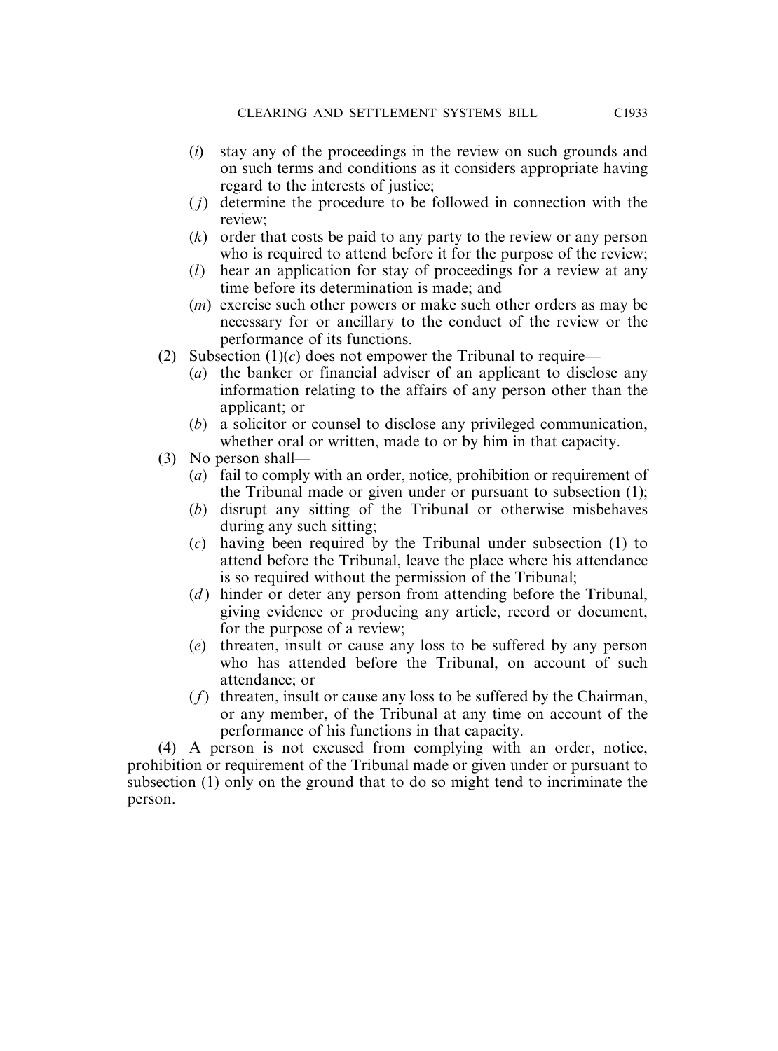(*i*) stay any of the proceedings in the review on such grounds and on such terms and conditions as it considers appropriate having regard to the interests of justice;

(*j*) determine the procedure to be followed in connection with the review;

(*k*) order that costs be paid to any party to the review or any person who is required to attend before it for the purpose of the review;

(*l*) hear an application for stay of proceedings for a review at any time before its determination is made; and

(*m*) exercise such other powers or make such other orders as may be necessary for or ancillary to the conduct of the review or the performance of its functions.

(2) Subsection (1)(*c*) does not empower the Tribunal to require—

(*a*) the banker or financial adviser of an applicant to disclose any information relating to the affairs of any person other than the applicant; or

(*b*) a solicitor or counsel to disclose any privileged communication, whether oral or written, made to or by him in that capacity.

(3) No person shall—

(*a*) fail to comply with an order, notice, prohibition or requirement of the Tribunal made or given under or pursuant to subsection (1);

(*b*) disrupt any sitting of the Tribunal or otherwise misbehaves during any such sitting;

(*c*) having been required by the Tribunal under subsection (1) to attend before the Tribunal, leave the place where his attendance is so required without the permission of the Tribunal;

(*d*) hinder or deter any person from attending before the Tribunal, giving evidence or producing any article, record or document, for the purpose of a review;

(*e*) threaten, insult or cause any loss to be suffered by any person who has attended before the Tribunal, on account of such attendance; or

(*f*) threaten, insult or cause any loss to be suffered by the Chairman, or any member, of the Tribunal at any time on account of the performance of his functions in that capacity.

(4) A person is not excused from complying with an order, notice, prohibition or requirement of the Tribunal made or given under or pursuant to subsection (1) only on the ground that to do so might tend to incriminate the person.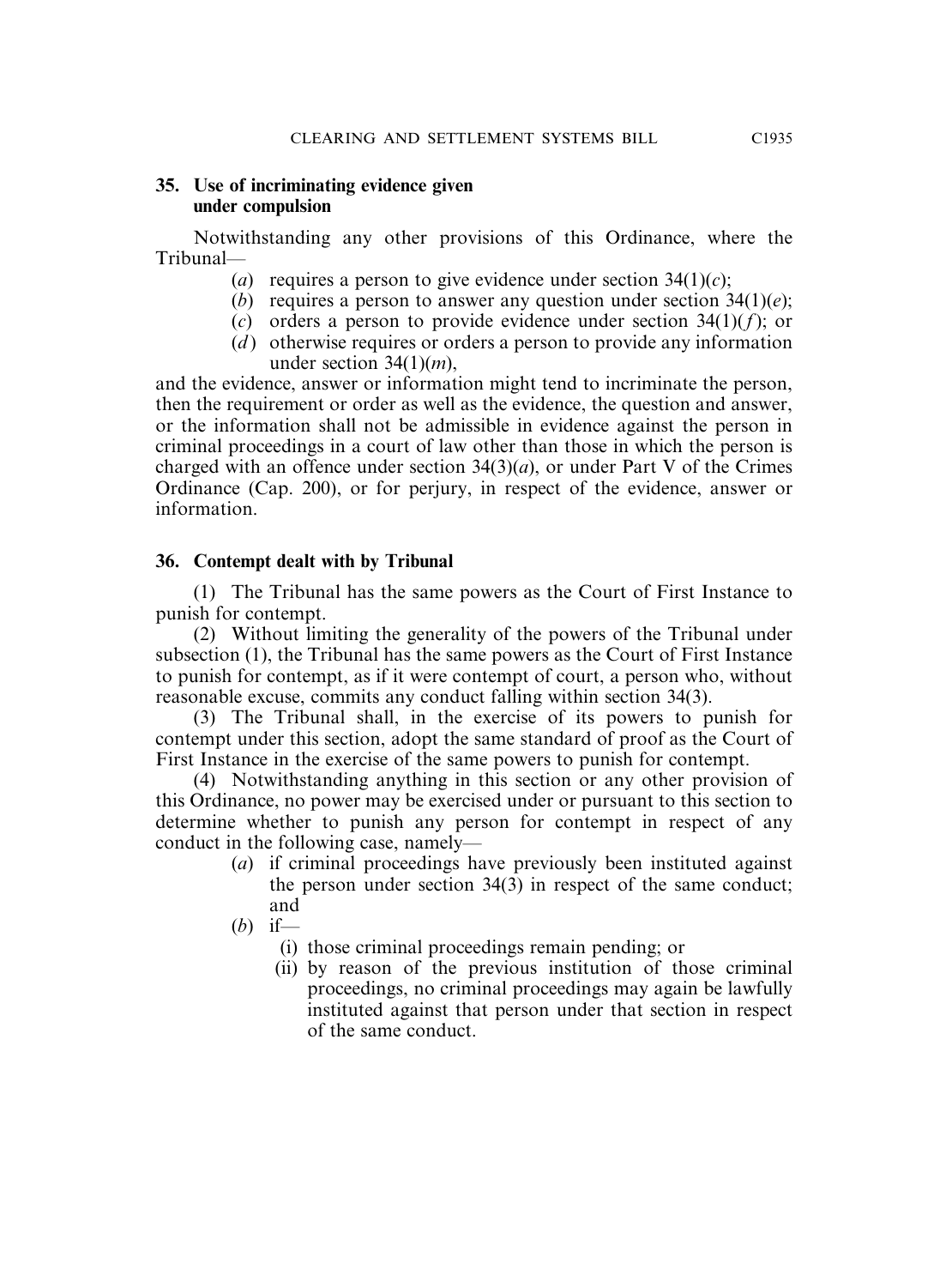### 35. Use of incriminating evidence given under compulsion

Notwithstanding any other provisions of this Ordinance, where the Tribunal—

- (*a*) requires a person to give evidence under section 34(1)(*c*);
- (*b*) requires a person to answer any question under section 34(1)(*e*);
- (*c*) orders a person to provide evidence under section 34(1)(*f*); or
- (*d*) otherwise requires or orders a person to provide any information under section 34(1)(*m*),

and the evidence, answer or information might tend to incriminate the person, then the requirement or order as well as the evidence, the question and answer, or the information shall not be admissible in evidence against the person in criminal proceedings in a court of law other than those in which the person is charged with an offence under section 34(3)(*a*), or under Part V of the Crimes Ordinance (Cap. 200), or for perjury, in respect of the evidence, answer or information.

### 36. Contempt dealt with by Tribunal

(1) The Tribunal has the same powers as the Court of First Instance to punish for contempt.

(2) Without limiting the generality of the powers of the Tribunal under subsection (1), the Tribunal has the same powers as the Court of First Instance to punish for contempt, as if it were contempt of court, a person who, without reasonable excuse, commits any conduct falling within section 34(3).

(3) The Tribunal shall, in the exercise of its powers to punish for contempt under this section, adopt the same standard of proof as the Court of First Instance in the exercise of the same powers to punish for contempt.

(4) Notwithstanding anything in this section or any other provision of this Ordinance, no power may be exercised under or pursuant to this section to determine whether to punish any person for contempt in respect of any conduct in the following case, namely—

- (*a*) if criminal proceedings have previously been instituted against the person under section 34(3) in respect of the same conduct; and
- (*b*) if—
  - (i) those criminal proceedings remain pending; or
  - (ii) by reason of the previous institution of those criminal proceedings, no criminal proceedings may again be lawfully instituted against that person under that section in respect of the same conduct.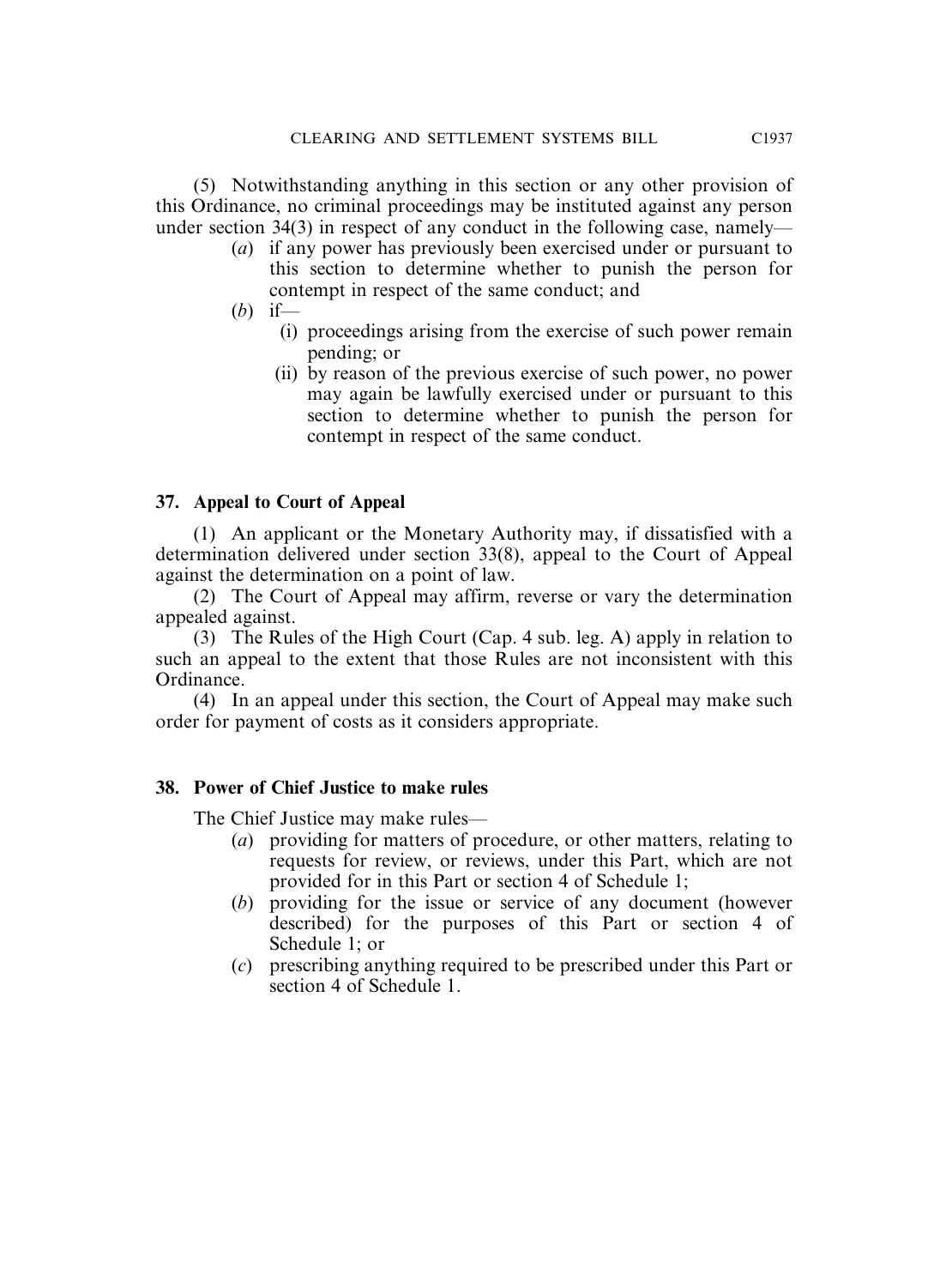(5) Notwithstanding anything in this section or any other provision of this Ordinance, no criminal proceedings may be instituted against any person under section 34(3) in respect of any conduct in the following case, namely—

- (*a*) if any power has previously been exercised under or pursuant to this section to determine whether to punish the person for contempt in respect of the same conduct; and
- (*b*) if—
  - (i) proceedings arising from the exercise of such power remain pending; or
  - (ii) by reason of the previous exercise of such power, no power may again be lawfully exercised under or pursuant to this section to determine whether to punish the person for contempt in respect of the same conduct.

### 37. Appeal to Court of Appeal

(1) An applicant or the Monetary Authority may, if dissatisfied with a determination delivered under section 33(8), appeal to the Court of Appeal against the determination on a point of law.

(2) The Court of Appeal may affirm, reverse or vary the determination appealed against.

(3) The Rules of the High Court (Cap. 4 sub. leg. A) apply in relation to such an appeal to the extent that those Rules are not inconsistent with this Ordinance.

(4) In an appeal under this section, the Court of Appeal may make such order for payment of costs as it considers appropriate.

### 38. Power of Chief Justice to make rules

The Chief Justice may make rules—

- (*a*) providing for matters of procedure, or other matters, relating to requests for review, or reviews, under this Part, which are not provided for in this Part or section 4 of Schedule 1;
- (*b*) providing for the issue or service of any document (however described) for the purposes of this Part or section 4 of Schedule 1; or
- (*c*) prescribing anything required to be prescribed under this Part or section 4 of Schedule 1.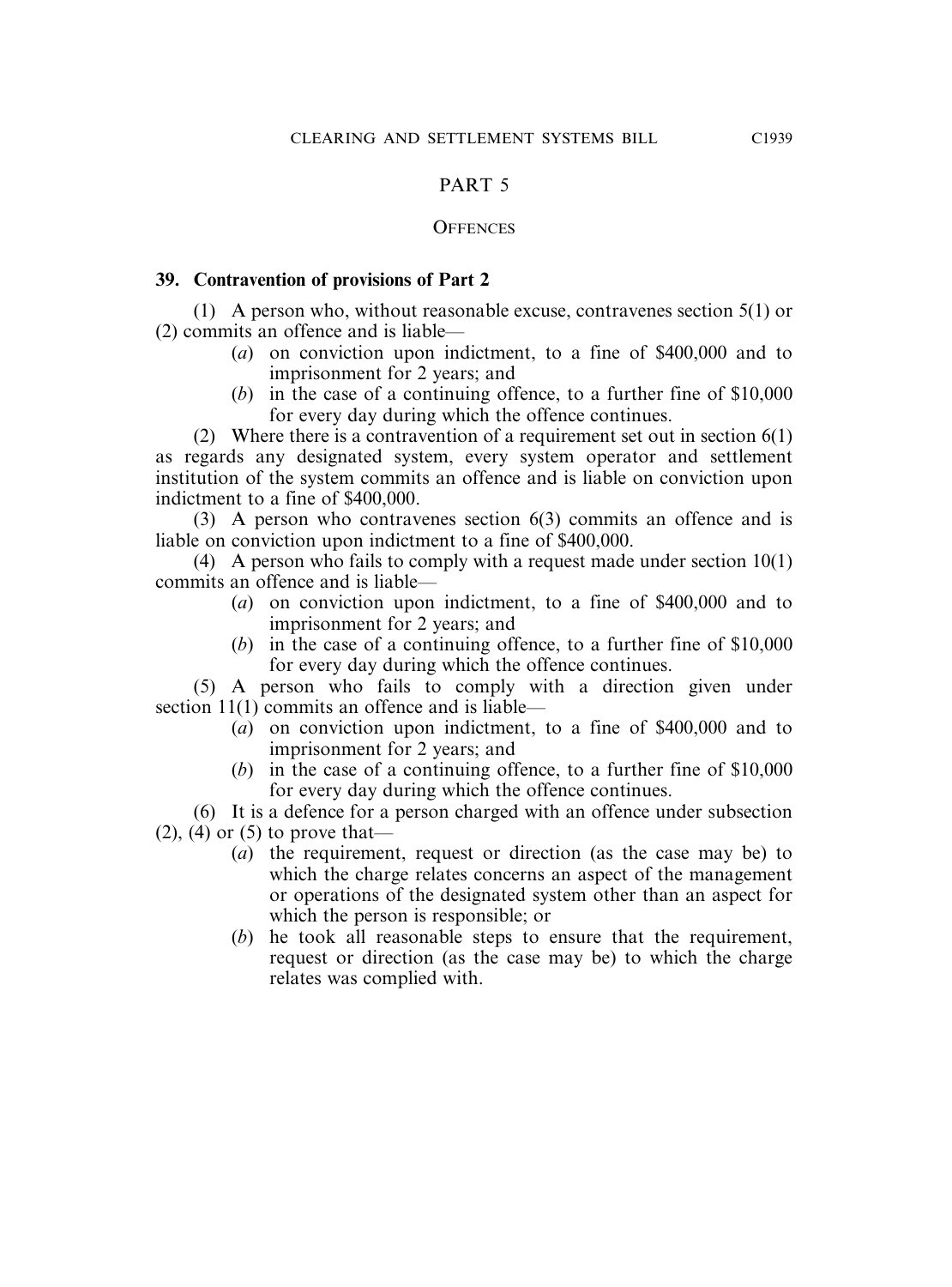## PART 5

### OFFENCES

**39. Contravention of provisions of Part 2**

(1) A person who, without reasonable excuse, contravenes section 5(1) or (2) commits an offence and is liable—

- (*a*) on conviction upon indictment, to a fine of $400,000 and to imprisonment for 2 years; and
- (*b*) in the case of a continuing offence, to a further fine of $10,000 for every day during which the offence continues.

(2) Where there is a contravention of a requirement set out in section 6(1) as regards any designated system, every system operator and settlement institution of the system commits an offence and is liable on conviction upon indictment to a fine of $400,000.

(3) A person who contravenes section 6(3) commits an offence and is liable on conviction upon indictment to a fine of $400,000.

(4) A person who fails to comply with a request made under section 10(1) commits an offence and is liable—

- (*a*) on conviction upon indictment, to a fine of $400,000 and to imprisonment for 2 years; and
- (*b*) in the case of a continuing offence, to a further fine of $10,000 for every day during which the offence continues.

(5) A person who fails to comply with a direction given under section 11(1) commits an offence and is liable—

- (*a*) on conviction upon indictment, to a fine of $400,000 and to imprisonment for 2 years; and
- (*b*) in the case of a continuing offence, to a further fine of $10,000 for every day during which the offence continues.

(6) It is a defence for a person charged with an offence under subsection (2), (4) or (5) to prove that—

- (*a*) the requirement, request or direction (as the case may be) to which the charge relates concerns an aspect of the management or operations of the designated system other than an aspect for which the person is responsible; or
- (*b*) he took all reasonable steps to ensure that the requirement, request or direction (as the case may be) to which the charge relates was complied with.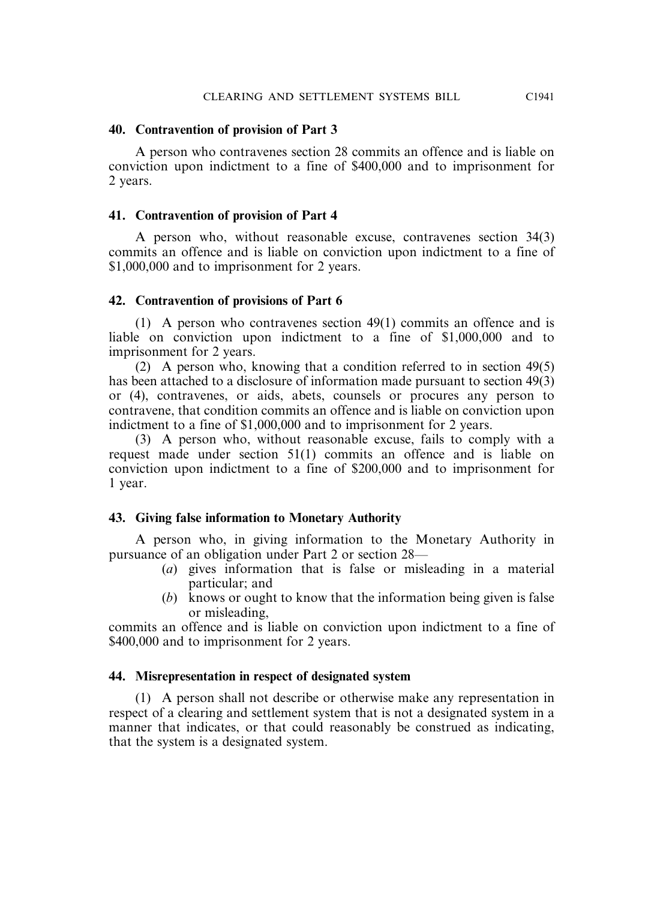### 40. Contravention of provision of Part 3

A person who contravenes section 28 commits an offence and is liable on conviction upon indictment to a fine of $400,000 and to imprisonment for 2 years.

### 41. Contravention of provision of Part 4

A person who, without reasonable excuse, contravenes section 34(3) commits an offence and is liable on conviction upon indictment to a fine of $1,000,000 and to imprisonment for 2 years.

### 42. Contravention of provisions of Part 6

(1) A person who contravenes section 49(1) commits an offence and is liable on conviction upon indictment to a fine of $1,000,000 and to imprisonment for 2 years.

(2) A person who, knowing that a condition referred to in section 49(5) has been attached to a disclosure of information made pursuant to section 49(3) or (4), contravenes, or aids, abets, counsels or procures any person to contravene, that condition commits an offence and is liable on conviction upon indictment to a fine of $1,000,000 and to imprisonment for 2 years.

(3) A person who, without reasonable excuse, fails to comply with a request made under section 51(1) commits an offence and is liable on conviction upon indictment to a fine of $200,000 and to imprisonment for 1 year.

### 43. Giving false information to Monetary Authority

A person who, in giving information to the Monetary Authority in pursuance of an obligation under Part 2 or section 28—

(*a*) gives information that is false or misleading in a material particular; and

(*b*) knows or ought to know that the information being given is false or misleading,

commits an offence and is liable on conviction upon indictment to a fine of $400,000 and to imprisonment for 2 years.

### 44. Misrepresentation in respect of designated system

(1) A person shall not describe or otherwise make any representation in respect of a clearing and settlement system that is not a designated system in a manner that indicates, or that could reasonably be construed as indicating, that the system is a designated system.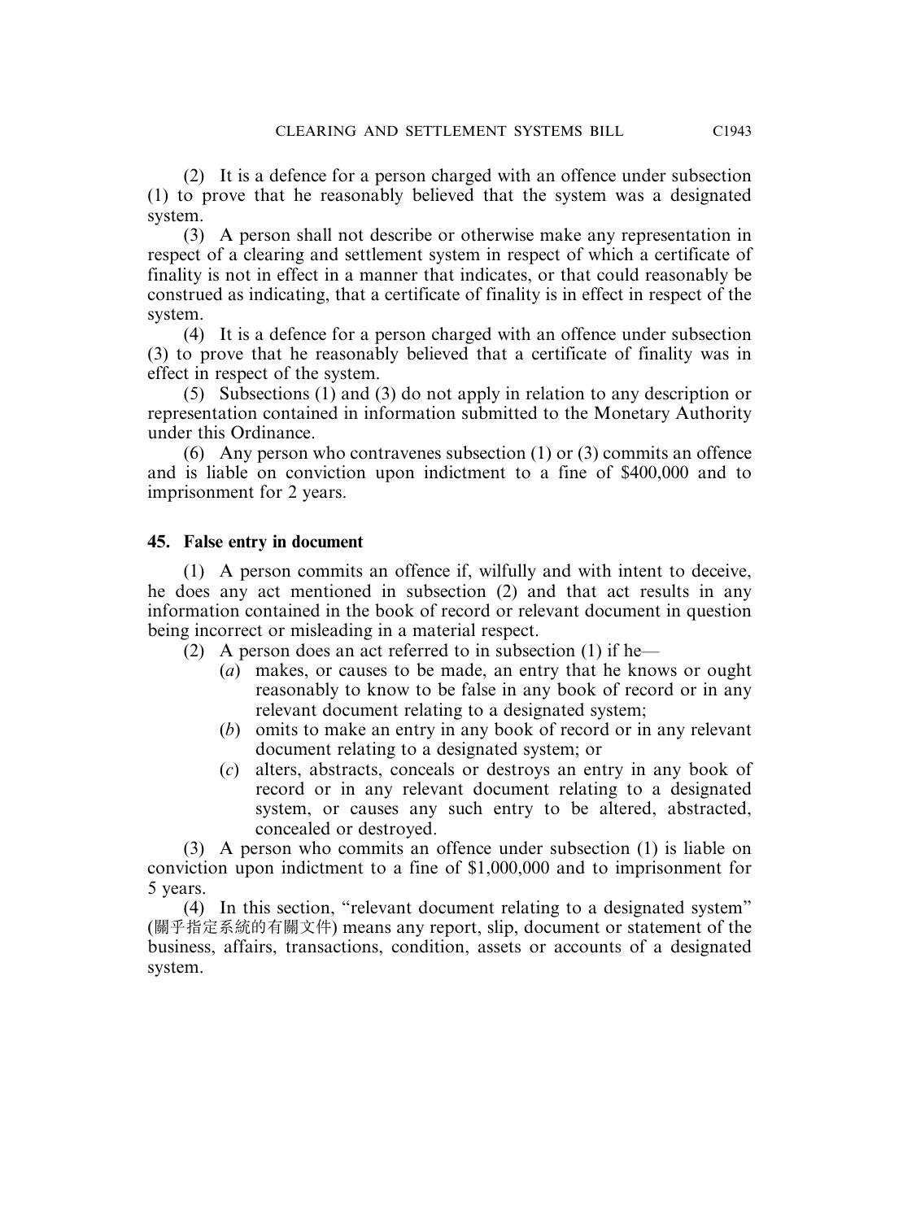(2) It is a defence for a person charged with an offence under subsection (1) to prove that he reasonably believed that the system was a designated system.

(3) A person shall not describe or otherwise make any representation in respect of a clearing and settlement system in respect of which a certificate of finality is not in effect in a manner that indicates, or that could reasonably be construed as indicating, that a certificate of finality is in effect in respect of the system.

(4) It is a defence for a person charged with an offence under subsection (3) to prove that he reasonably believed that a certificate of finality was in effect in respect of the system.

(5) Subsections (1) and (3) do not apply in relation to any description or representation contained in information submitted to the Monetary Authority under this Ordinance.

(6) Any person who contravenes subsection (1) or (3) commits an offence and is liable on conviction upon indictment to a fine of $400,000 and to imprisonment for 2 years.

**45. False entry in document**

(1) A person commits an offence if, wilfully and with intent to deceive, he does any act mentioned in subsection (2) and that act results in any information contained in the book of record or relevant document in question being incorrect or misleading in a material respect.

(2) A person does an act referred to in subsection (1) if he—

(*a*) makes, or causes to be made, an entry that he knows or ought reasonably to know to be false in any book of record or in any relevant document relating to a designated system;

(*b*) omits to make an entry in any book of record or in any relevant document relating to a designated system; or

(*c*) alters, abstracts, conceals or destroys an entry in any book of record or in any relevant document relating to a designated system, or causes any such entry to be altered, abstracted, concealed or destroyed.

(3) A person who commits an offence under subsection (1) is liable on conviction upon indictment to a fine of $1,000,000 and to imprisonment for 5 years.

(4) In this section, "relevant document relating to a designated system" (關乎指定系統的有關文件) means any report, slip, document or statement of the business, affairs, transactions, condition, assets or accounts of a designated system.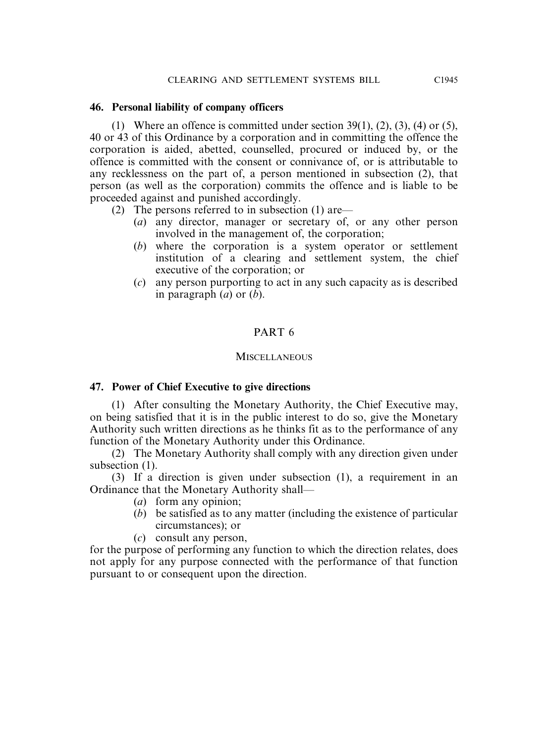### 46. Personal liability of company officers

(1) Where an offence is committed under section 39(1), (2), (3), (4) or (5), 40 or 43 of this Ordinance by a corporation and in committing the offence the corporation is aided, abetted, counselled, procured or induced by, or the offence is committed with the consent or connivance of, or is attributable to any recklessness on the part of, a person mentioned in subsection (2), that person (as well as the corporation) commits the offence and is liable to be proceeded against and punished accordingly.

(2) The persons referred to in subsection (1) are—

- (*a*) any director, manager or secretary of, or any other person involved in the management of, the corporation;
- (*b*) where the corporation is a system operator or settlement institution of a clearing and settlement system, the chief executive of the corporation; or
- (*c*) any person purporting to act in any such capacity as is described in paragraph (*a*) or (*b*).

## PART 6

## MISCELLANEOUS

### 47. Power of Chief Executive to give directions

(1) After consulting the Monetary Authority, the Chief Executive may, on being satisfied that it is in the public interest to do so, give the Monetary Authority such written directions as he thinks fit as to the performance of any function of the Monetary Authority under this Ordinance.

(2) The Monetary Authority shall comply with any direction given under subsection (1).

(3) If a direction is given under subsection (1), a requirement in an Ordinance that the Monetary Authority shall—

- (*a*) form any opinion;
- (*b*) be satisfied as to any matter (including the existence of particular circumstances); or
- (*c*) consult any person,

for the purpose of performing any function to which the direction relates, does not apply for any purpose connected with the performance of that function pursuant to or consequent upon the direction.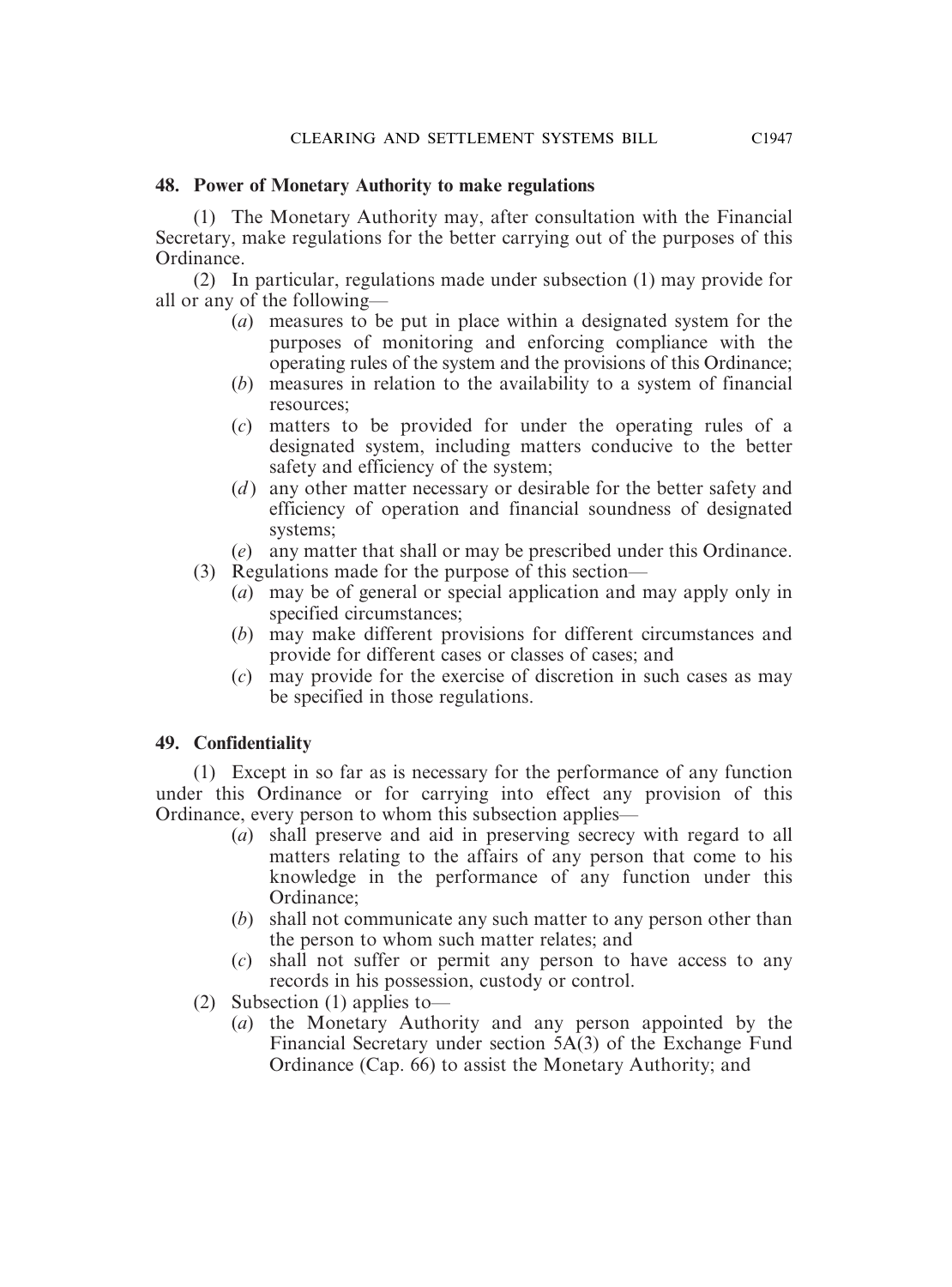### 48. Power of Monetary Authority to make regulations

(1) The Monetary Authority may, after consultation with the Financial Secretary, make regulations for the better carrying out of the purposes of this Ordinance.

(2) In particular, regulations made under subsection (1) may provide for all or any of the following—

- (*a*) measures to be put in place within a designated system for the purposes of monitoring and enforcing compliance with the operating rules of the system and the provisions of this Ordinance;
- (*b*) measures in relation to the availability to a system of financial resources;
- (*c*) matters to be provided for under the operating rules of a designated system, including matters conducive to the better safety and efficiency of the system;
- (*d*) any other matter necessary or desirable for the better safety and efficiency of operation and financial soundness of designated systems;
- (*e*) any matter that shall or may be prescribed under this Ordinance.

(3) Regulations made for the purpose of this section—

- (*a*) may be of general or special application and may apply only in specified circumstances;
- (*b*) may make different provisions for different circumstances and provide for different cases or classes of cases; and
- (*c*) may provide for the exercise of discretion in such cases as may be specified in those regulations.

### 49. Confidentiality

(1) Except in so far as is necessary for the performance of any function under this Ordinance or for carrying into effect any provision of this Ordinance, every person to whom this subsection applies—

- (*a*) shall preserve and aid in preserving secrecy with regard to all matters relating to the affairs of any person that come to his knowledge in the performance of any function under this Ordinance;
- (*b*) shall not communicate any such matter to any person other than the person to whom such matter relates; and
- (*c*) shall not suffer or permit any person to have access to any records in his possession, custody or control.

(2) Subsection (1) applies to—

- (*a*) the Monetary Authority and any person appointed by the Financial Secretary under section 5A(3) of the Exchange Fund Ordinance (Cap. 66) to assist the Monetary Authority; and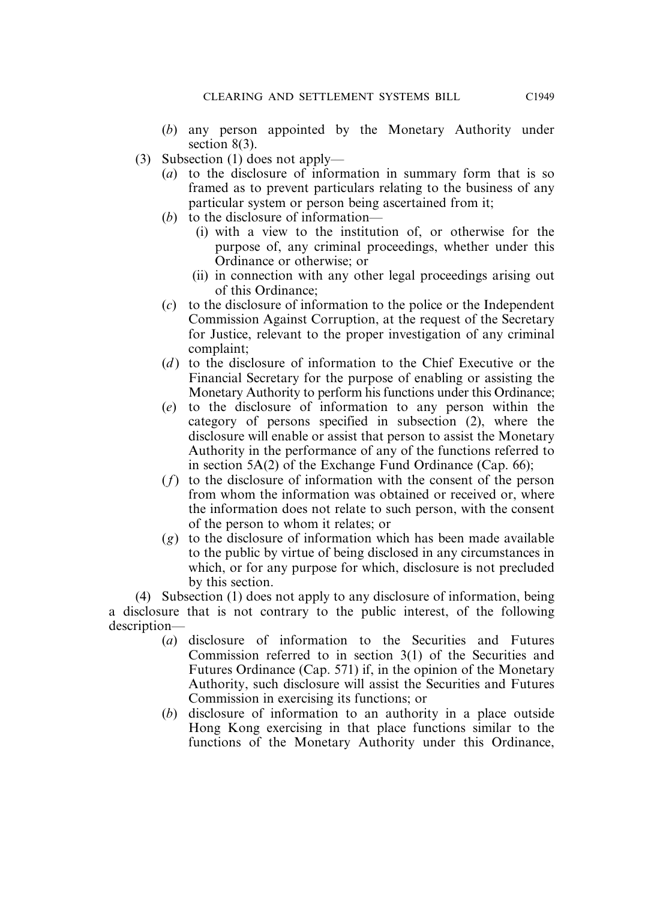(*b*) any person appointed by the Monetary Authority under section 8(3).

(3) Subsection (1) does not apply—

(*a*) to the disclosure of information in summary form that is so framed as to prevent particulars relating to the business of any particular system or person being ascertained from it;

(*b*) to the disclosure of information—

(i) with a view to the institution of, or otherwise for the purpose of, any criminal proceedings, whether under this Ordinance or otherwise; or

(ii) in connection with any other legal proceedings arising out of this Ordinance;

(*c*) to the disclosure of information to the police or the Independent Commission Against Corruption, at the request of the Secretary for Justice, relevant to the proper investigation of any criminal complaint;

(*d*) to the disclosure of information to the Chief Executive or the Financial Secretary for the purpose of enabling or assisting the Monetary Authority to perform his functions under this Ordinance;

(*e*) to the disclosure of information to any person within the category of persons specified in subsection (2), where the disclosure will enable or assist that person to assist the Monetary Authority in the performance of any of the functions referred to in section 5A(2) of the Exchange Fund Ordinance (Cap. 66);

(*f*) to the disclosure of information with the consent of the person from whom the information was obtained or received or, where the information does not relate to such person, with the consent of the person to whom it relates; or

(*g*) to the disclosure of information which has been made available to the public by virtue of being disclosed in any circumstances in which, or for any purpose for which, disclosure is not precluded by this section.

(4) Subsection (1) does not apply to any disclosure of information, being a disclosure that is not contrary to the public interest, of the following description—

(*a*) disclosure of information to the Securities and Futures Commission referred to in section 3(1) of the Securities and Futures Ordinance (Cap. 571) if, in the opinion of the Monetary Authority, such disclosure will assist the Securities and Futures Commission in exercising its functions; or

(*b*) disclosure of information to an authority in a place outside Hong Kong exercising in that place functions similar to the functions of the Monetary Authority under this Ordinance,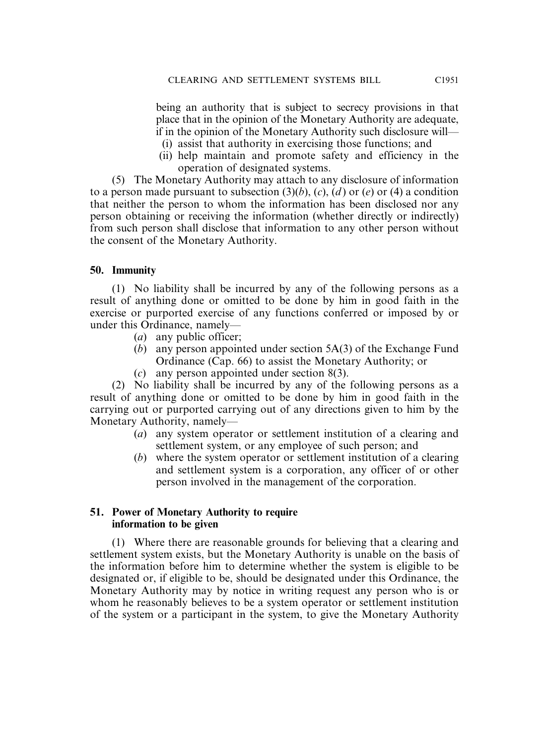being an authority that is subject to secrecy provisions in that place that in the opinion of the Monetary Authority are adequate, if in the opinion of the Monetary Authority such disclosure will—

(i) assist that authority in exercising those functions; and

(ii) help maintain and promote safety and efficiency in the operation of designated systems.

(5) The Monetary Authority may attach to any disclosure of information to a person made pursuant to subsection (3)(*b*), (*c*), (*d*) or (*e*) or (4) a condition that neither the person to whom the information has been disclosed nor any person obtaining or receiving the information (whether directly or indirectly) from such person shall disclose that information to any other person without the consent of the Monetary Authority.

**50. Immunity**

(1) No liability shall be incurred by any of the following persons as a result of anything done or omitted to be done by him in good faith in the exercise or purported exercise of any functions conferred or imposed by or under this Ordinance, namely—

(*a*) any public officer;

(*b*) any person appointed under section 5A(3) of the Exchange Fund Ordinance (Cap. 66) to assist the Monetary Authority; or

(*c*) any person appointed under section 8(3).

(2) No liability shall be incurred by any of the following persons as a result of anything done or omitted to be done by him in good faith in the carrying out or purported carrying out of any directions given to him by the Monetary Authority, namely—

(*a*) any system operator or settlement institution of a clearing and settlement system, or any employee of such person; and

(*b*) where the system operator or settlement institution of a clearing and settlement system is a corporation, any officer of or other person involved in the management of the corporation.

**51. Power of Monetary Authority to require information to be given**

(1) Where there are reasonable grounds for believing that a clearing and settlement system exists, but the Monetary Authority is unable on the basis of the information before him to determine whether the system is eligible to be designated or, if eligible to be, should be designated under this Ordinance, the Monetary Authority may by notice in writing request any person who is or whom he reasonably believes to be a system operator or settlement institution of the system or a participant in the system, to give the Monetary Authority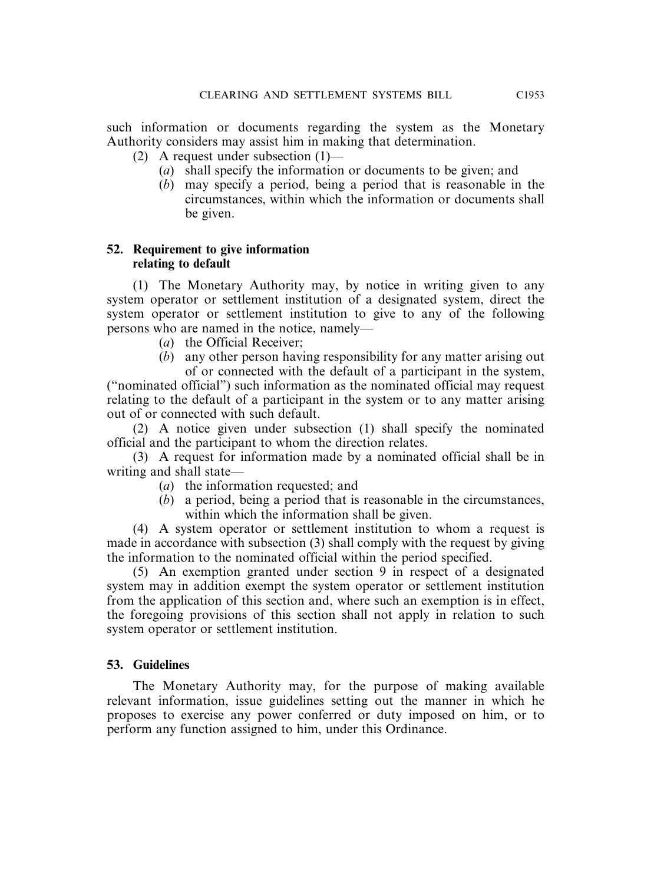such information or documents regarding the system as the Monetary Authority considers may assist him in making that determination.

(2) A request under subsection (1)—

(*a*) shall specify the information or documents to be given; and

(*b*) may specify a period, being a period that is reasonable in the circumstances, within which the information or documents shall be given.

**52. Requirement to give information relating to default**

(1) The Monetary Authority may, by notice in writing given to any system operator or settlement institution of a designated system, direct the system operator or settlement institution to give to any of the following persons who are named in the notice, namely—

(*a*) the Official Receiver;

(*b*) any other person having responsibility for any matter arising out of or connected with the default of a participant in the system,

("nominated official") such information as the nominated official may request relating to the default of a participant in the system or to any matter arising out of or connected with such default.

(2) A notice given under subsection (1) shall specify the nominated official and the participant to whom the direction relates.

(3) A request for information made by a nominated official shall be in writing and shall state—

(*a*) the information requested; and

(*b*) a period, being a period that is reasonable in the circumstances, within which the information shall be given.

(4) A system operator or settlement institution to whom a request is made in accordance with subsection (3) shall comply with the request by giving the information to the nominated official within the period specified.

(5) An exemption granted under section 9 in respect of a designated system may in addition exempt the system operator or settlement institution from the application of this section and, where such an exemption is in effect, the foregoing provisions of this section shall not apply in relation to such system operator or settlement institution.

**53. Guidelines**

The Monetary Authority may, for the purpose of making available relevant information, issue guidelines setting out the manner in which he proposes to exercise any power conferred or duty imposed on him, or to perform any function assigned to him, under this Ordinance.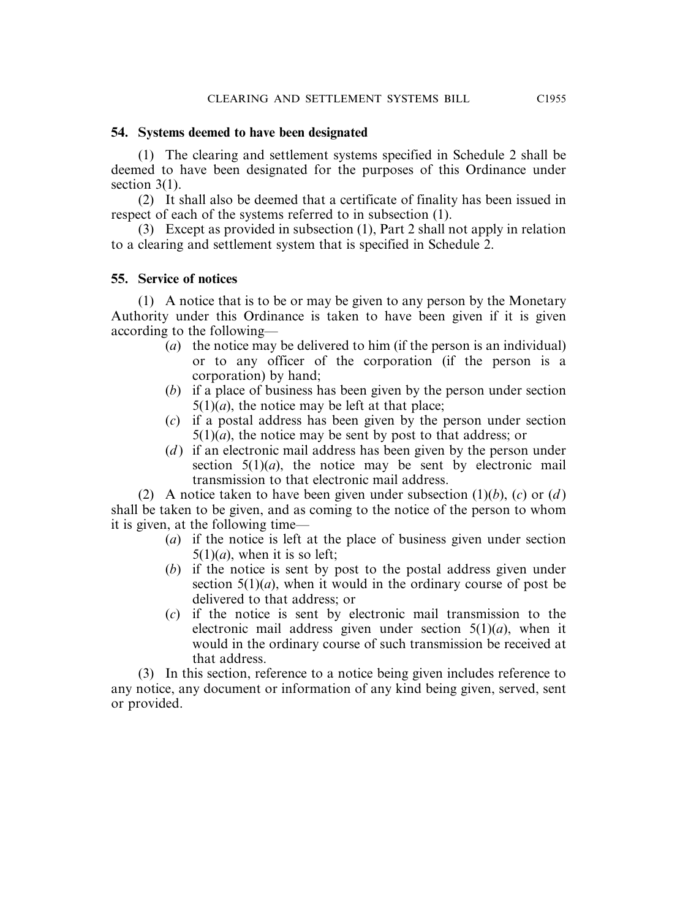**54. Systems deemed to have been designated**

(1) The clearing and settlement systems specified in Schedule 2 shall be deemed to have been designated for the purposes of this Ordinance under section 3(1).

(2) It shall also be deemed that a certificate of finality has been issued in respect of each of the systems referred to in subsection (1).

(3) Except as provided in subsection (1), Part 2 shall not apply in relation to a clearing and settlement system that is specified in Schedule 2.

**55. Service of notices**

(1) A notice that is to be or may be given to any person by the Monetary Authority under this Ordinance is taken to have been given if it is given according to the following—

- (*a*) the notice may be delivered to him (if the person is an individual) or to any officer of the corporation (if the person is a corporation) by hand;
- (*b*) if a place of business has been given by the person under section 5(1)(*a*), the notice may be left at that place;
- (*c*) if a postal address has been given by the person under section 5(1)(*a*), the notice may be sent by post to that address; or
- (*d*) if an electronic mail address has been given by the person under section 5(1)(*a*), the notice may be sent by electronic mail transmission to that electronic mail address.

(2) A notice taken to have been given under subsection (1)(*b*), (*c*) or (*d*) shall be taken to be given, and as coming to the notice of the person to whom it is given, at the following time—

- (*a*) if the notice is left at the place of business given under section 5(1)(*a*), when it is so left;
- (*b*) if the notice is sent by post to the postal address given under section 5(1)(*a*), when it would in the ordinary course of post be delivered to that address; or
- (*c*) if the notice is sent by electronic mail transmission to the electronic mail address given under section 5(1)(*a*), when it would in the ordinary course of such transmission be received at that address.

(3) In this section, reference to a notice being given includes reference to any notice, any document or information of any kind being given, served, sent or provided.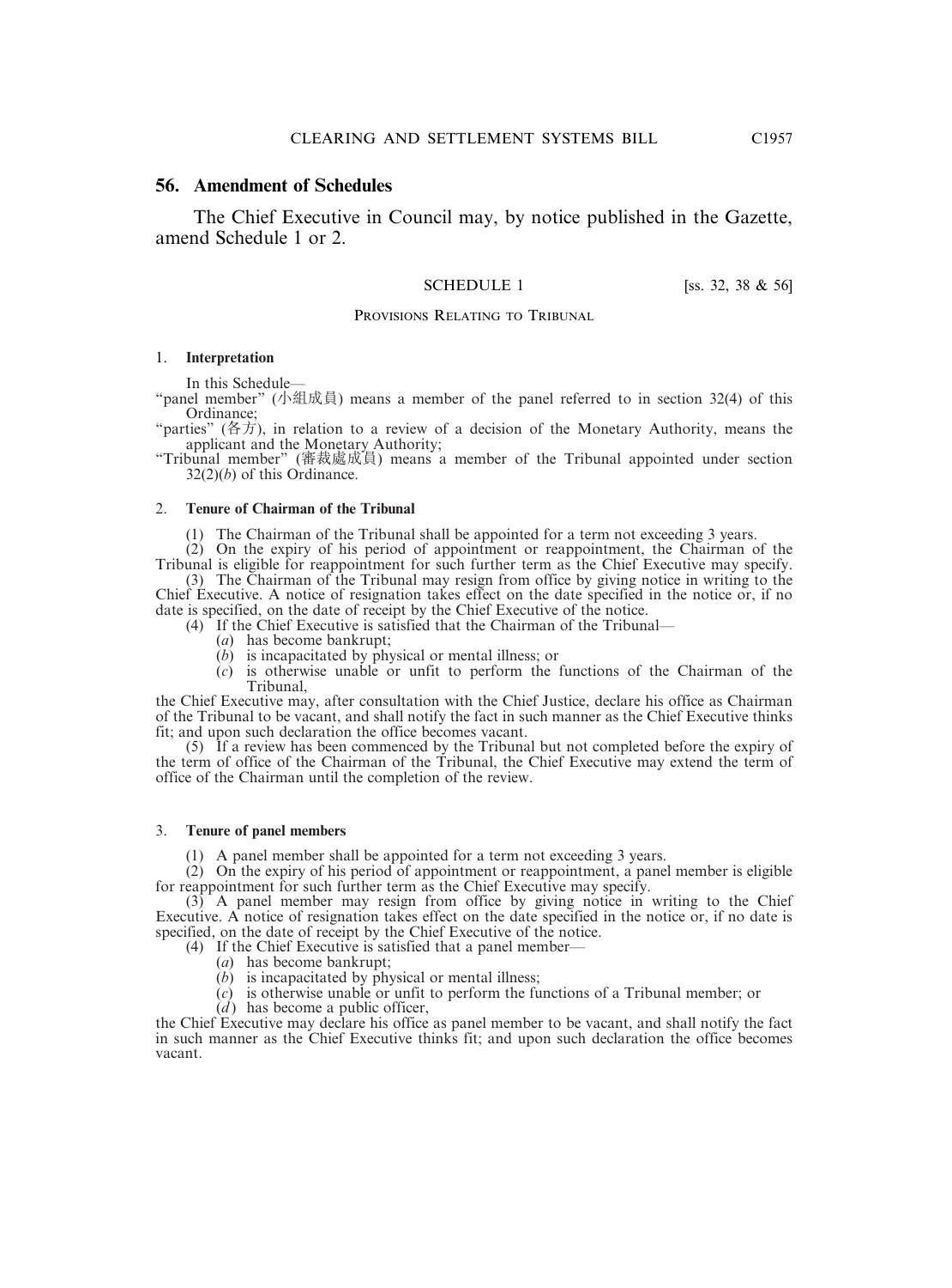## 56. Amendment of Schedules

The Chief Executive in Council may, by notice published in the Gazette, amend Schedule 1 or 2.

SCHEDULE 1 [ss. 32, 38 & 56]

PROVISIONS RELATING TO TRIBUNAL

### 1. Interpretation

In this Schedule—

"panel member" (小組成員) means a member of the panel referred to in section 32(4) of this Ordinance;

"parties" (各方), in relation to a review of a decision of the Monetary Authority, means the applicant and the Monetary Authority;

"Tribunal member" (審裁處成員) means a member of the Tribunal appointed under section 32(2)(*b*) of this Ordinance.

### 2. Tenure of Chairman of the Tribunal

(1) The Chairman of the Tribunal shall be appointed for a term not exceeding 3 years.

(2) On the expiry of his period of appointment or reappointment, the Chairman of the Tribunal is eligible for reappointment for such further term as the Chief Executive may specify.

(3) The Chairman of the Tribunal may resign from office by giving notice in writing to the Chief Executive. A notice of resignation takes effect on the date specified in the notice or, if no date is specified, on the date of receipt by the Chief Executive of the notice.

(4) If the Chief Executive is satisfied that the Chairman of the Tribunal—

(*a*) has become bankrupt;

(*b*) is incapacitated by physical or mental illness; or

(*c*) is otherwise unable or unfit to perform the functions of the Chairman of the Tribunal,

the Chief Executive may, after consultation with the Chief Justice, declare his office as Chairman of the Tribunal to be vacant, and shall notify the fact in such manner as the Chief Executive thinks fit; and upon such declaration the office becomes vacant.

(5) If a review has been commenced by the Tribunal but not completed before the expiry of the term of office of the Chairman of the Tribunal, the Chief Executive may extend the term of office of the Chairman until the completion of the review.

### 3. Tenure of panel members

(1) A panel member shall be appointed for a term not exceeding 3 years.

(2) On the expiry of his period of appointment or reappointment, a panel member is eligible for reappointment for such further term as the Chief Executive may specify.

(3) A panel member may resign from office by giving notice in writing to the Chief Executive. A notice of resignation takes effect on the date specified in the notice or, if no date is specified, on the date of receipt by the Chief Executive of the notice.

(4) If the Chief Executive is satisfied that a panel member—

(*a*) has become bankrupt;

(*b*) is incapacitated by physical or mental illness;

(*c*) is otherwise unable or unfit to perform the functions of a Tribunal member; or

(*d*) has become a public officer,

the Chief Executive may declare his office as panel member to be vacant, and shall notify the fact in such manner as the Chief Executive thinks fit; and upon such declaration the office becomes vacant.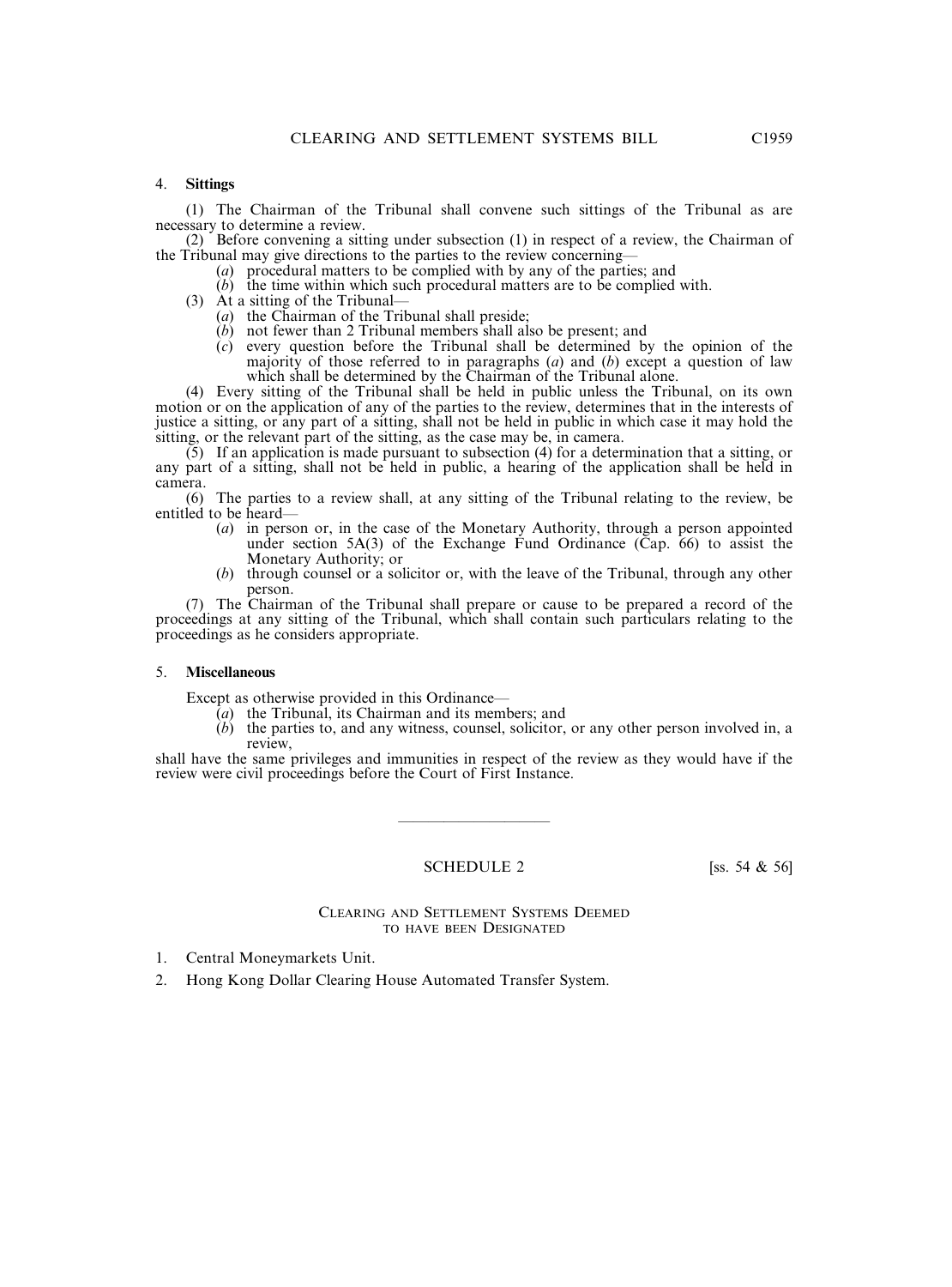4. **Sittings**

(1) The Chairman of the Tribunal shall convene such sittings of the Tribunal as are necessary to determine a review.

(2) Before convening a sitting under subsection (1) in respect of a review, the Chairman of the Tribunal may give directions to the parties to the review concerning—

(*a*) procedural matters to be complied with by any of the parties; and

(*b*) the time within which such procedural matters are to be complied with.

(3) At a sitting of the Tribunal—

(*a*) the Chairman of the Tribunal shall preside;

(*b*) not fewer than 2 Tribunal members shall also be present; and

(*c*) every question before the Tribunal shall be determined by the opinion of the majority of those referred to in paragraphs (*a*) and (*b*) except a question of law which shall be determined by the Chairman of the Tribunal alone.

(4) Every sitting of the Tribunal shall be held in public unless the Tribunal, on its own motion or on the application of any of the parties to the review, determines that in the interests of justice a sitting, or any part of a sitting, shall not be held in public in which case it may hold the sitting, or the relevant part of the sitting, as the case may be, in camera.

(5) If an application is made pursuant to subsection (4) for a determination that a sitting, or any part of a sitting, shall not be held in public, a hearing of the application shall be held in camera.

(6) The parties to a review shall, at any sitting of the Tribunal relating to the review, be entitled to be heard—

(*a*) in person or, in the case of the Monetary Authority, through a person appointed under section 5A(3) of the Exchange Fund Ordinance (Cap. 66) to assist the Monetary Authority; or

(*b*) through counsel or a solicitor or, with the leave of the Tribunal, through any other person.

(7) The Chairman of the Tribunal shall prepare or cause to be prepared a record of the proceedings at any sitting of the Tribunal, which shall contain such particulars relating to the proceedings as he considers appropriate.

5. **Miscellaneous**

Except as otherwise provided in this Ordinance—

(*a*) the Tribunal, its Chairman and its members; and

(*b*) the parties to, and any witness, counsel, solicitor, or any other person involved in, a review,

shall have the same privileges and immunities in respect of the review as they would have if the review were civil proceedings before the Court of First Instance.

---

SCHEDULE 2 [ss. 54 & 56]

CLEARING AND SETTLEMENT SYSTEMS DEEMED TO HAVE BEEN DESIGNATED

1. Central Moneymarkets Unit.
2. Hong Kong Dollar Clearing House Automated Transfer System.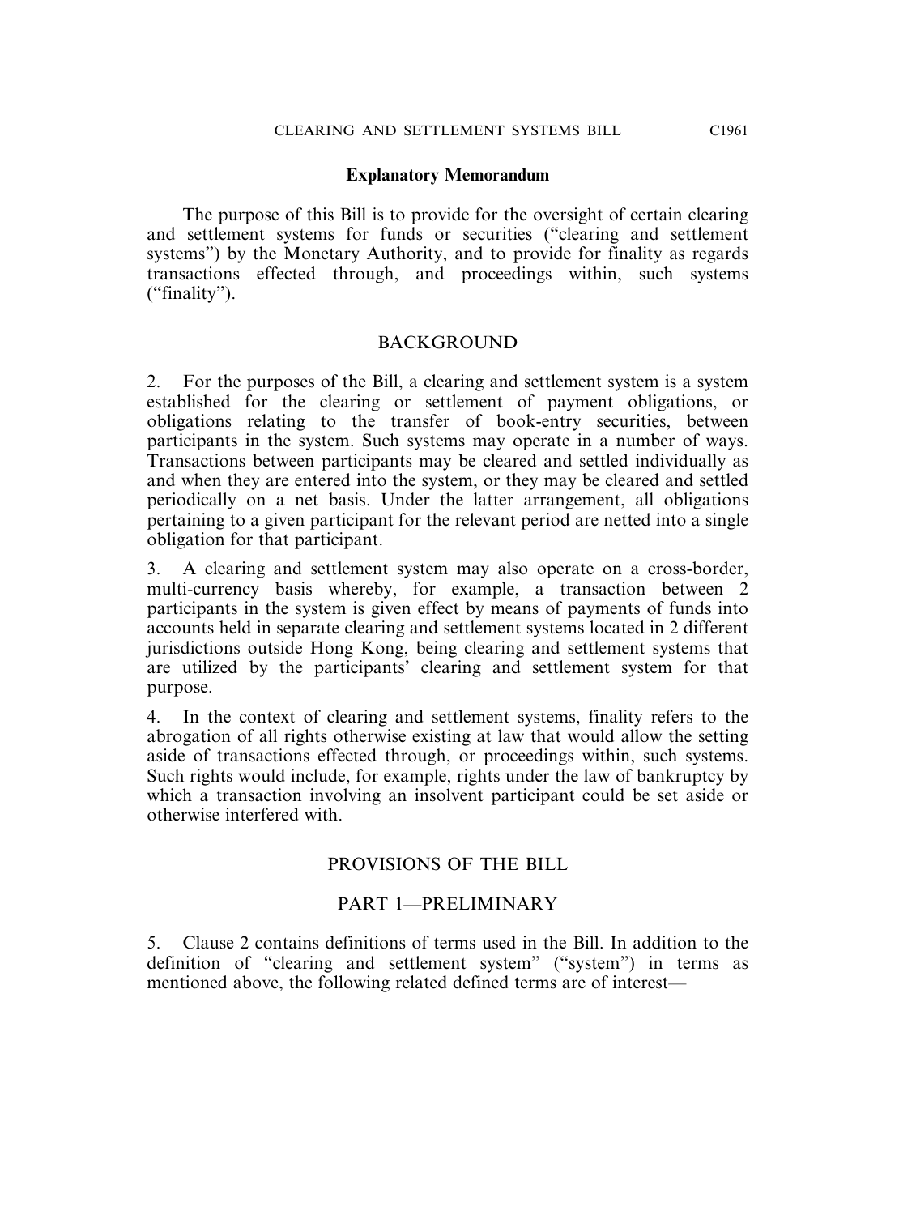## Explanatory Memorandum

The purpose of this Bill is to provide for the oversight of certain clearing and settlement systems for funds or securities ("clearing and settlement systems") by the Monetary Authority, and to provide for finality as regards transactions effected through, and proceedings within, such systems ("finality").

### BACKGROUND

2. For the purposes of the Bill, a clearing and settlement system is a system established for the clearing or settlement of payment obligations, or obligations relating to the transfer of book-entry securities, between participants in the system. Such systems may operate in a number of ways. Transactions between participants may be cleared and settled individually as and when they are entered into the system, or they may be cleared and settled periodically on a net basis. Under the latter arrangement, all obligations pertaining to a given participant for the relevant period are netted into a single obligation for that participant.

3. A clearing and settlement system may also operate on a cross-border, multi-currency basis whereby, for example, a transaction between 2 participants in the system is given effect by means of payments of funds into accounts held in separate clearing and settlement systems located in 2 different jurisdictions outside Hong Kong, being clearing and settlement systems that are utilized by the participants' clearing and settlement system for that purpose.

4. In the context of clearing and settlement systems, finality refers to the abrogation of all rights otherwise existing at law that would allow the setting aside of transactions effected through, or proceedings within, such systems. Such rights would include, for example, rights under the law of bankruptcy by which a transaction involving an insolvent participant could be set aside or otherwise interfered with.

### PROVISIONS OF THE BILL

### PART 1—PRELIMINARY

5. Clause 2 contains definitions of terms used in the Bill. In addition to the definition of "clearing and settlement system" ("system") in terms as mentioned above, the following related defined terms are of interest—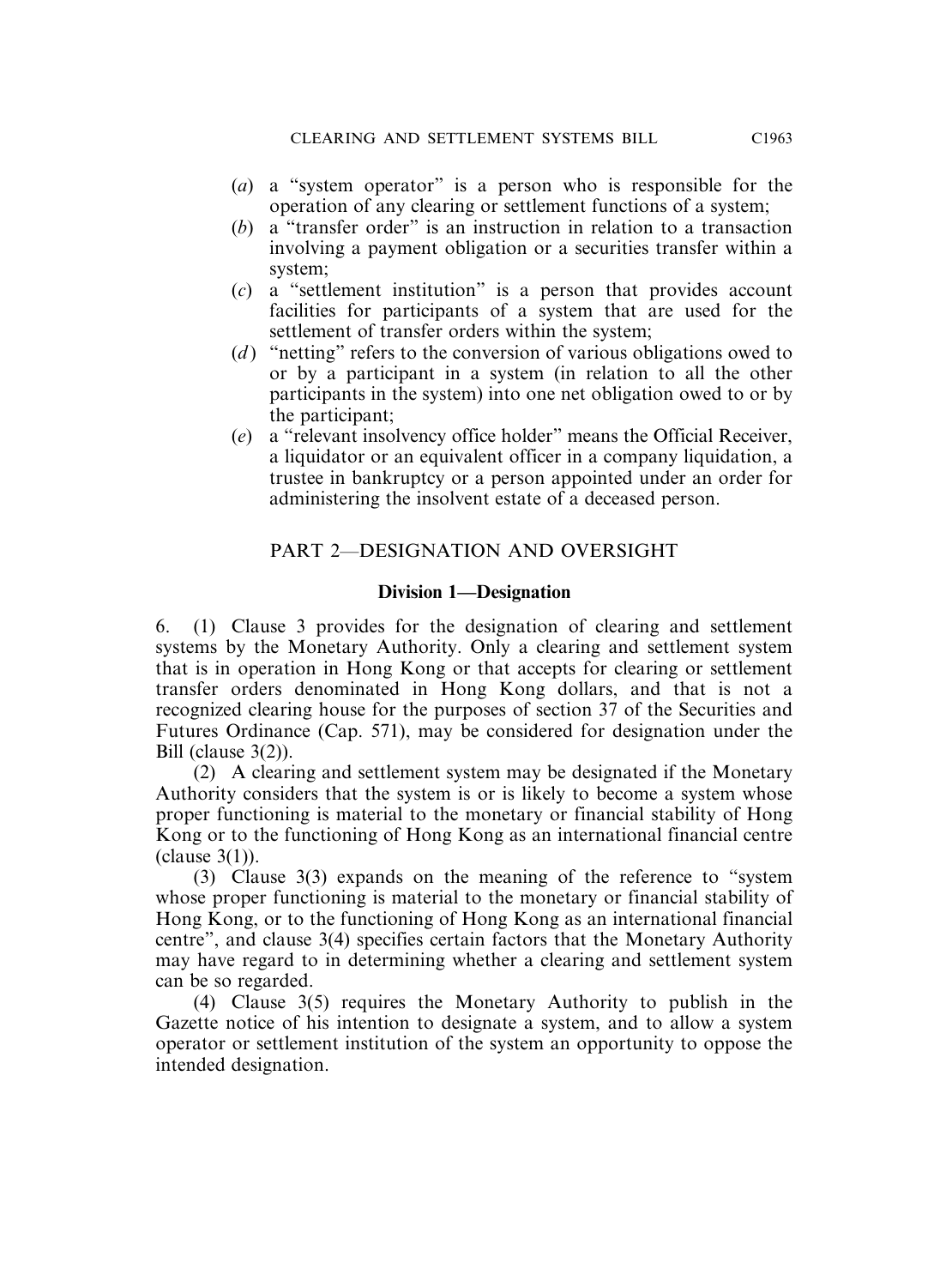(*a*) a "system operator" is a person who is responsible for the operation of any clearing or settlement functions of a system;

(*b*) a "transfer order" is an instruction in relation to a transaction involving a payment obligation or a securities transfer within a system;

(*c*) a "settlement institution" is a person that provides account facilities for participants of a system that are used for the settlement of transfer orders within the system;

(*d*) "netting" refers to the conversion of various obligations owed to or by a participant in a system (in relation to all the other participants in the system) into one net obligation owed to or by the participant;

(*e*) a "relevant insolvency office holder" means the Official Receiver, a liquidator or an equivalent officer in a company liquidation, a trustee in bankruptcy or a person appointed under an order for administering the insolvent estate of a deceased person.

## PART 2—DESIGNATION AND OVERSIGHT

### Division 1—Designation

6. (1) Clause 3 provides for the designation of clearing and settlement systems by the Monetary Authority. Only a clearing and settlement system that is in operation in Hong Kong or that accepts for clearing or settlement transfer orders denominated in Hong Kong dollars, and that is not a recognized clearing house for the purposes of section 37 of the Securities and Futures Ordinance (Cap. 571), may be considered for designation under the Bill (clause 3(2)).

(2) A clearing and settlement system may be designated if the Monetary Authority considers that the system is or is likely to become a system whose proper functioning is material to the monetary or financial stability of Hong Kong or to the functioning of Hong Kong as an international financial centre (clause 3(1)).

(3) Clause 3(3) expands on the meaning of the reference to "system whose proper functioning is material to the monetary or financial stability of Hong Kong, or to the functioning of Hong Kong as an international financial centre", and clause 3(4) specifies certain factors that the Monetary Authority may have regard to in determining whether a clearing and settlement system can be so regarded.

(4) Clause 3(5) requires the Monetary Authority to publish in the Gazette notice of his intention to designate a system, and to allow a system operator or settlement institution of the system an opportunity to oppose the intended designation.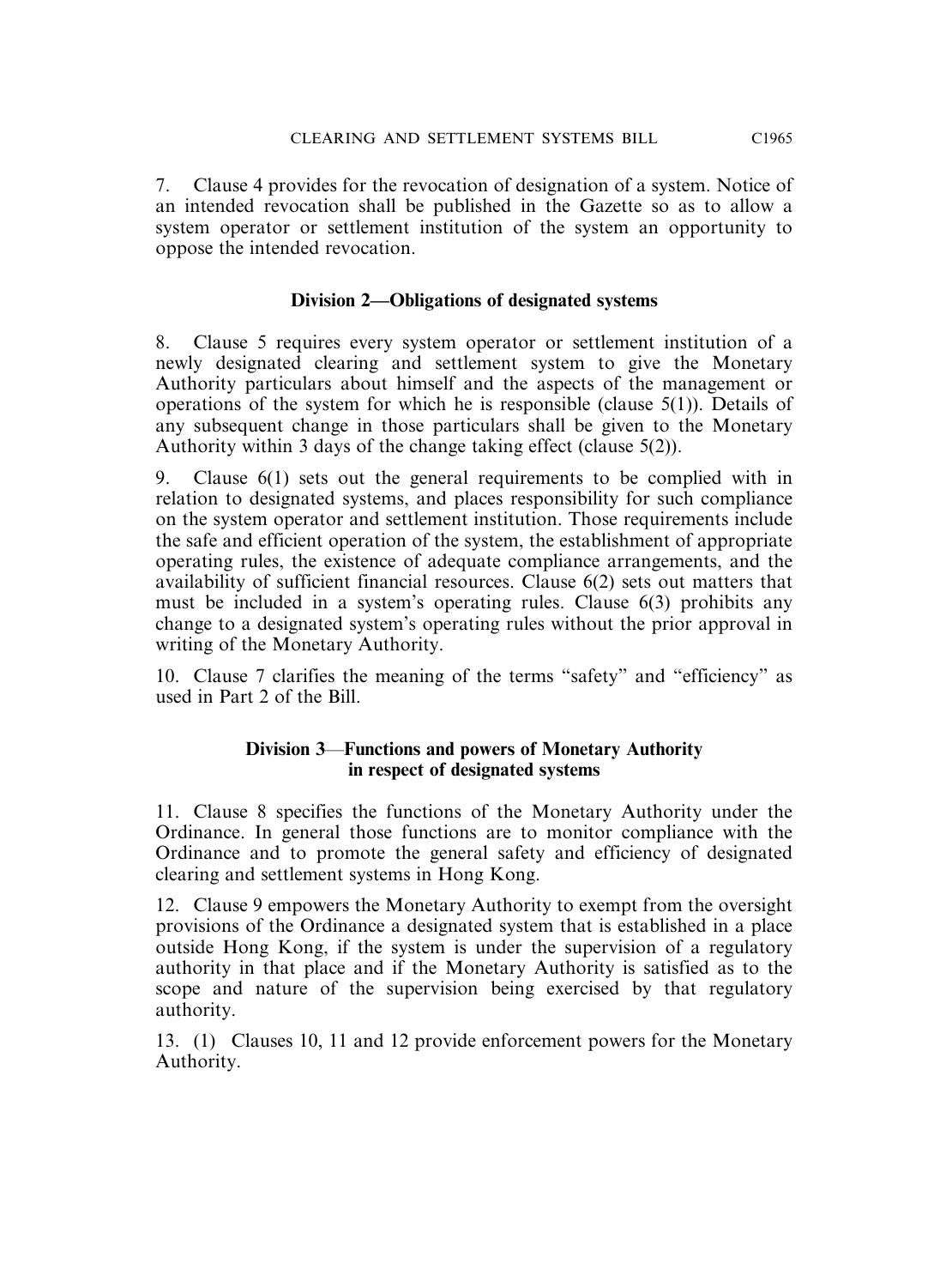7. Clause 4 provides for the revocation of designation of a system. Notice of an intended revocation shall be published in the Gazette so as to allow a system operator or settlement institution of the system an opportunity to oppose the intended revocation.

### Division 2—Obligations of designated systems

8. Clause 5 requires every system operator or settlement institution of a newly designated clearing and settlement system to give the Monetary Authority particulars about himself and the aspects of the management or operations of the system for which he is responsible (clause 5(1)). Details of any subsequent change in those particulars shall be given to the Monetary Authority within 3 days of the change taking effect (clause 5(2)).

9. Clause 6(1) sets out the general requirements to be complied with in relation to designated systems, and places responsibility for such compliance on the system operator and settlement institution. Those requirements include the safe and efficient operation of the system, the establishment of appropriate operating rules, the existence of adequate compliance arrangements, and the availability of sufficient financial resources. Clause 6(2) sets out matters that must be included in a system's operating rules. Clause 6(3) prohibits any change to a designated system's operating rules without the prior approval in writing of the Monetary Authority.

10. Clause 7 clarifies the meaning of the terms "safety" and "efficiency" as used in Part 2 of the Bill.

### Division 3—Functions and powers of Monetary Authority in respect of designated systems

11. Clause 8 specifies the functions of the Monetary Authority under the Ordinance. In general those functions are to monitor compliance with the Ordinance and to promote the general safety and efficiency of designated clearing and settlement systems in Hong Kong.

12. Clause 9 empowers the Monetary Authority to exempt from the oversight provisions of the Ordinance a designated system that is established in a place outside Hong Kong, if the system is under the supervision of a regulatory authority in that place and if the Monetary Authority is satisfied as to the scope and nature of the supervision being exercised by that regulatory authority.

13. (1) Clauses 10, 11 and 12 provide enforcement powers for the Monetary Authority.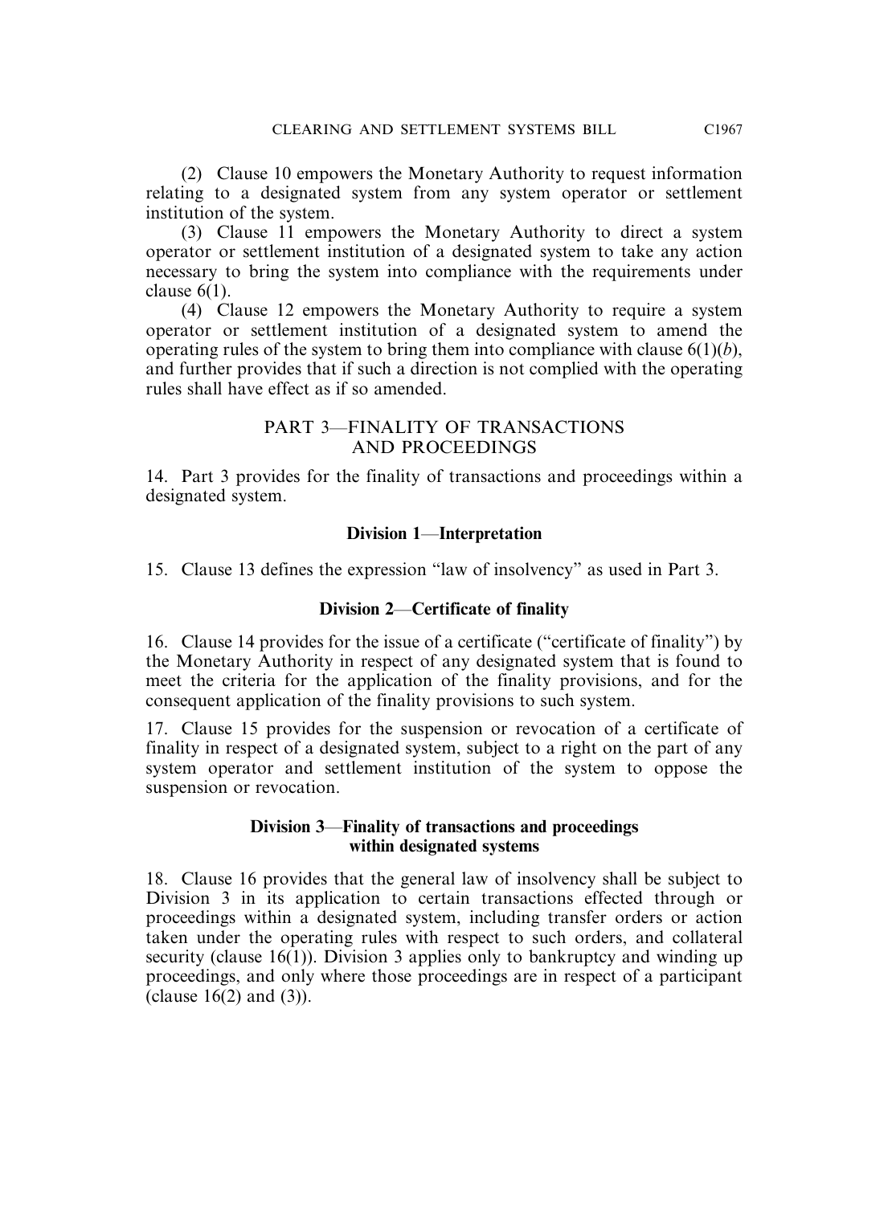(2) Clause 10 empowers the Monetary Authority to request information relating to a designated system from any system operator or settlement institution of the system.

(3) Clause 11 empowers the Monetary Authority to direct a system operator or settlement institution of a designated system to take any action necessary to bring the system into compliance with the requirements under clause 6(1).

(4) Clause 12 empowers the Monetary Authority to require a system operator or settlement institution of a designated system to amend the operating rules of the system to bring them into compliance with clause 6(1)(*b*), and further provides that if such a direction is not complied with the operating rules shall have effect as if so amended.

## PART 3—FINALITY OF TRANSACTIONS AND PROCEEDINGS

14. Part 3 provides for the finality of transactions and proceedings within a designated system.

### Division 1—Interpretation

15. Clause 13 defines the expression "law of insolvency" as used in Part 3.

### Division 2—Certificate of finality

16. Clause 14 provides for the issue of a certificate ("certificate of finality") by the Monetary Authority in respect of any designated system that is found to meet the criteria for the application of the finality provisions, and for the consequent application of the finality provisions to such system.

17. Clause 15 provides for the suspension or revocation of a certificate of finality in respect of a designated system, subject to a right on the part of any system operator and settlement institution of the system to oppose the suspension or revocation.

### Division 3—Finality of transactions and proceedings within designated systems

18. Clause 16 provides that the general law of insolvency shall be subject to Division 3 in its application to certain transactions effected through or proceedings within a designated system, including transfer orders or action taken under the operating rules with respect to such orders, and collateral security (clause 16(1)). Division 3 applies only to bankruptcy and winding up proceedings, and only where those proceedings are in respect of a participant (clause 16(2) and (3)).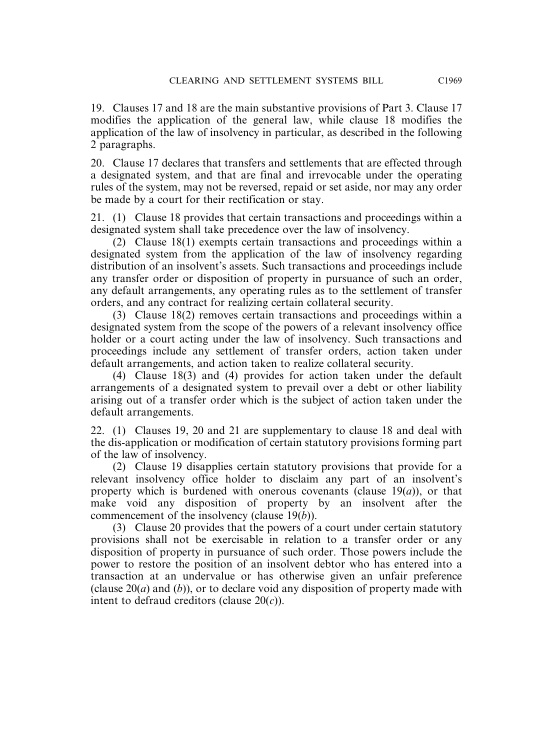19. Clauses 17 and 18 are the main substantive provisions of Part 3. Clause 17 modifies the application of the general law, while clause 18 modifies the application of the law of insolvency in particular, as described in the following 2 paragraphs.

20. Clause 17 declares that transfers and settlements that are effected through a designated system, and that are final and irrevocable under the operating rules of the system, may not be reversed, repaid or set aside, nor may any order be made by a court for their rectification or stay.

21. (1) Clause 18 provides that certain transactions and proceedings within a designated system shall take precedence over the law of insolvency.

(2) Clause 18(1) exempts certain transactions and proceedings within a designated system from the application of the law of insolvency regarding distribution of an insolvent's assets. Such transactions and proceedings include any transfer order or disposition of property in pursuance of such an order, any default arrangements, any operating rules as to the settlement of transfer orders, and any contract for realizing certain collateral security.

(3) Clause 18(2) removes certain transactions and proceedings within a designated system from the scope of the powers of a relevant insolvency office holder or a court acting under the law of insolvency. Such transactions and proceedings include any settlement of transfer orders, action taken under default arrangements, and action taken to realize collateral security.

(4) Clause 18(3) and (4) provides for action taken under the default arrangements of a designated system to prevail over a debt or other liability arising out of a transfer order which is the subject of action taken under the default arrangements.

22. (1) Clauses 19, 20 and 21 are supplementary to clause 18 and deal with the dis-application or modification of certain statutory provisions forming part of the law of insolvency.

(2) Clause 19 disapplies certain statutory provisions that provide for a relevant insolvency office holder to disclaim any part of an insolvent's property which is burdened with onerous covenants (clause 19(*a*)), or that make void any disposition of property by an insolvent after the commencement of the insolvency (clause 19(*b*)).

(3) Clause 20 provides that the powers of a court under certain statutory provisions shall not be exercisable in relation to a transfer order or any disposition of property in pursuance of such order. Those powers include the power to restore the position of an insolvent debtor who has entered into a transaction at an undervalue or has otherwise given an unfair preference (clause 20(*a*) and (*b*)), or to declare void any disposition of property made with intent to defraud creditors (clause 20(*c*)).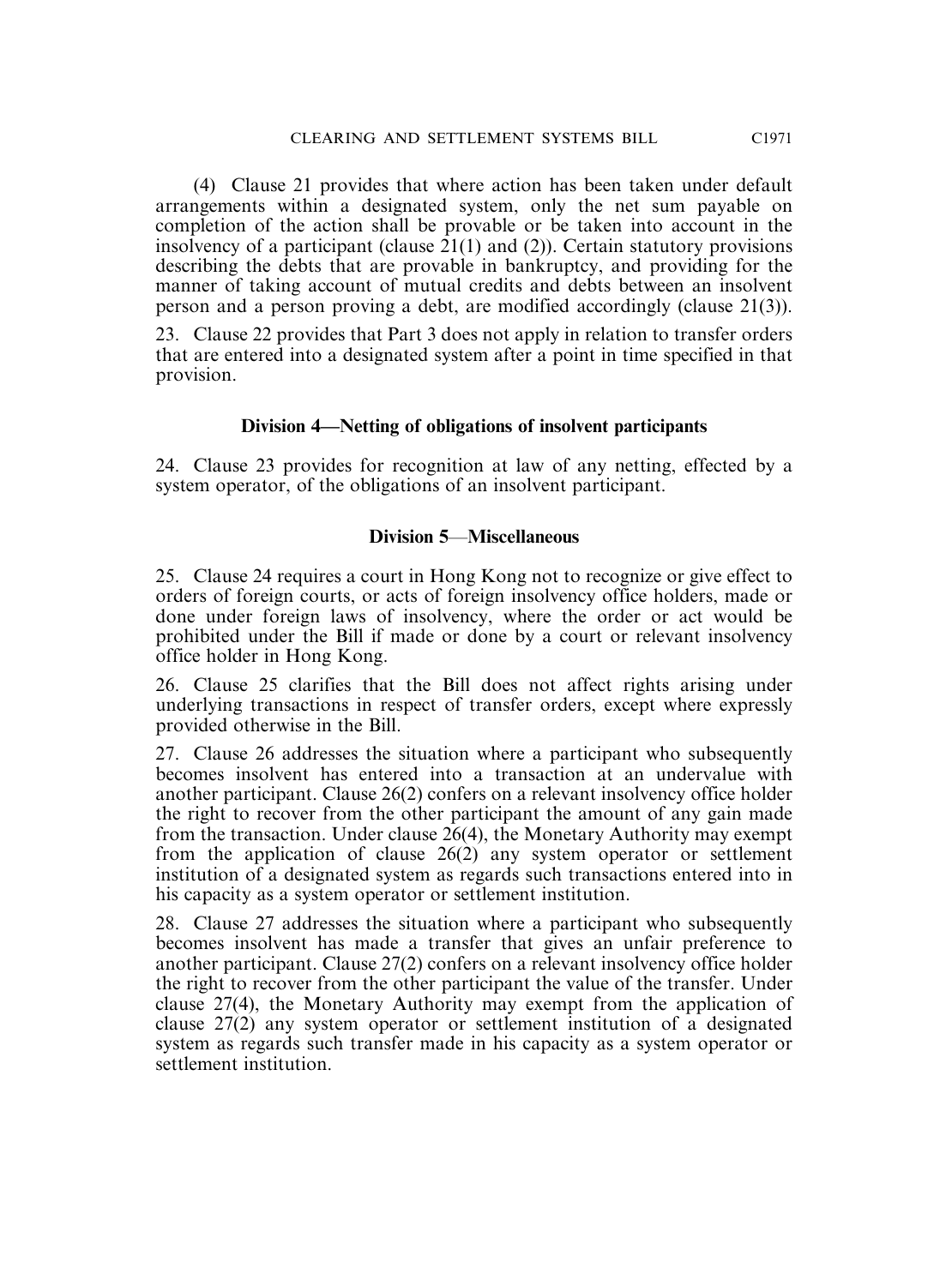(4) Clause 21 provides that where action has been taken under default arrangements within a designated system, only the net sum payable on completion of the action shall be provable or be taken into account in the insolvency of a participant (clause 21(1) and (2)). Certain statutory provisions describing the debts that are provable in bankruptcy, and providing for the manner of taking account of mutual credits and debts between an insolvent person and a person proving a debt, are modified accordingly (clause 21(3)).

23. Clause 22 provides that Part 3 does not apply in relation to transfer orders that are entered into a designated system after a point in time specified in that provision.

### Division 4—Netting of obligations of insolvent participants

24. Clause 23 provides for recognition at law of any netting, effected by a system operator, of the obligations of an insolvent participant.

### Division 5—Miscellaneous

25. Clause 24 requires a court in Hong Kong not to recognize or give effect to orders of foreign courts, or acts of foreign insolvency office holders, made or done under foreign laws of insolvency, where the order or act would be prohibited under the Bill if made or done by a court or relevant insolvency office holder in Hong Kong.

26. Clause 25 clarifies that the Bill does not affect rights arising under underlying transactions in respect of transfer orders, except where expressly provided otherwise in the Bill.

27. Clause 26 addresses the situation where a participant who subsequently becomes insolvent has entered into a transaction at an undervalue with another participant. Clause 26(2) confers on a relevant insolvency office holder the right to recover from the other participant the amount of any gain made from the transaction. Under clause 26(4), the Monetary Authority may exempt from the application of clause 26(2) any system operator or settlement institution of a designated system as regards such transactions entered into in his capacity as a system operator or settlement institution.

28. Clause 27 addresses the situation where a participant who subsequently becomes insolvent has made a transfer that gives an unfair preference to another participant. Clause 27(2) confers on a relevant insolvency office holder the right to recover from the other participant the value of the transfer. Under clause 27(4), the Monetary Authority may exempt from the application of clause 27(2) any system operator or settlement institution of a designated system as regards such transfer made in his capacity as a system operator or settlement institution.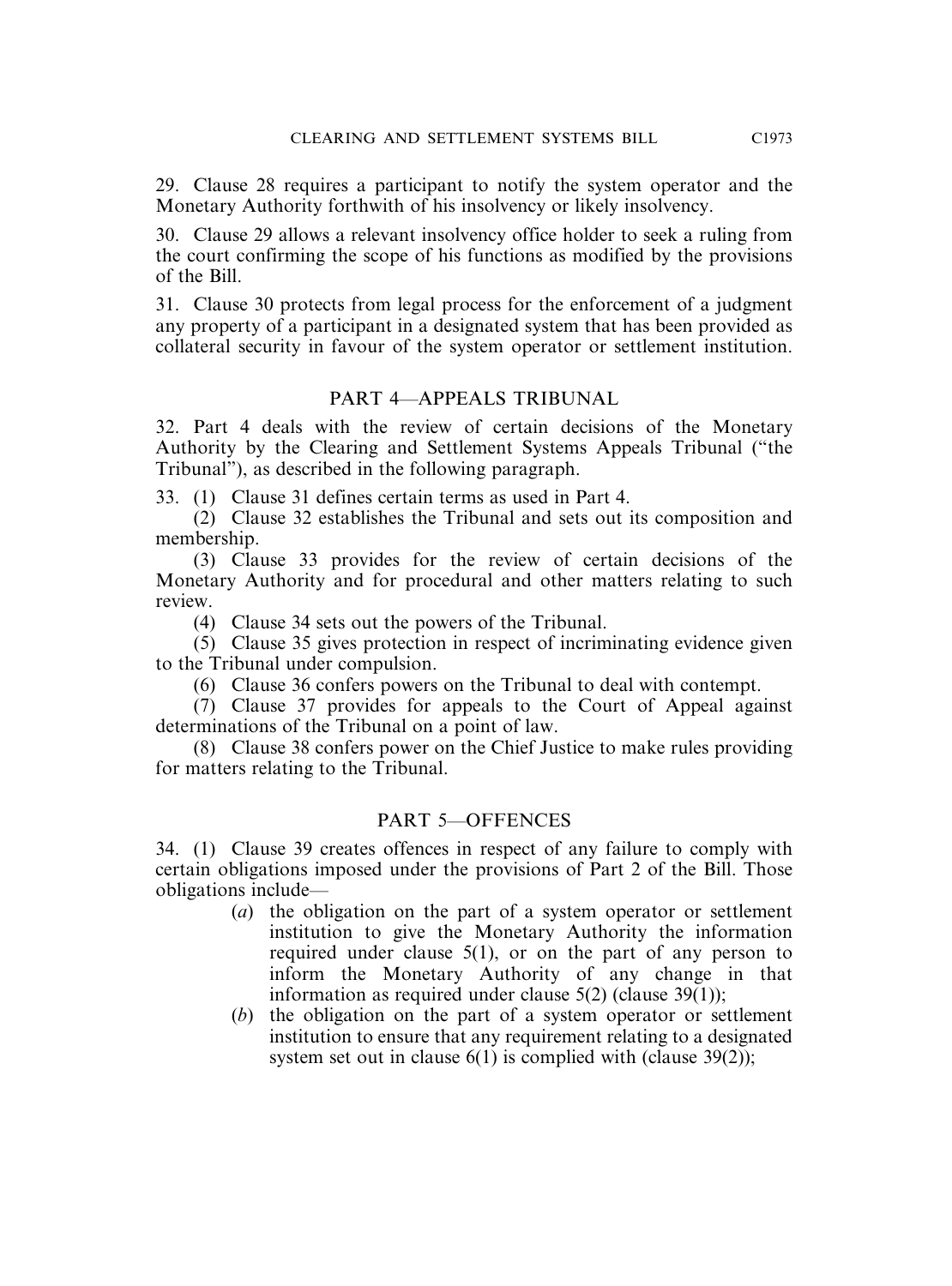29. Clause 28 requires a participant to notify the system operator and the Monetary Authority forthwith of his insolvency or likely insolvency.

30. Clause 29 allows a relevant insolvency office holder to seek a ruling from the court confirming the scope of his functions as modified by the provisions of the Bill.

31. Clause 30 protects from legal process for the enforcement of a judgment any property of a participant in a designated system that has been provided as collateral security in favour of the system operator or settlement institution.

## PART 4—APPEALS TRIBUNAL

32. Part 4 deals with the review of certain decisions of the Monetary Authority by the Clearing and Settlement Systems Appeals Tribunal ("the Tribunal"), as described in the following paragraph.

33. (1) Clause 31 defines certain terms as used in Part 4.

(2) Clause 32 establishes the Tribunal and sets out its composition and membership.

(3) Clause 33 provides for the review of certain decisions of the Monetary Authority and for procedural and other matters relating to such review.

(4) Clause 34 sets out the powers of the Tribunal.

(5) Clause 35 gives protection in respect of incriminating evidence given to the Tribunal under compulsion.

(6) Clause 36 confers powers on the Tribunal to deal with contempt.

(7) Clause 37 provides for appeals to the Court of Appeal against determinations of the Tribunal on a point of law.

(8) Clause 38 confers power on the Chief Justice to make rules providing for matters relating to the Tribunal.

## PART 5—OFFENCES

34. (1) Clause 39 creates offences in respect of any failure to comply with certain obligations imposed under the provisions of Part 2 of the Bill. Those obligations include—

(*a*) the obligation on the part of a system operator or settlement institution to give the Monetary Authority the information required under clause 5(1), or on the part of any person to inform the Monetary Authority of any change in that information as required under clause 5(2) (clause 39(1));

(*b*) the obligation on the part of a system operator or settlement institution to ensure that any requirement relating to a designated system set out in clause 6(1) is complied with (clause 39(2));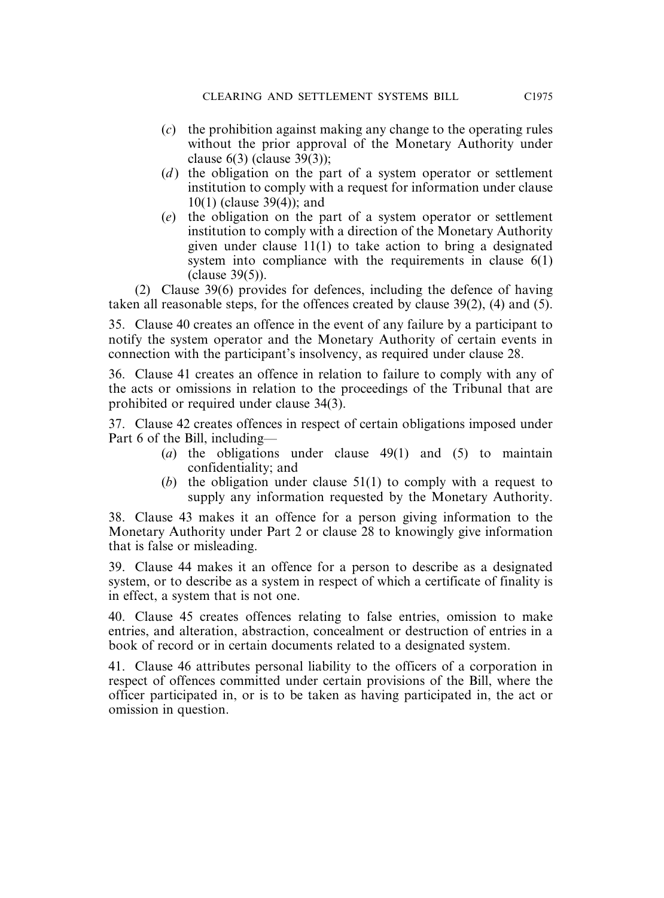(*c*) the prohibition against making any change to the operating rules without the prior approval of the Monetary Authority under clause 6(3) (clause 39(3));

(*d*) the obligation on the part of a system operator or settlement institution to comply with a request for information under clause 10(1) (clause 39(4)); and

(*e*) the obligation on the part of a system operator or settlement institution to comply with a direction of the Monetary Authority given under clause 11(1) to take action to bring a designated system into compliance with the requirements in clause 6(1) (clause 39(5)).

(2) Clause 39(6) provides for defences, including the defence of having taken all reasonable steps, for the offences created by clause 39(2), (4) and (5).

35. Clause 40 creates an offence in the event of any failure by a participant to notify the system operator and the Monetary Authority of certain events in connection with the participant's insolvency, as required under clause 28.

36. Clause 41 creates an offence in relation to failure to comply with any of the acts or omissions in relation to the proceedings of the Tribunal that are prohibited or required under clause 34(3).

37. Clause 42 creates offences in respect of certain obligations imposed under Part 6 of the Bill, including—

(*a*) the obligations under clause 49(1) and (5) to maintain confidentiality; and

(*b*) the obligation under clause 51(1) to comply with a request to supply any information requested by the Monetary Authority.

38. Clause 43 makes it an offence for a person giving information to the Monetary Authority under Part 2 or clause 28 to knowingly give information that is false or misleading.

39. Clause 44 makes it an offence for a person to describe as a designated system, or to describe as a system in respect of which a certificate of finality is in effect, a system that is not one.

40. Clause 45 creates offences relating to false entries, omission to make entries, and alteration, abstraction, concealment or destruction of entries in a book of record or in certain documents related to a designated system.

41. Clause 46 attributes personal liability to the officers of a corporation in respect of offences committed under certain provisions of the Bill, where the officer participated in, or is to be taken as having participated in, the act or omission in question.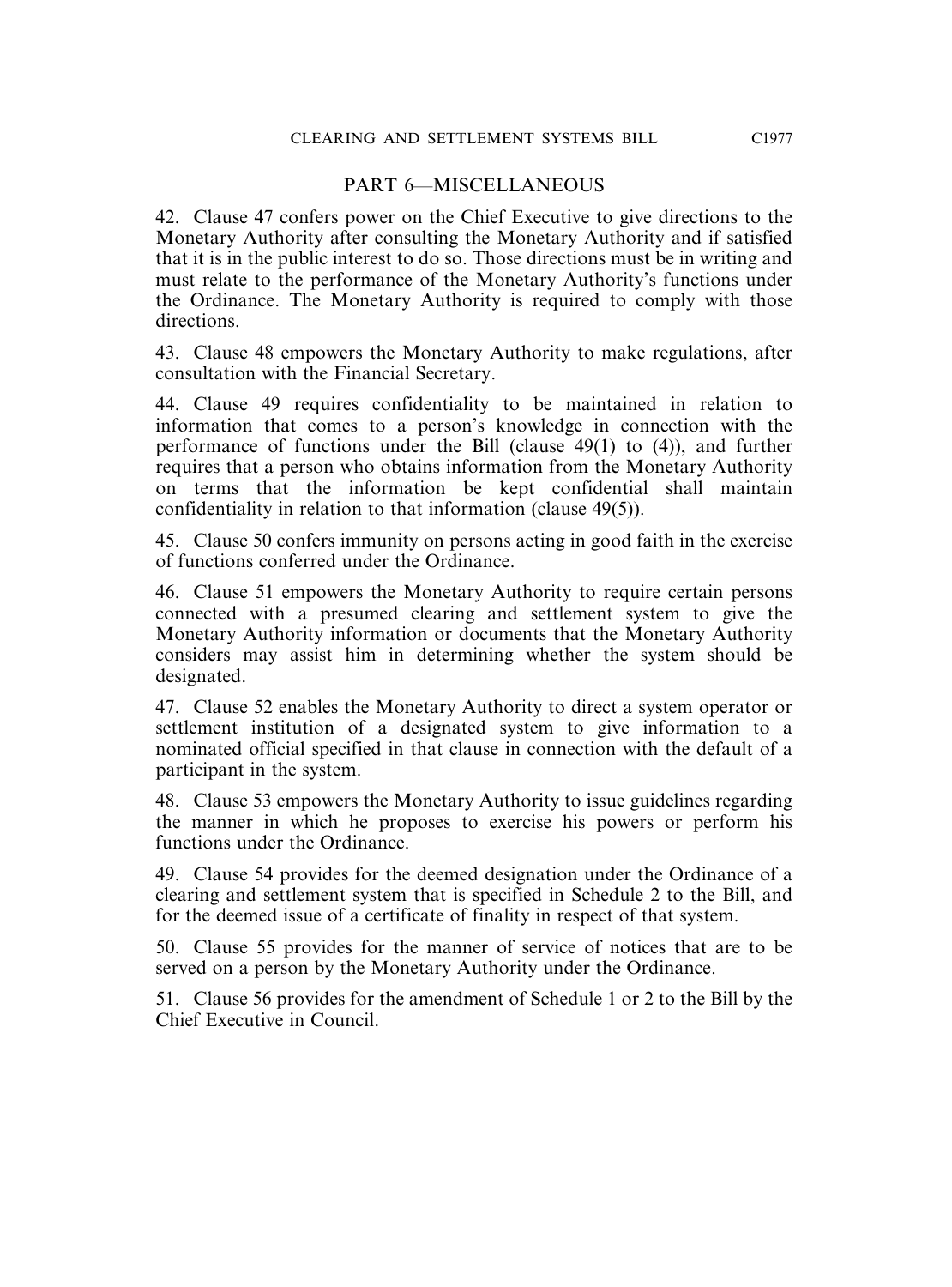## PART 6—MISCELLANEOUS

42. Clause 47 confers power on the Chief Executive to give directions to the Monetary Authority after consulting the Monetary Authority and if satisfied that it is in the public interest to do so. Those directions must be in writing and must relate to the performance of the Monetary Authority's functions under the Ordinance. The Monetary Authority is required to comply with those directions.

43. Clause 48 empowers the Monetary Authority to make regulations, after consultation with the Financial Secretary.

44. Clause 49 requires confidentiality to be maintained in relation to information that comes to a person's knowledge in connection with the performance of functions under the Bill (clause 49(1) to (4)), and further requires that a person who obtains information from the Monetary Authority on terms that the information be kept confidential shall maintain confidentiality in relation to that information (clause 49(5)).

45. Clause 50 confers immunity on persons acting in good faith in the exercise of functions conferred under the Ordinance.

46. Clause 51 empowers the Monetary Authority to require certain persons connected with a presumed clearing and settlement system to give the Monetary Authority information or documents that the Monetary Authority considers may assist him in determining whether the system should be designated.

47. Clause 52 enables the Monetary Authority to direct a system operator or settlement institution of a designated system to give information to a nominated official specified in that clause in connection with the default of a participant in the system.

48. Clause 53 empowers the Monetary Authority to issue guidelines regarding the manner in which he proposes to exercise his powers or perform his functions under the Ordinance.

49. Clause 54 provides for the deemed designation under the Ordinance of a clearing and settlement system that is specified in Schedule 2 to the Bill, and for the deemed issue of a certificate of finality in respect of that system.

50. Clause 55 provides for the manner of service of notices that are to be served on a person by the Monetary Authority under the Ordinance.

51. Clause 56 provides for the amendment of Schedule 1 or 2 to the Bill by the Chief Executive in Council.